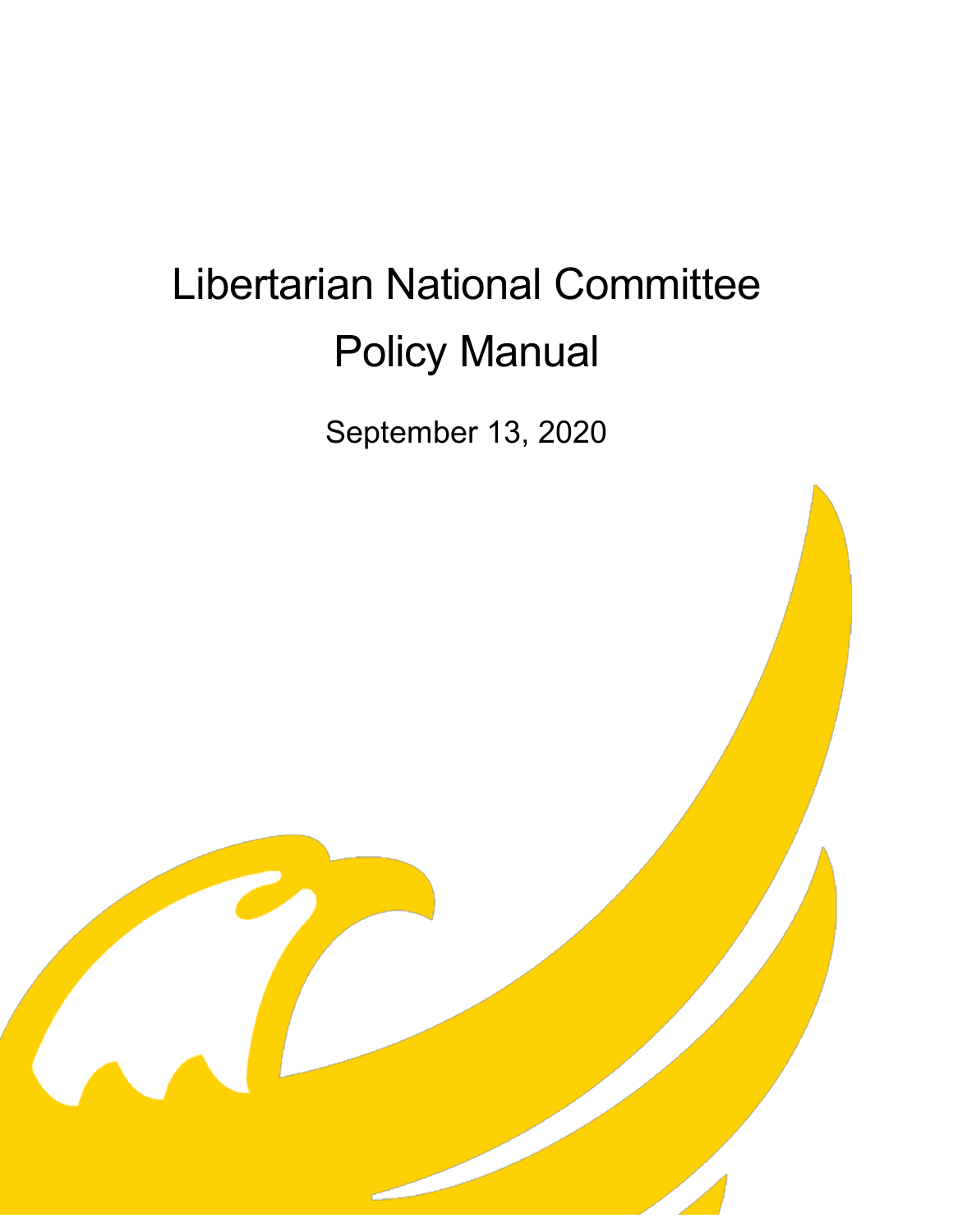# Libertarian National Committee Policy Manual

September 13, 2020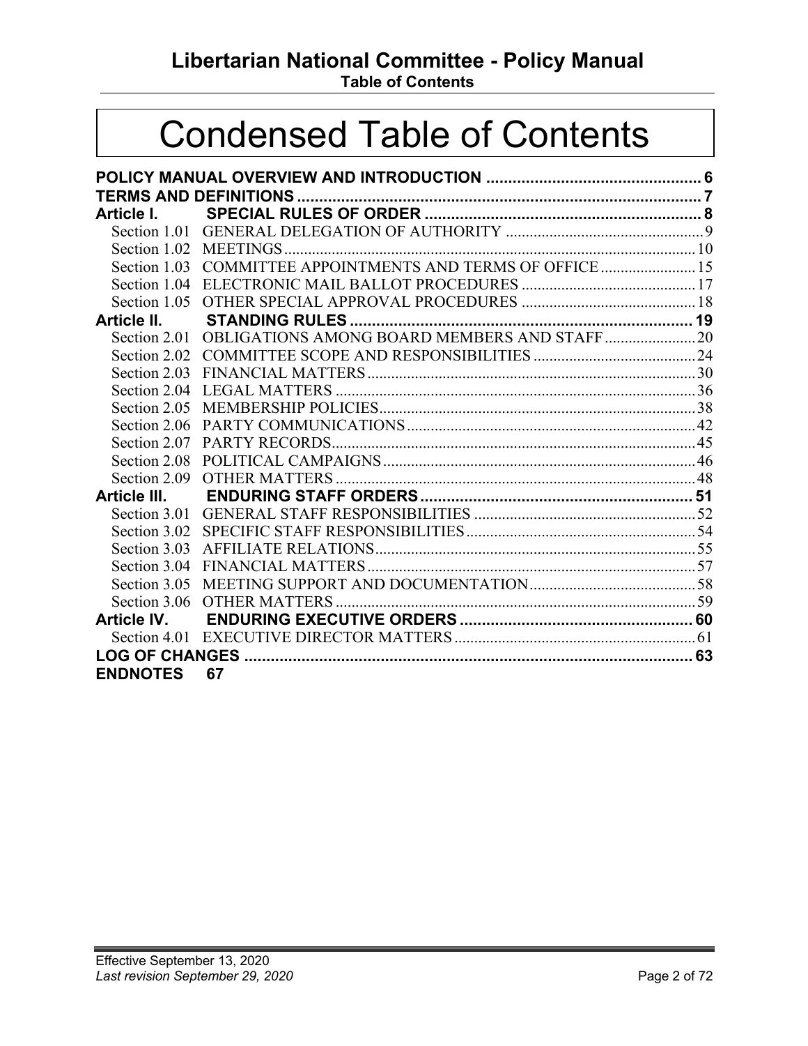# Condensed Table of Contents

**POLICY MANUAL OVERVIEW AND INTRODUCTION** ..... 6
**TERMS AND DEFINITIONS** ..... 7
**Article I. SPECIAL RULES OF ORDER** ..... 8
- Section 1.01 GENERAL DELEGATION OF AUTHORITY ..... 9
- Section 1.02 MEETINGS ..... 10
- Section 1.03 COMMITTEE APPOINTMENTS AND TERMS OF OFFICE ..... 15
- Section 1.04 ELECTRONIC MAIL BALLOT PROCEDURES ..... 17
- Section 1.05 OTHER SPECIAL APPROVAL PROCEDURES ..... 18

**Article II. STANDING RULES** ..... 19
- Section 2.01 OBLIGATIONS AMONG BOARD MEMBERS AND STAFF ..... 20
- Section 2.02 COMMITTEE SCOPE AND RESPONSIBILITIES ..... 24
- Section 2.03 FINANCIAL MATTERS ..... 30
- Section 2.04 LEGAL MATTERS ..... 36
- Section 2.05 MEMBERSHIP POLICIES ..... 38
- Section 2.06 PARTY COMMUNICATIONS ..... 42
- Section 2.07 PARTY RECORDS ..... 45
- Section 2.08 POLITICAL CAMPAIGNS ..... 46
- Section 2.09 OTHER MATTERS ..... 48

**Article III. ENDURING STAFF ORDERS** ..... 51
- Section 3.01 GENERAL STAFF RESPONSIBILITIES ..... 52
- Section 3.02 SPECIFIC STAFF RESPONSIBILITIES ..... 54
- Section 3.03 AFFILIATE RELATIONS ..... 55
- Section 3.04 FINANCIAL MATTERS ..... 57
- Section 3.05 MEETING SUPPORT AND DOCUMENTATION ..... 58
- Section 3.06 OTHER MATTERS ..... 59

**Article IV. ENDURING EXECUTIVE ORDERS** ..... 60
- Section 4.01 EXECUTIVE DIRECTOR MATTERS ..... 61

**LOG OF CHANGES** ..... 63
**ENDNOTES** 67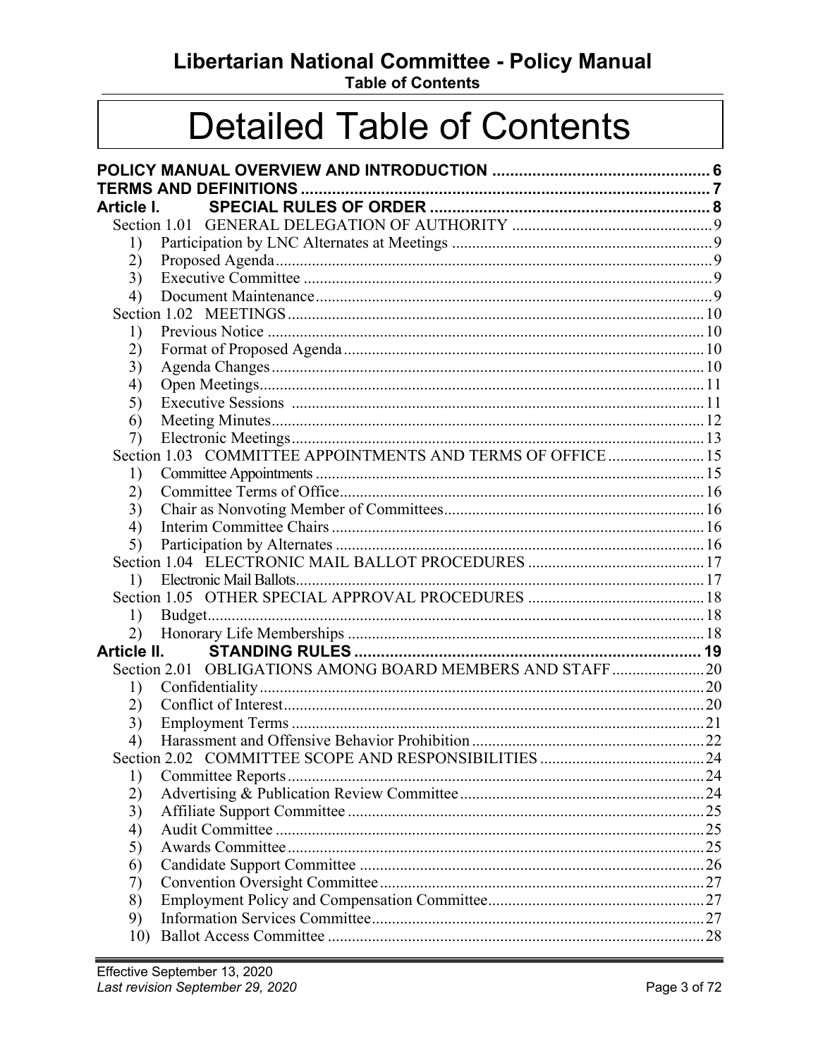# Detailed Table of Contents

**POLICY MANUAL OVERVIEW AND INTRODUCTION** .... 6
**TERMS AND DEFINITIONS** .... 7
**Article I. SPECIAL RULES OF ORDER** .... 8

- Section 1.01 GENERAL DELEGATION OF AUTHORITY .... 9
  1) Participation by LNC Alternates at Meetings .... 9
  2) Proposed Agenda .... 9
  3) Executive Committee .... 9
  4) Document Maintenance .... 9
- Section 1.02 MEETINGS .... 10
  1) Previous Notice .... 10
  2) Format of Proposed Agenda .... 10
  3) Agenda Changes .... 10
  4) Open Meetings .... 11
  5) Executive Sessions .... 11
  6) Meeting Minutes .... 12
  7) Electronic Meetings .... 13
- Section 1.03 COMMITTEE APPOINTMENTS AND TERMS OF OFFICE .... 15
  1) Committee Appointments .... 15
  2) Committee Terms of Office .... 16
  3) Chair as Nonvoting Member of Committees .... 16
  4) Interim Committee Chairs .... 16
  5) Participation by Alternates .... 16
- Section 1.04 ELECTRONIC MAIL BALLOT PROCEDURES .... 17
  1) Electronic Mail Ballots .... 17
- Section 1.05 OTHER SPECIAL APPROVAL PROCEDURES .... 18
  1) Budget .... 18
  2) Honorary Life Memberships .... 18

**Article II. STANDING RULES** .... 19

- Section 2.01 OBLIGATIONS AMONG BOARD MEMBERS AND STAFF .... 20
  1) Confidentiality .... 20
  2) Conflict of Interest .... 20
  3) Employment Terms .... 21
  4) Harassment and Offensive Behavior Prohibition .... 22
- Section 2.02 COMMITTEE SCOPE AND RESPONSIBILITIES .... 24
  1) Committee Reports .... 24
  2) Advertising & Publication Review Committee .... 24
  3) Affiliate Support Committee .... 25
  4) Audit Committee .... 25
  5) Awards Committee .... 25
  6) Candidate Support Committee .... 26
  7) Convention Oversight Committee .... 27
  8) Employment Policy and Compensation Committee .... 27
  9) Information Services Committee .... 27
  10) Ballot Access Committee .... 28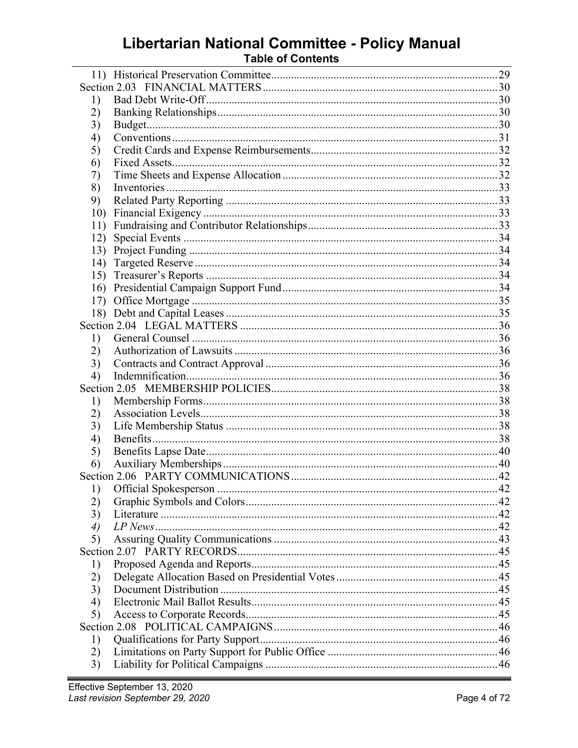# Libertarian National Committee - Policy Manual

## Table of Contents

11) Historical Preservation Committee....29

Section 2.03 FINANCIAL MATTERS....30

1) Bad Debt Write-Off....30
2) Banking Relationships....30
3) Budget....30
4) Conventions....31
5) Credit Cards and Expense Reimbursements....32
6) Fixed Assets....32
7) Time Sheets and Expense Allocation....32
8) Inventories....33
9) Related Party Reporting....33
10) Financial Exigency....33
11) Fundraising and Contributor Relationships....33
12) Special Events....34
13) Project Funding....34
14) Targeted Reserve....34
15) Treasurer's Reports....34
16) Presidential Campaign Support Fund....34
17) Office Mortgage....35
18) Debt and Capital Leases....35

Section 2.04 LEGAL MATTERS....36

1) General Counsel....36
2) Authorization of Lawsuits....36
3) Contracts and Contract Approval....36
4) Indemnification....36

Section 2.05 MEMBERSHIP POLICIES....38

1) Membership Forms....38
2) Association Levels....38
3) Life Membership Status....38
4) Benefits....38
5) Benefits Lapse Date....40
6) Auxiliary Memberships....40

Section 2.06 PARTY COMMUNICATIONS....42

1) Official Spokesperson....42
2) Graphic Symbols and Colors....42
3) Literature....42
4) *LP News*....42
5) Assuring Quality Communications....43

Section 2.07 PARTY RECORDS....45

1) Proposed Agenda and Reports....45
2) Delegate Allocation Based on Presidential Votes....45
3) Document Distribution....45
4) Electronic Mail Ballot Results....45
5) Access to Corporate Records....45

Section 2.08 POLITICAL CAMPAIGNS....46

1) Qualifications for Party Support....46
2) Limitations on Party Support for Public Office....46
3) Liability for Political Campaigns....46

Effective September 13, 2020
*Last revision September 29, 2020*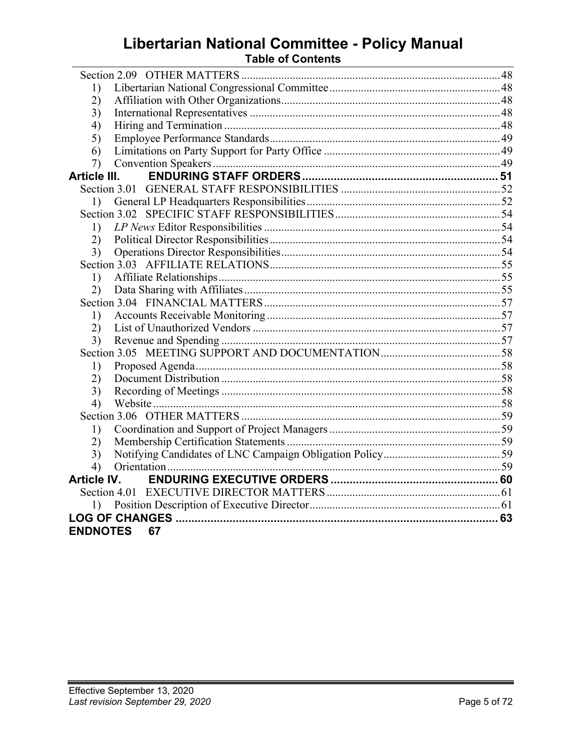# Libertarian National Committee - Policy Manual

## Table of Contents

Section 2.09 OTHER MATTERS ... 48
- 1) Libertarian National Congressional Committee ... 48
- 2) Affiliation with Other Organizations ... 48
- 3) International Representatives ... 48
- 4) Hiring and Termination ... 48
- 5) Employee Performance Standards ... 49
- 6) Limitations on Party Support for Party Office ... 49
- 7) Convention Speakers ... 49

**Article III. ENDURING STAFF ORDERS ... 51**

Section 3.01 GENERAL STAFF RESPONSIBILITIES ... 52
- 1) General LP Headquarters Responsibilities ... 52

Section 3.02 SPECIFIC STAFF RESPONSIBILITIES ... 54
- 1) *LP News* Editor Responsibilities ... 54
- 2) Political Director Responsibilities ... 54
- 3) Operations Director Responsibilities ... 54

Section 3.03 AFFILIATE RELATIONS ... 55
- 1) Affiliate Relationships ... 55
- 2) Data Sharing with Affiliates ... 55

Section 3.04 FINANCIAL MATTERS ... 57
- 1) Accounts Receivable Monitoring ... 57
- 2) List of Unauthorized Vendors ... 57
- 3) Revenue and Spending ... 57

Section 3.05 MEETING SUPPORT AND DOCUMENTATION ... 58
- 1) Proposed Agenda ... 58
- 2) Document Distribution ... 58
- 3) Recording of Meetings ... 58
- 4) Website ... 58

Section 3.06 OTHER MATTERS ... 59
- 1) Coordination and Support of Project Managers ... 59
- 2) Membership Certification Statements ... 59
- 3) Notifying Candidates of LNC Campaign Obligation Policy ... 59
- 4) Orientation ... 59

**Article IV. ENDURING EXECUTIVE ORDERS ... 60**

Section 4.01 EXECUTIVE DIRECTOR MATTERS ... 61
- 1) Position Description of Executive Director ... 61

**LOG OF CHANGES ... 63**

**ENDNOTES 67**

Effective September 13, 2020
*Last revision September 29, 2020*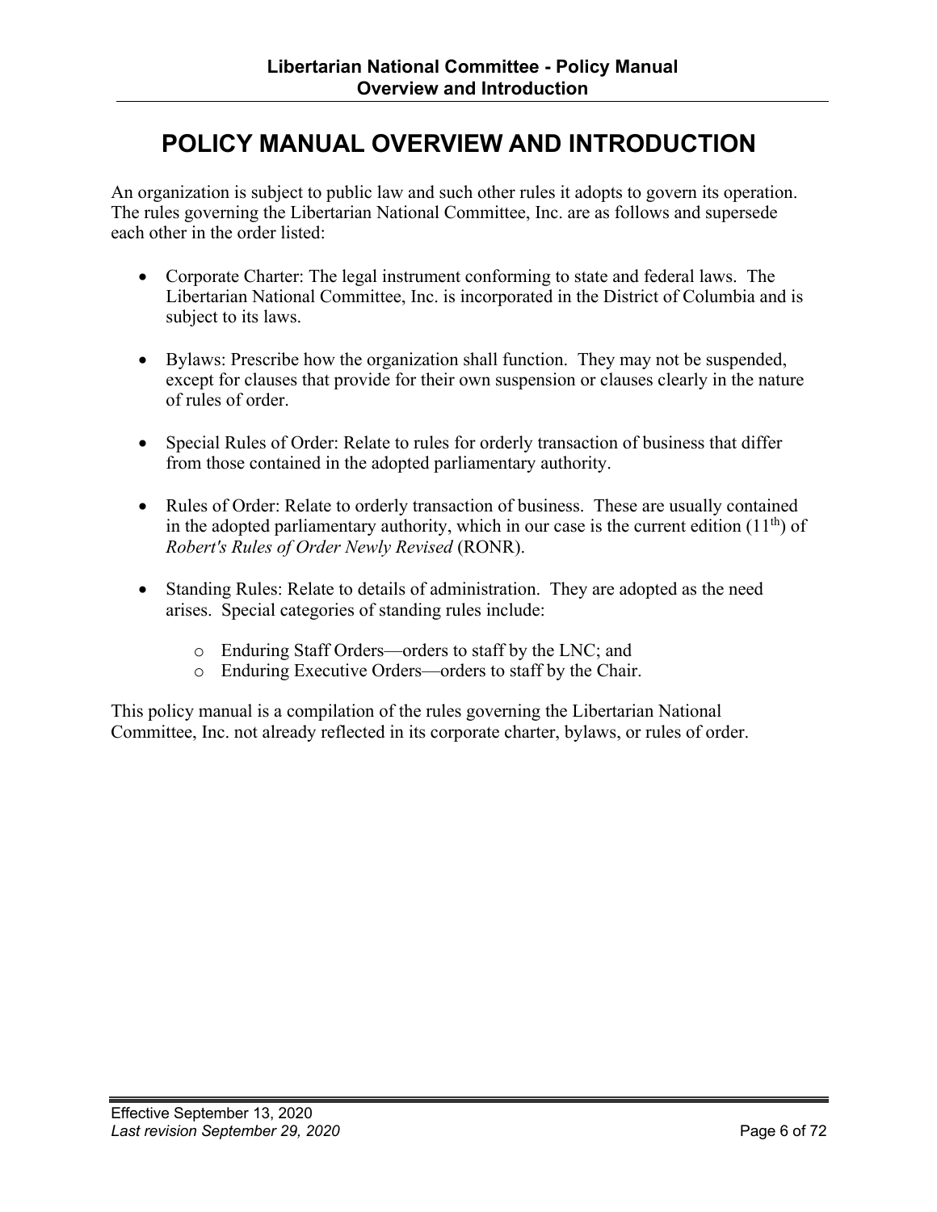# POLICY MANUAL OVERVIEW AND INTRODUCTION

An organization is subject to public law and such other rules it adopts to govern its operation. The rules governing the Libertarian National Committee, Inc. are as follows and supersede each other in the order listed:

- Corporate Charter: The legal instrument conforming to state and federal laws. The Libertarian National Committee, Inc. is incorporated in the District of Columbia and is subject to its laws.

- Bylaws: Prescribe how the organization shall function. They may not be suspended, except for clauses that provide for their own suspension or clauses clearly in the nature of rules of order.

- Special Rules of Order: Relate to rules for orderly transaction of business that differ from those contained in the adopted parliamentary authority.

- Rules of Order: Relate to orderly transaction of business. These are usually contained in the adopted parliamentary authority, which in our case is the current edition (11th) of *Robert's Rules of Order Newly Revised* (RONR).

- Standing Rules: Relate to details of administration. They are adopted as the need arises. Special categories of standing rules include:
  - Enduring Staff Orders—orders to staff by the LNC; and
  - Enduring Executive Orders—orders to staff by the Chair.

This policy manual is a compilation of the rules governing the Libertarian National Committee, Inc. not already reflected in its corporate charter, bylaws, or rules of order.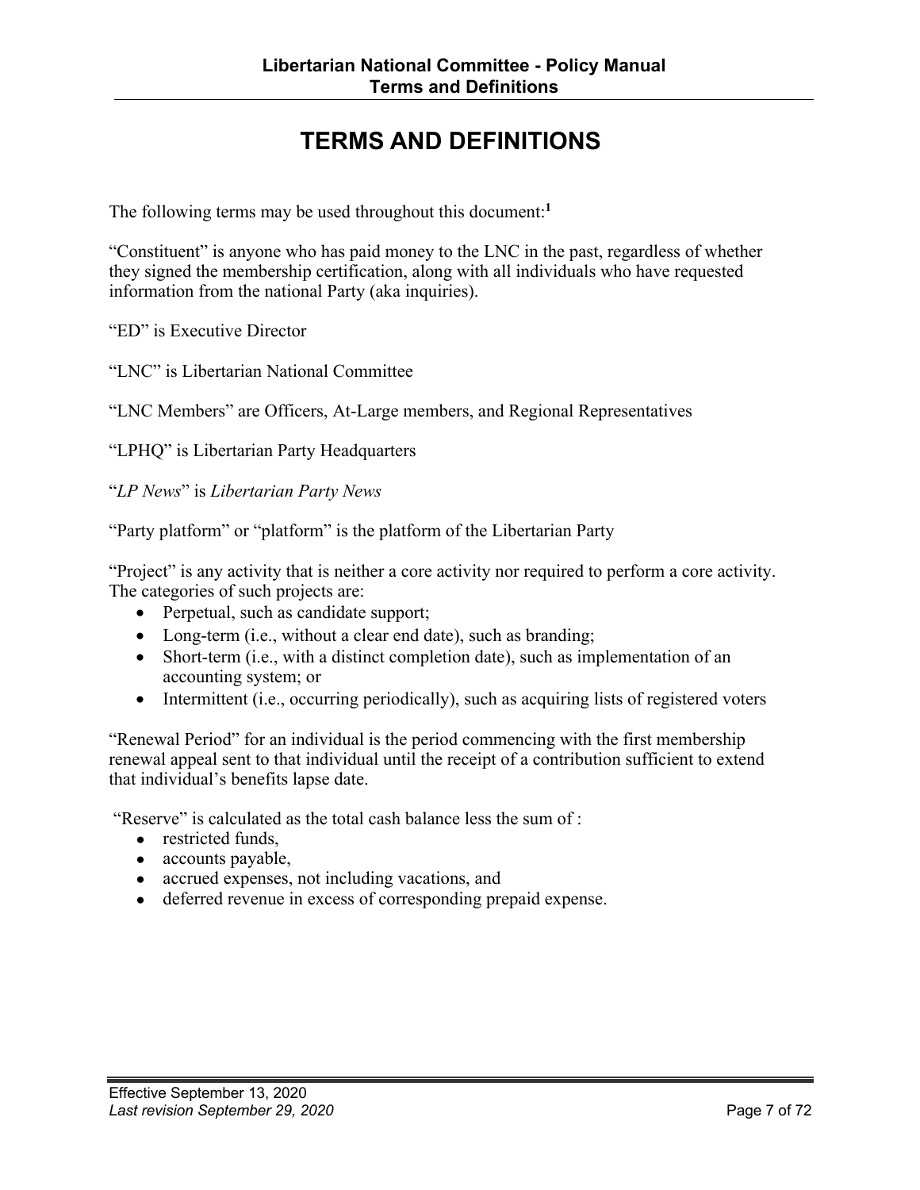# TERMS AND DEFINITIONS

The following terms may be used throughout this document:[1]

"Constituent" is anyone who has paid money to the LNC in the past, regardless of whether they signed the membership certification, along with all individuals who have requested information from the national Party (aka inquiries).

"ED" is Executive Director

"LNC" is Libertarian National Committee

"LNC Members" are Officers, At-Large members, and Regional Representatives

"LPHQ" is Libertarian Party Headquarters

"*LP News*" is *Libertarian Party News*

"Party platform" or "platform" is the platform of the Libertarian Party

"Project" is any activity that is neither a core activity nor required to perform a core activity. The categories of such projects are:

- Perpetual, such as candidate support;
- Long-term (i.e., without a clear end date), such as branding;
- Short-term (i.e., with a distinct completion date), such as implementation of an accounting system; or
- Intermittent (i.e., occurring periodically), such as acquiring lists of registered voters

"Renewal Period" for an individual is the period commencing with the first membership renewal appeal sent to that individual until the receipt of a contribution sufficient to extend that individual's benefits lapse date.

"Reserve" is calculated as the total cash balance less the sum of :

- restricted funds,
- accounts payable,
- accrued expenses, not including vacations, and
- deferred revenue in excess of corresponding prepaid expense.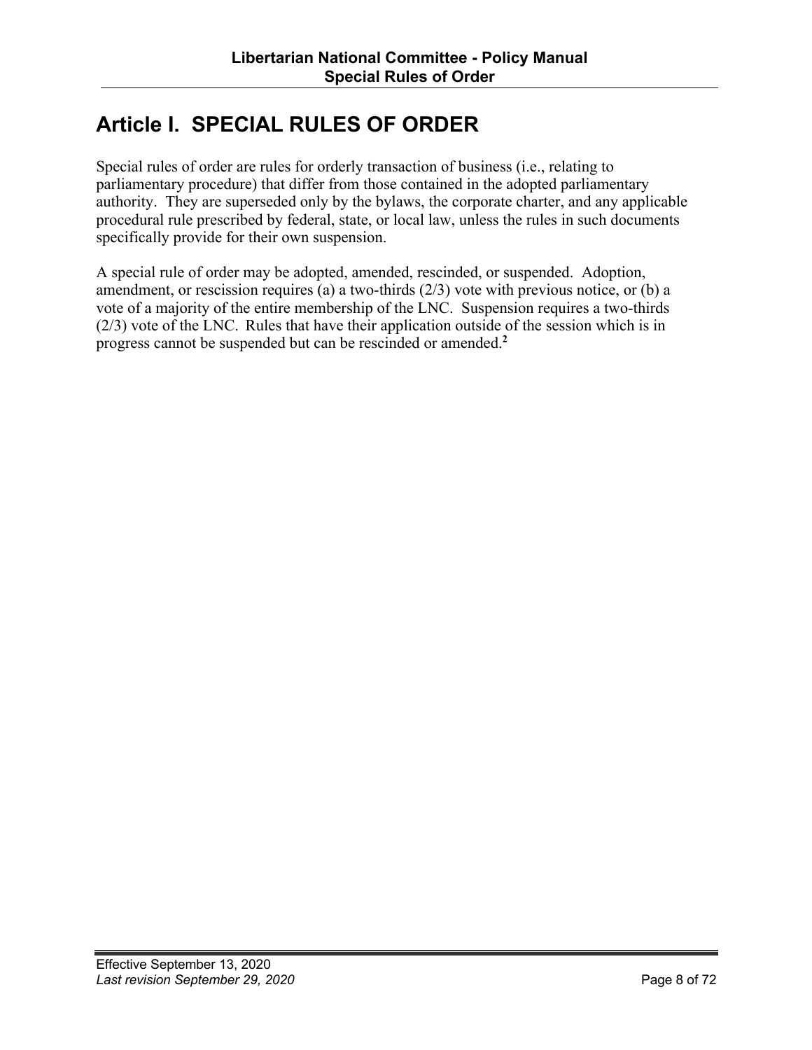# Article I. SPECIAL RULES OF ORDER

Special rules of order are rules for orderly transaction of business (i.e., relating to parliamentary procedure) that differ from those contained in the adopted parliamentary authority. They are superseded only by the bylaws, the corporate charter, and any applicable procedural rule prescribed by federal, state, or local law, unless the rules in such documents specifically provide for their own suspension.

A special rule of order may be adopted, amended, rescinded, or suspended. Adoption, amendment, or rescission requires (a) a two-thirds (2/3) vote with previous notice, or (b) a vote of a majority of the entire membership of the LNC. Suspension requires a two-thirds (2/3) vote of the LNC. Rules that have their application outside of the session which is in progress cannot be suspended but can be rescinded or amended.[2]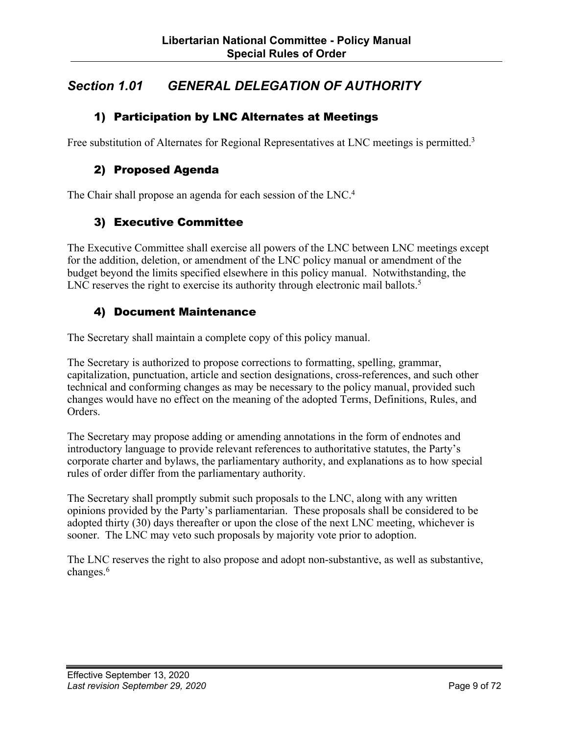## *Section 1.01 GENERAL DELEGATION OF AUTHORITY*

### 1) Participation by LNC Alternates at Meetings

Free substitution of Alternates for Regional Representatives at LNC meetings is permitted.[3]

### 2) Proposed Agenda

The Chair shall propose an agenda for each session of the LNC.[4]

### 3) Executive Committee

The Executive Committee shall exercise all powers of the LNC between LNC meetings except for the addition, deletion, or amendment of the LNC policy manual or amendment of the budget beyond the limits specified elsewhere in this policy manual. Notwithstanding, the LNC reserves the right to exercise its authority through electronic mail ballots.[5]

### 4) Document Maintenance

The Secretary shall maintain a complete copy of this policy manual.

The Secretary is authorized to propose corrections to formatting, spelling, grammar, capitalization, punctuation, article and section designations, cross-references, and such other technical and conforming changes as may be necessary to the policy manual, provided such changes would have no effect on the meaning of the adopted Terms, Definitions, Rules, and Orders.

The Secretary may propose adding or amending annotations in the form of endnotes and introductory language to provide relevant references to authoritative statutes, the Party's corporate charter and bylaws, the parliamentary authority, and explanations as to how special rules of order differ from the parliamentary authority.

The Secretary shall promptly submit such proposals to the LNC, along with any written opinions provided by the Party's parliamentarian. These proposals shall be considered to be adopted thirty (30) days thereafter or upon the close of the next LNC meeting, whichever is sooner. The LNC may veto such proposals by majority vote prior to adoption.

The LNC reserves the right to also propose and adopt non-substantive, as well as substantive, changes.[6]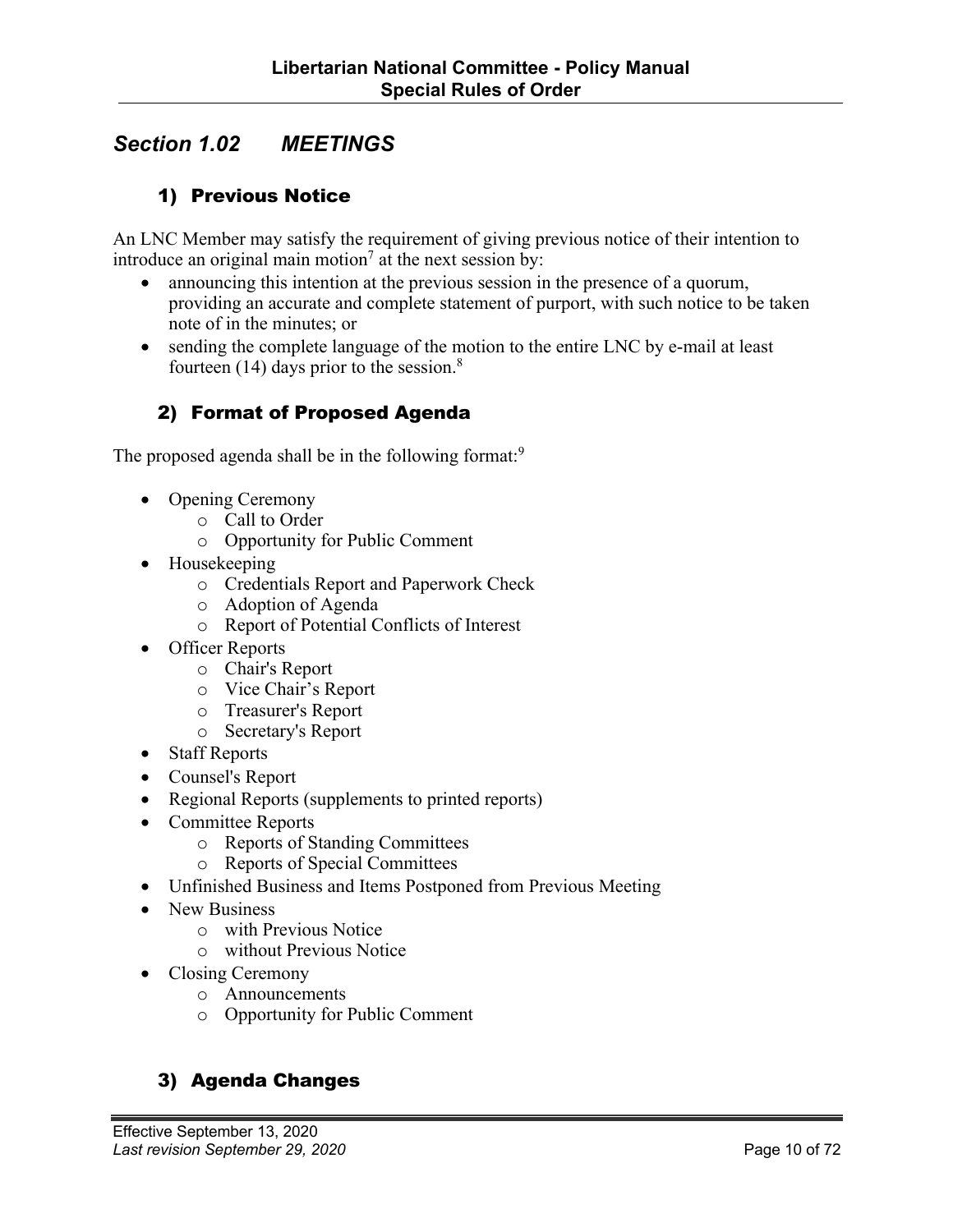## Section 1.02 MEETINGS

### 1) Previous Notice

An LNC Member may satisfy the requirement of giving previous notice of their intention to introduce an original main motion[7] at the next session by:

- announcing this intention at the previous session in the presence of a quorum, providing an accurate and complete statement of purport, with such notice to be taken note of in the minutes; or
- sending the complete language of the motion to the entire LNC by e-mail at least fourteen (14) days prior to the session.[8]

### 2) Format of Proposed Agenda

The proposed agenda shall be in the following format:[9]

- Opening Ceremony
  - Call to Order
  - Opportunity for Public Comment
- Housekeeping
  - Credentials Report and Paperwork Check
  - Adoption of Agenda
  - Report of Potential Conflicts of Interest
- Officer Reports
  - Chair's Report
  - Vice Chair's Report
  - Treasurer's Report
  - Secretary's Report
- Staff Reports
- Counsel's Report
- Regional Reports (supplements to printed reports)
- Committee Reports
  - Reports of Standing Committees
  - Reports of Special Committees
- Unfinished Business and Items Postponed from Previous Meeting
- New Business
  - with Previous Notice
  - without Previous Notice
- Closing Ceremony
  - Announcements
  - Opportunity for Public Comment

### 3) Agenda Changes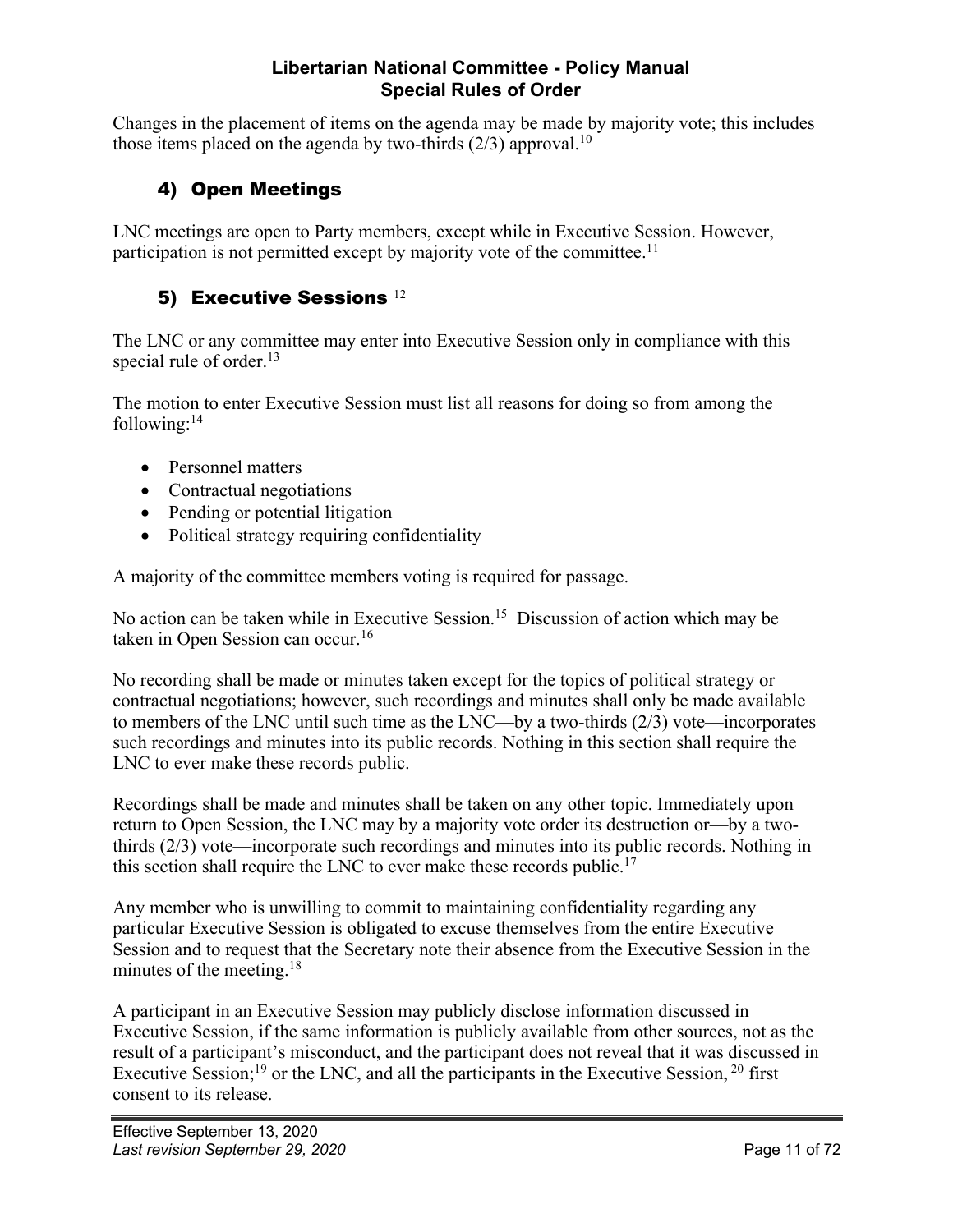Changes in the placement of items on the agenda may be made by majority vote; this includes those items placed on the agenda by two-thirds (2/3) approval.[10]

## 4) Open Meetings

LNC meetings are open to Party members, except while in Executive Session. However, participation is not permitted except by majority vote of the committee.[11]

## 5) Executive Sessions [12]

The LNC or any committee may enter into Executive Session only in compliance with this special rule of order.[13]

The motion to enter Executive Session must list all reasons for doing so from among the following:[14]

- Personnel matters
- Contractual negotiations
- Pending or potential litigation
- Political strategy requiring confidentiality

A majority of the committee members voting is required for passage.

No action can be taken while in Executive Session.[15] Discussion of action which may be taken in Open Session can occur.[16]

No recording shall be made or minutes taken except for the topics of political strategy or contractual negotiations; however, such recordings and minutes shall only be made available to members of the LNC until such time as the LNC—by a two-thirds (2/3) vote—incorporates such recordings and minutes into its public records. Nothing in this section shall require the LNC to ever make these records public.

Recordings shall be made and minutes shall be taken on any other topic. Immediately upon return to Open Session, the LNC may by a majority vote order its destruction or—by a two-thirds (2/3) vote—incorporate such recordings and minutes into its public records. Nothing in this section shall require the LNC to ever make these records public.[17]

Any member who is unwilling to commit to maintaining confidentiality regarding any particular Executive Session is obligated to excuse themselves from the entire Executive Session and to request that the Secretary note their absence from the Executive Session in the minutes of the meeting.[18]

A participant in an Executive Session may publicly disclose information discussed in Executive Session, if the same information is publicly available from other sources, not as the result of a participant's misconduct, and the participant does not reveal that it was discussed in Executive Session;[19] or the LNC, and all the participants in the Executive Session, [20] first consent to its release.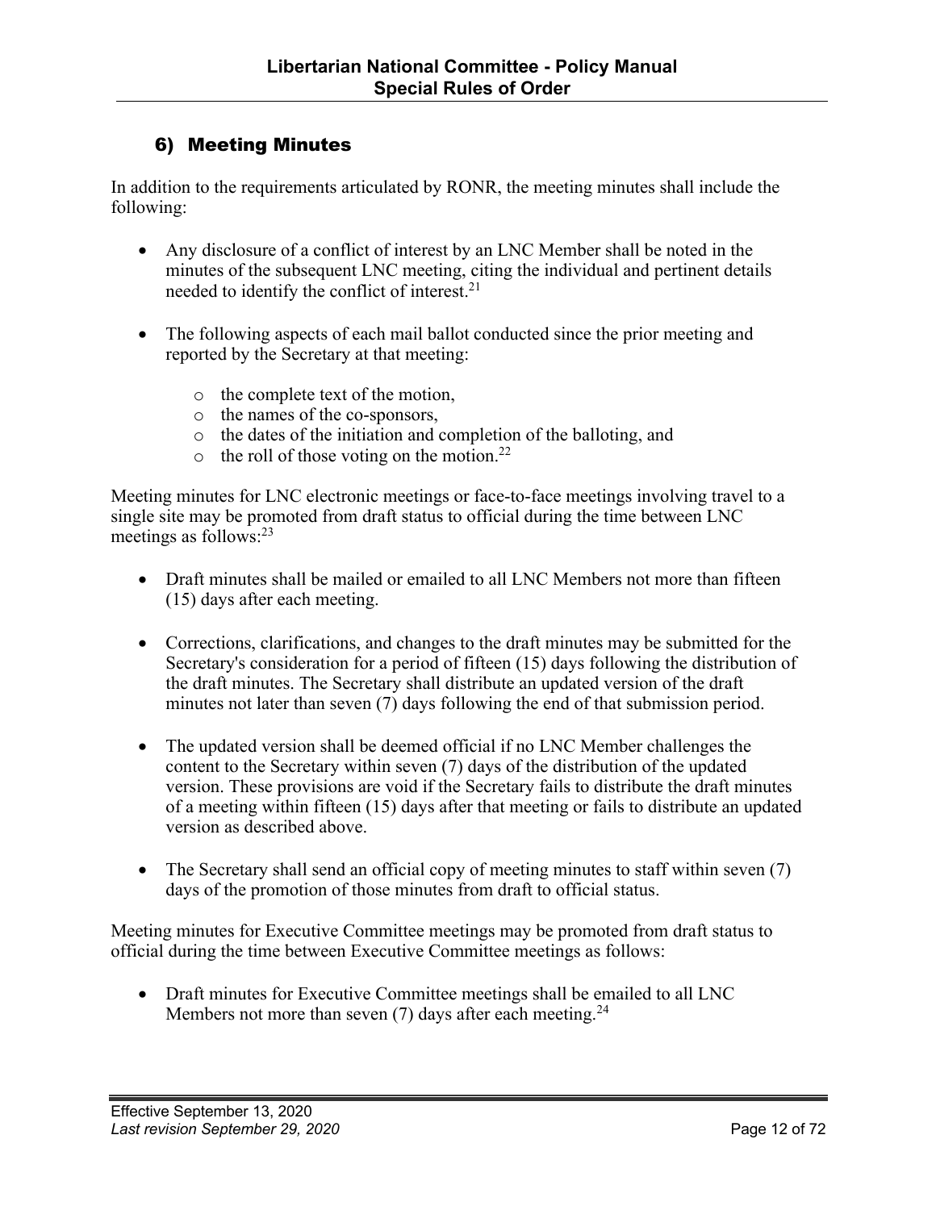## 6) Meeting Minutes

In addition to the requirements articulated by RONR, the meeting minutes shall include the following:

- Any disclosure of a conflict of interest by an LNC Member shall be noted in the minutes of the subsequent LNC meeting, citing the individual and pertinent details needed to identify the conflict of interest.[21]
- The following aspects of each mail ballot conducted since the prior meeting and reported by the Secretary at that meeting:
  - the complete text of the motion,
  - the names of the co-sponsors,
  - the dates of the initiation and completion of the balloting, and
  - the roll of those voting on the motion.[22]

Meeting minutes for LNC electronic meetings or face-to-face meetings involving travel to a single site may be promoted from draft status to official during the time between LNC meetings as follows:[23]

- Draft minutes shall be mailed or emailed to all LNC Members not more than fifteen (15) days after each meeting.
- Corrections, clarifications, and changes to the draft minutes may be submitted for the Secretary's consideration for a period of fifteen (15) days following the distribution of the draft minutes. The Secretary shall distribute an updated version of the draft minutes not later than seven (7) days following the end of that submission period.
- The updated version shall be deemed official if no LNC Member challenges the content to the Secretary within seven (7) days of the distribution of the updated version. These provisions are void if the Secretary fails to distribute the draft minutes of a meeting within fifteen (15) days after that meeting or fails to distribute an updated version as described above.
- The Secretary shall send an official copy of meeting minutes to staff within seven (7) days of the promotion of those minutes from draft to official status.

Meeting minutes for Executive Committee meetings may be promoted from draft status to official during the time between Executive Committee meetings as follows:

- Draft minutes for Executive Committee meetings shall be emailed to all LNC Members not more than seven (7) days after each meeting.[24]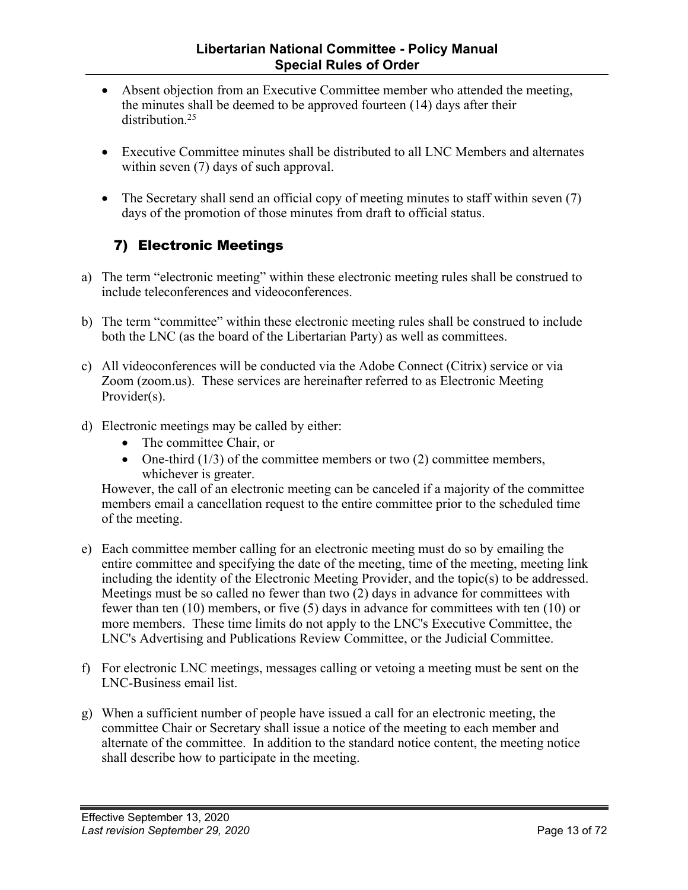- Absent objection from an Executive Committee member who attended the meeting, the minutes shall be deemed to be approved fourteen (14) days after their distribution.[25]

- Executive Committee minutes shall be distributed to all LNC Members and alternates within seven (7) days of such approval.

- The Secretary shall send an official copy of meeting minutes to staff within seven (7) days of the promotion of those minutes from draft to official status.

## 7) Electronic Meetings

a) The term "electronic meeting" within these electronic meeting rules shall be construed to include teleconferences and videoconferences.

b) The term "committee" within these electronic meeting rules shall be construed to include both the LNC (as the board of the Libertarian Party) as well as committees.

c) All videoconferences will be conducted via the Adobe Connect (Citrix) service or via Zoom (zoom.us). These services are hereinafter referred to as Electronic Meeting Provider(s).

d) Electronic meetings may be called by either:
   - The committee Chair, or
   - One-third (1/3) of the committee members or two (2) committee members, whichever is greater.

   However, the call of an electronic meeting can be canceled if a majority of the committee members email a cancellation request to the entire committee prior to the scheduled time of the meeting.

e) Each committee member calling for an electronic meeting must do so by emailing the entire committee and specifying the date of the meeting, time of the meeting, meeting link including the identity of the Electronic Meeting Provider, and the topic(s) to be addressed. Meetings must be so called no fewer than two (2) days in advance for committees with fewer than ten (10) members, or five (5) days in advance for committees with ten (10) or more members. These time limits do not apply to the LNC's Executive Committee, the LNC's Advertising and Publications Review Committee, or the Judicial Committee.

f) For electronic LNC meetings, messages calling or vetoing a meeting must be sent on the LNC-Business email list.

g) When a sufficient number of people have issued a call for an electronic meeting, the committee Chair or Secretary shall issue a notice of the meeting to each member and alternate of the committee. In addition to the standard notice content, the meeting notice shall describe how to participate in the meeting.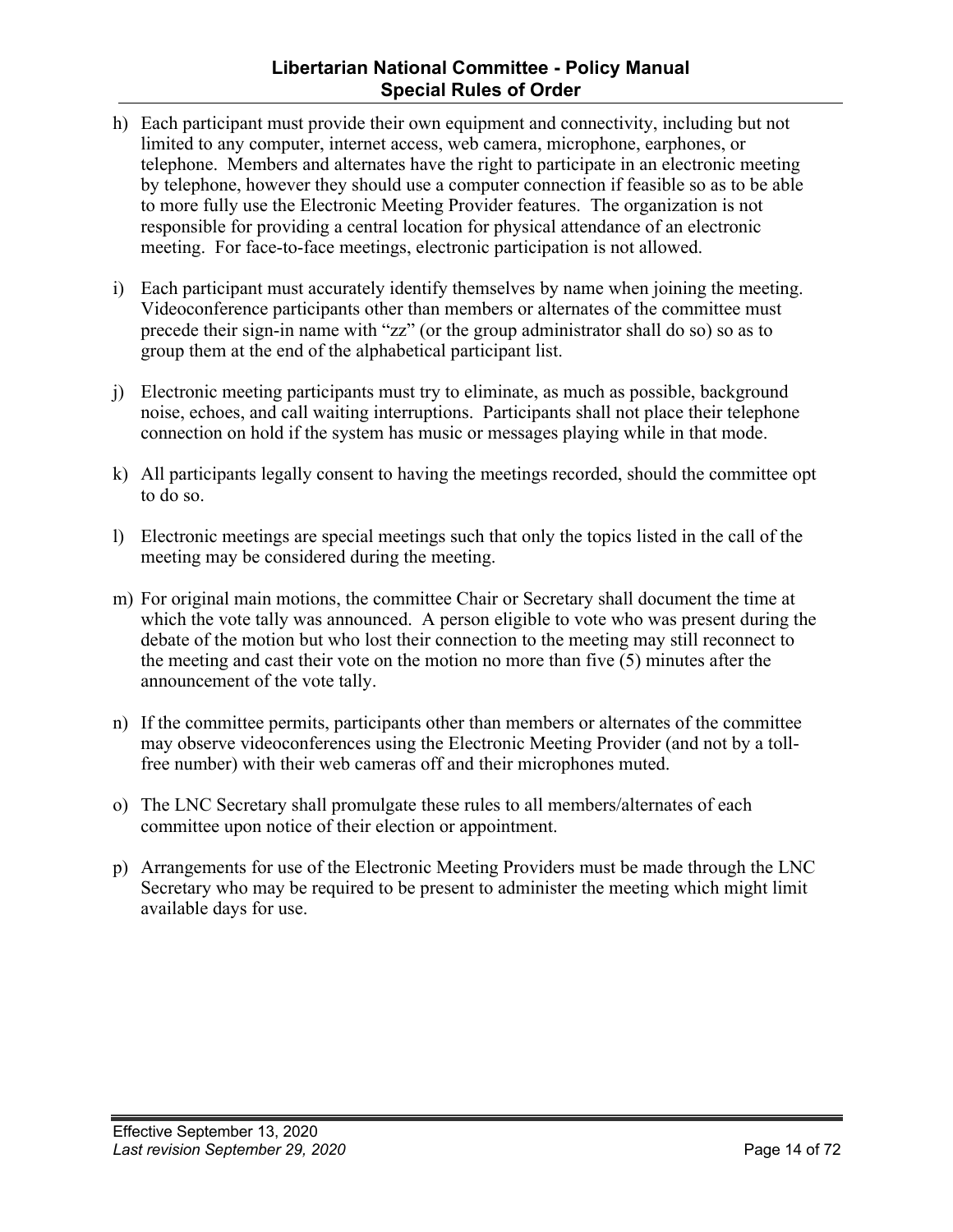h) Each participant must provide their own equipment and connectivity, including but not limited to any computer, internet access, web camera, microphone, earphones, or telephone. Members and alternates have the right to participate in an electronic meeting by telephone, however they should use a computer connection if feasible so as to be able to more fully use the Electronic Meeting Provider features. The organization is not responsible for providing a central location for physical attendance of an electronic meeting. For face-to-face meetings, electronic participation is not allowed.

i) Each participant must accurately identify themselves by name when joining the meeting. Videoconference participants other than members or alternates of the committee must precede their sign-in name with "zz" (or the group administrator shall do so) so as to group them at the end of the alphabetical participant list.

j) Electronic meeting participants must try to eliminate, as much as possible, background noise, echoes, and call waiting interruptions. Participants shall not place their telephone connection on hold if the system has music or messages playing while in that mode.

k) All participants legally consent to having the meetings recorded, should the committee opt to do so.

l) Electronic meetings are special meetings such that only the topics listed in the call of the meeting may be considered during the meeting.

m) For original main motions, the committee Chair or Secretary shall document the time at which the vote tally was announced. A person eligible to vote who was present during the debate of the motion but who lost their connection to the meeting may still reconnect to the meeting and cast their vote on the motion no more than five (5) minutes after the announcement of the vote tally.

n) If the committee permits, participants other than members or alternates of the committee may observe videoconferences using the Electronic Meeting Provider (and not by a toll-free number) with their web cameras off and their microphones muted.

o) The LNC Secretary shall promulgate these rules to all members/alternates of each committee upon notice of their election or appointment.

p) Arrangements for use of the Electronic Meeting Providers must be made through the LNC Secretary who may be required to be present to administer the meeting which might limit available days for use.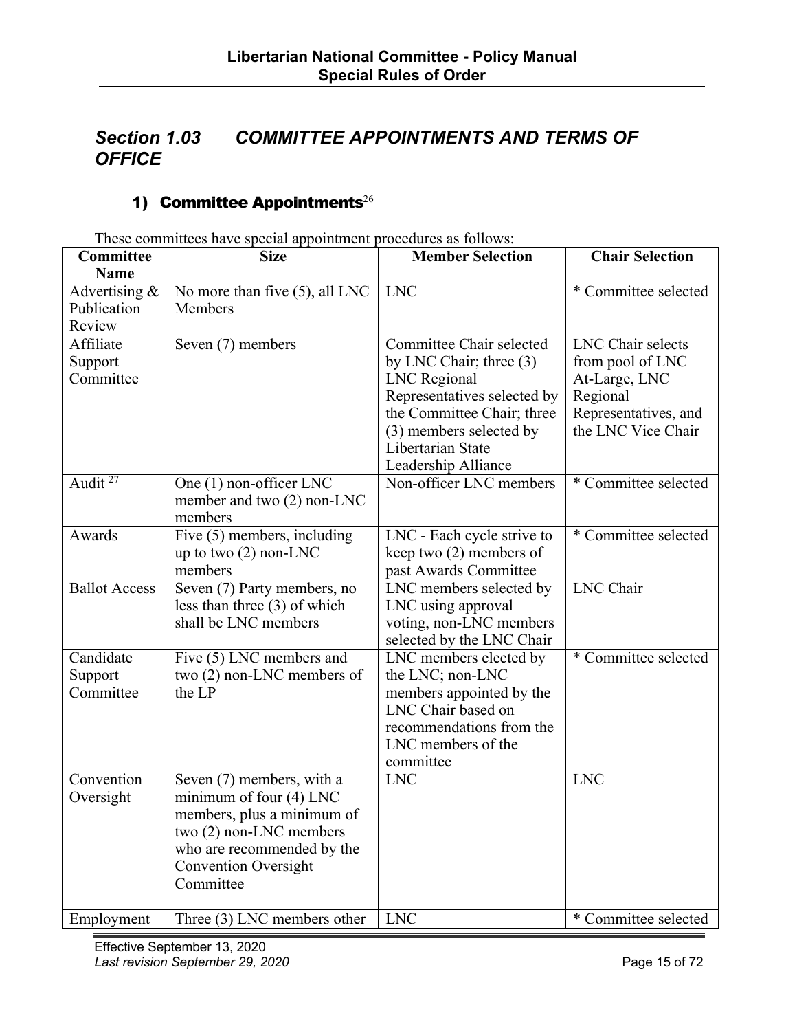## *Section 1.03 COMMITTEE APPOINTMENTS AND TERMS OF OFFICE*

### 1) Committee Appointments[26]

These committees have special appointment procedures as follows:

| Committee Name | Size | Member Selection | Chair Selection |
|---|---|---|---|
| Advertising & Publication Review | No more than five (5), all LNC Members | LNC | * Committee selected |
| Affiliate Support Committee | Seven (7) members | Committee Chair selected by LNC Chair; three (3) LNC Regional Representatives selected by the Committee Chair; three (3) members selected by Libertarian State Leadership Alliance | LNC Chair selects from pool of LNC At-Large, LNC Regional Representatives, and the LNC Vice Chair |
| Audit [27] | One (1) non-officer LNC member and two (2) non-LNC members | Non-officer LNC members | * Committee selected |
| Awards | Five (5) members, including up to two (2) non-LNC members | LNC - Each cycle strive to keep two (2) members of past Awards Committee | * Committee selected |
| Ballot Access | Seven (7) Party members, no less than three (3) of which shall be LNC members | LNC members selected by LNC using approval voting, non-LNC members selected by the LNC Chair | LNC Chair |
| Candidate Support Committee | Five (5) LNC members and two (2) non-LNC members of the LP | LNC members elected by the LNC; non-LNC members appointed by the LNC Chair based on recommendations from the LNC members of the committee | * Committee selected |
| Convention Oversight | Seven (7) members, with a minimum of four (4) LNC members, plus a minimum of two (2) non-LNC members who are recommended by the Convention Oversight Committee | LNC | LNC |
| Employment | Three (3) LNC members other | LNC | * Committee selected |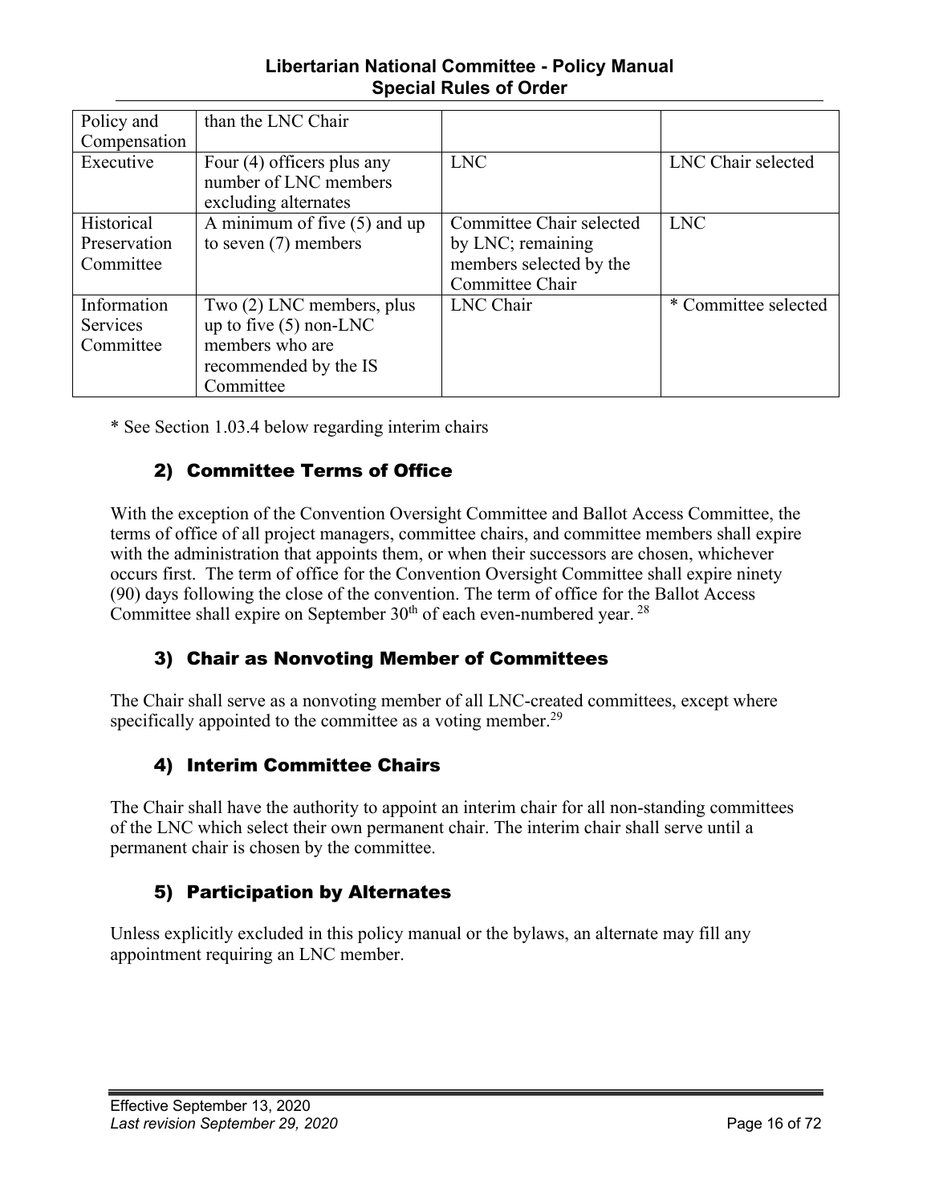| Policy and Compensation | than the LNC Chair | | |
|---|---|---|---|
| Executive | Four (4) officers plus any number of LNC members excluding alternates | LNC | LNC Chair selected |
| Historical Preservation Committee | A minimum of five (5) and up to seven (7) members | Committee Chair selected by LNC; remaining members selected by the Committee Chair | LNC |
| Information Services Committee | Two (2) LNC members, plus up to five (5) non-LNC members who are recommended by the IS Committee | LNC Chair | * Committee selected |

* See Section 1.03.4 below regarding interim chairs

### 2) Committee Terms of Office

With the exception of the Convention Oversight Committee and Ballot Access Committee, the terms of office of all project managers, committee chairs, and committee members shall expire with the administration that appoints them, or when their successors are chosen, whichever occurs first. The term of office for the Convention Oversight Committee shall expire ninety (90) days following the close of the convention. The term of office for the Ballot Access Committee shall expire on September 30th of each even-numbered year. [28]

### 3) Chair as Nonvoting Member of Committees

The Chair shall serve as a nonvoting member of all LNC-created committees, except where specifically appointed to the committee as a voting member.[29]

### 4) Interim Committee Chairs

The Chair shall have the authority to appoint an interim chair for all non-standing committees of the LNC which select their own permanent chair. The interim chair shall serve until a permanent chair is chosen by the committee.

### 5) Participation by Alternates

Unless explicitly excluded in this policy manual or the bylaws, an alternate may fill any appointment requiring an LNC member.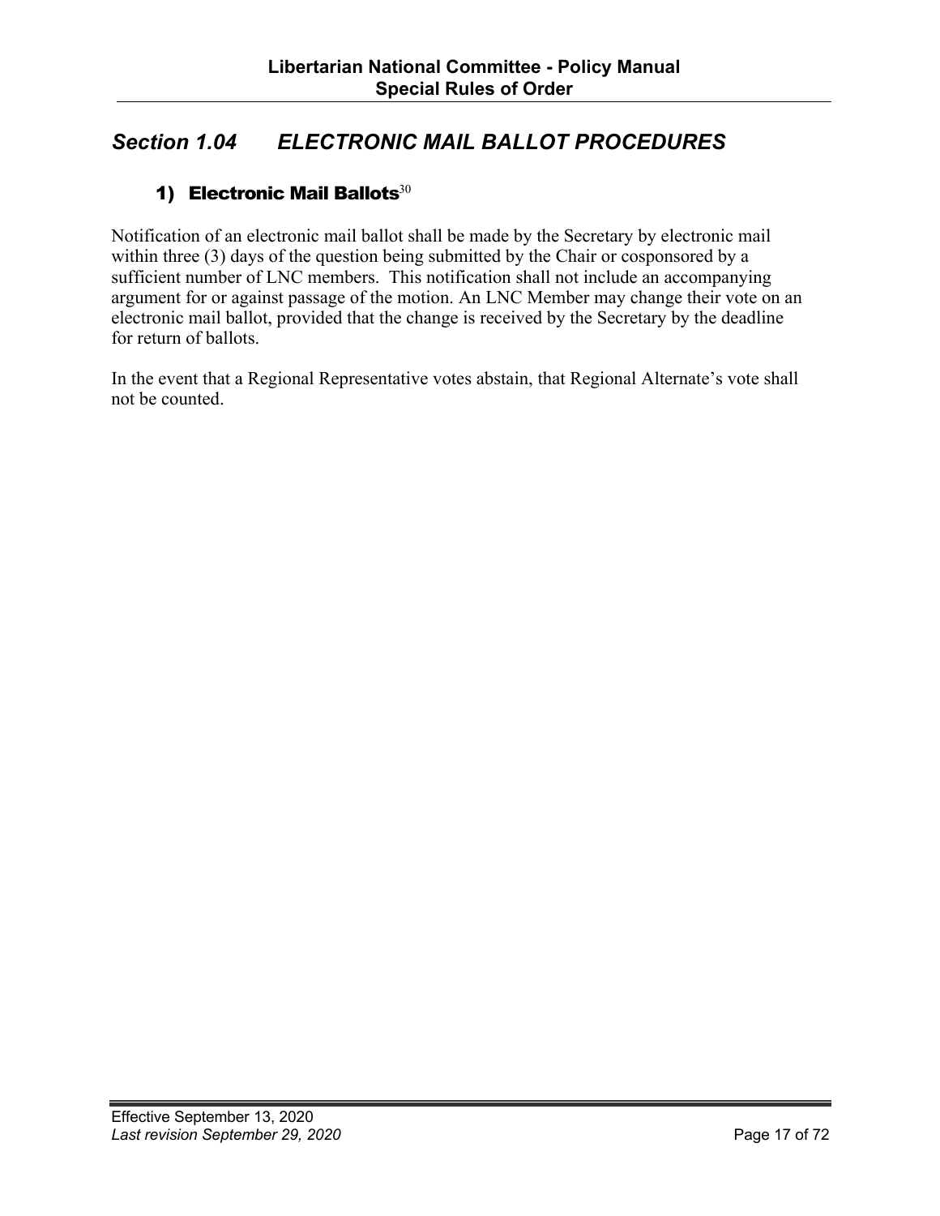## *Section 1.04 ELECTRONIC MAIL BALLOT PROCEDURES*

### 1) Electronic Mail Ballots[30]

Notification of an electronic mail ballot shall be made by the Secretary by electronic mail within three (3) days of the question being submitted by the Chair or cosponsored by a sufficient number of LNC members. This notification shall not include an accompanying argument for or against passage of the motion. An LNC Member may change their vote on an electronic mail ballot, provided that the change is received by the Secretary by the deadline for return of ballots.

In the event that a Regional Representative votes abstain, that Regional Alternate's vote shall not be counted.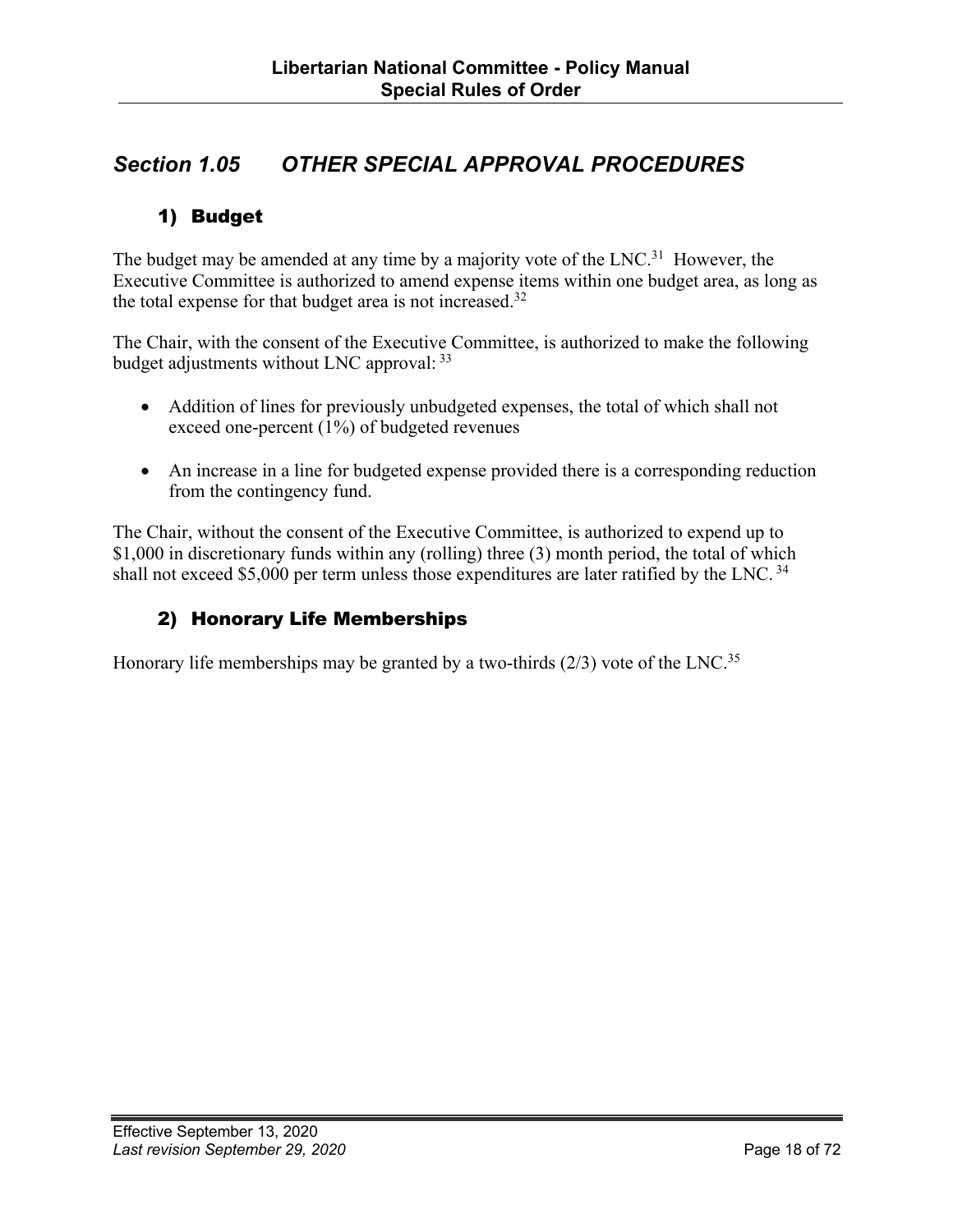## *Section 1.05 OTHER SPECIAL APPROVAL PROCEDURES*

### 1) Budget

The budget may be amended at any time by a majority vote of the LNC.[31] However, the Executive Committee is authorized to amend expense items within one budget area, as long as the total expense for that budget area is not increased.[32]

The Chair, with the consent of the Executive Committee, is authorized to make the following budget adjustments without LNC approval: [33]

- Addition of lines for previously unbudgeted expenses, the total of which shall not exceed one-percent (1%) of budgeted revenues

- An increase in a line for budgeted expense provided there is a corresponding reduction from the contingency fund.

The Chair, without the consent of the Executive Committee, is authorized to expend up to $1,000 in discretionary funds within any (rolling) three (3) month period, the total of which shall not exceed $5,000 per term unless those expenditures are later ratified by the LNC. [34]

### 2) Honorary Life Memberships

Honorary life memberships may be granted by a two-thirds (2/3) vote of the LNC.[35]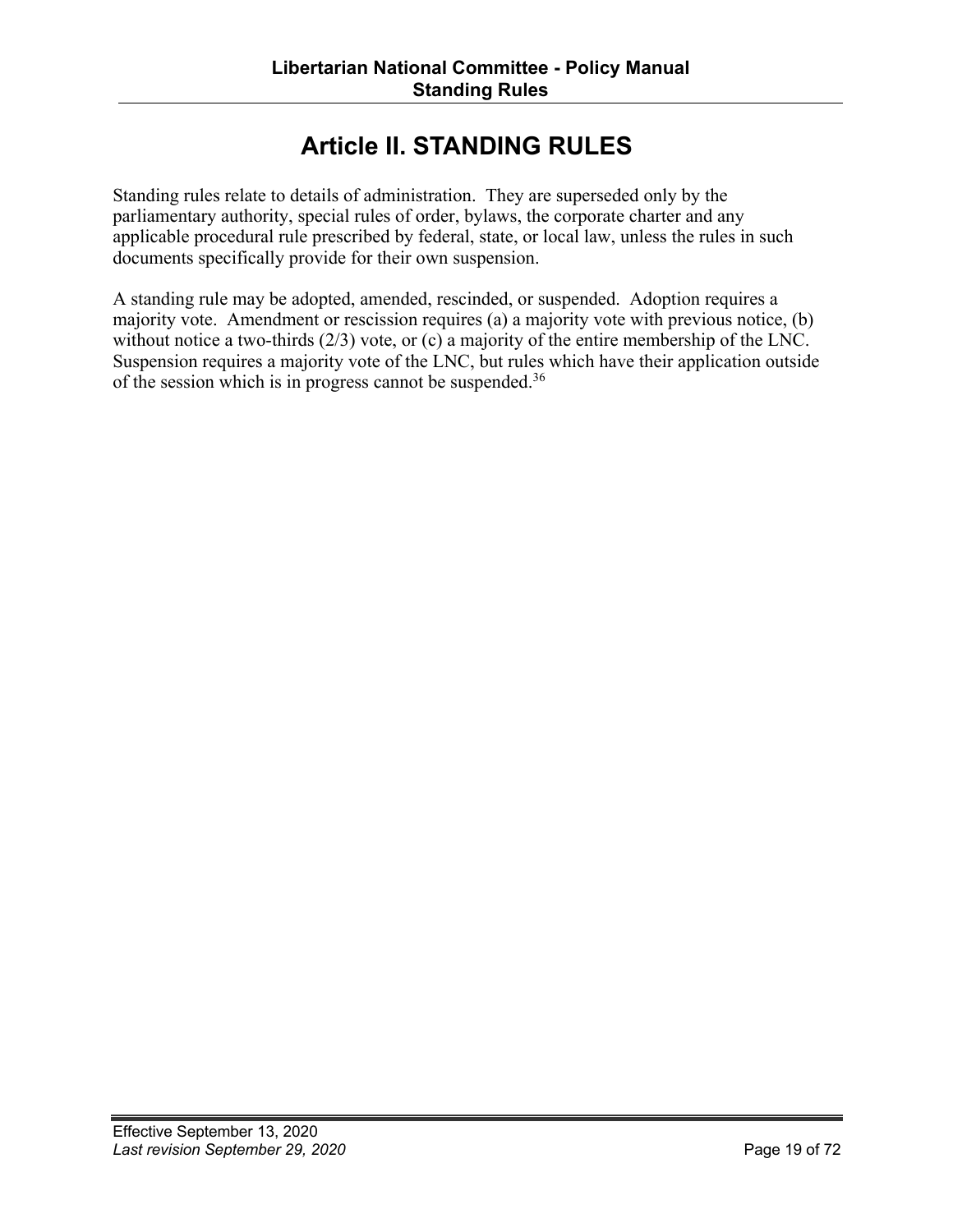# Article II. STANDING RULES

Standing rules relate to details of administration. They are superseded only by the parliamentary authority, special rules of order, bylaws, the corporate charter and any applicable procedural rule prescribed by federal, state, or local law, unless the rules in such documents specifically provide for their own suspension.

A standing rule may be adopted, amended, rescinded, or suspended. Adoption requires a majority vote. Amendment or rescission requires (a) a majority vote with previous notice, (b) without notice a two-thirds (2/3) vote, or (c) a majority of the entire membership of the LNC. Suspension requires a majority vote of the LNC, but rules which have their application outside of the session which is in progress cannot be suspended.[36]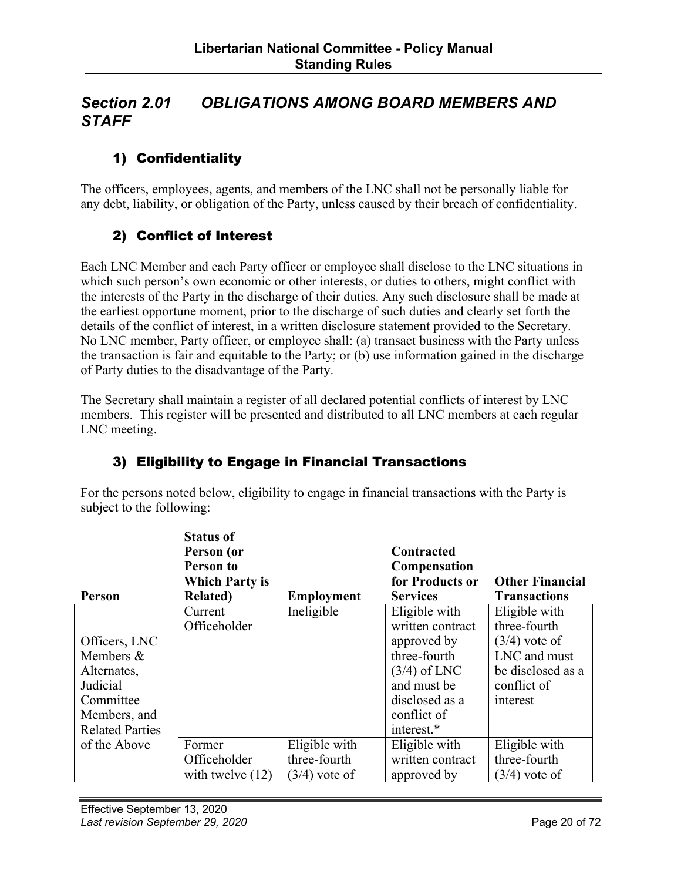## *Section 2.01 OBLIGATIONS AMONG BOARD MEMBERS AND STAFF*

### 1) Confidentiality

The officers, employees, agents, and members of the LNC shall not be personally liable for any debt, liability, or obligation of the Party, unless caused by their breach of confidentiality.

### 2) Conflict of Interest

Each LNC Member and each Party officer or employee shall disclose to the LNC situations in which such person's own economic or other interests, or duties to others, might conflict with the interests of the Party in the discharge of their duties. Any such disclosure shall be made at the earliest opportune moment, prior to the discharge of such duties and clearly set forth the details of the conflict of interest, in a written disclosure statement provided to the Secretary. No LNC member, Party officer, or employee shall: (a) transact business with the Party unless the transaction is fair and equitable to the Party; or (b) use information gained in the discharge of Party duties to the disadvantage of the Party.

The Secretary shall maintain a register of all declared potential conflicts of interest by LNC members. This register will be presented and distributed to all LNC members at each regular LNC meeting.

### 3) Eligibility to Engage in Financial Transactions

For the persons noted below, eligibility to engage in financial transactions with the Party is subject to the following:

| Person | Status of Person (or Person to Which Party is Related) | Employment | Contracted Compensation for Products or Services | Other Financial Transactions |
|---|---|---|---|---|
| Officers, LNC Members & Alternates, Judicial Committee Members, and Related Parties of the Above | Current Officeholder | Ineligible | Eligible with written contract approved by three-fourth (3/4) of LNC and must be disclosed as a conflict of interest.* | Eligible with three-fourth (3/4) vote of LNC and must be disclosed as a conflict of interest |
| | Former Officeholder with twelve (12) | Eligible with three-fourth (3/4) vote of | Eligible with written contract approved by | Eligible with three-fourth (3/4) vote of |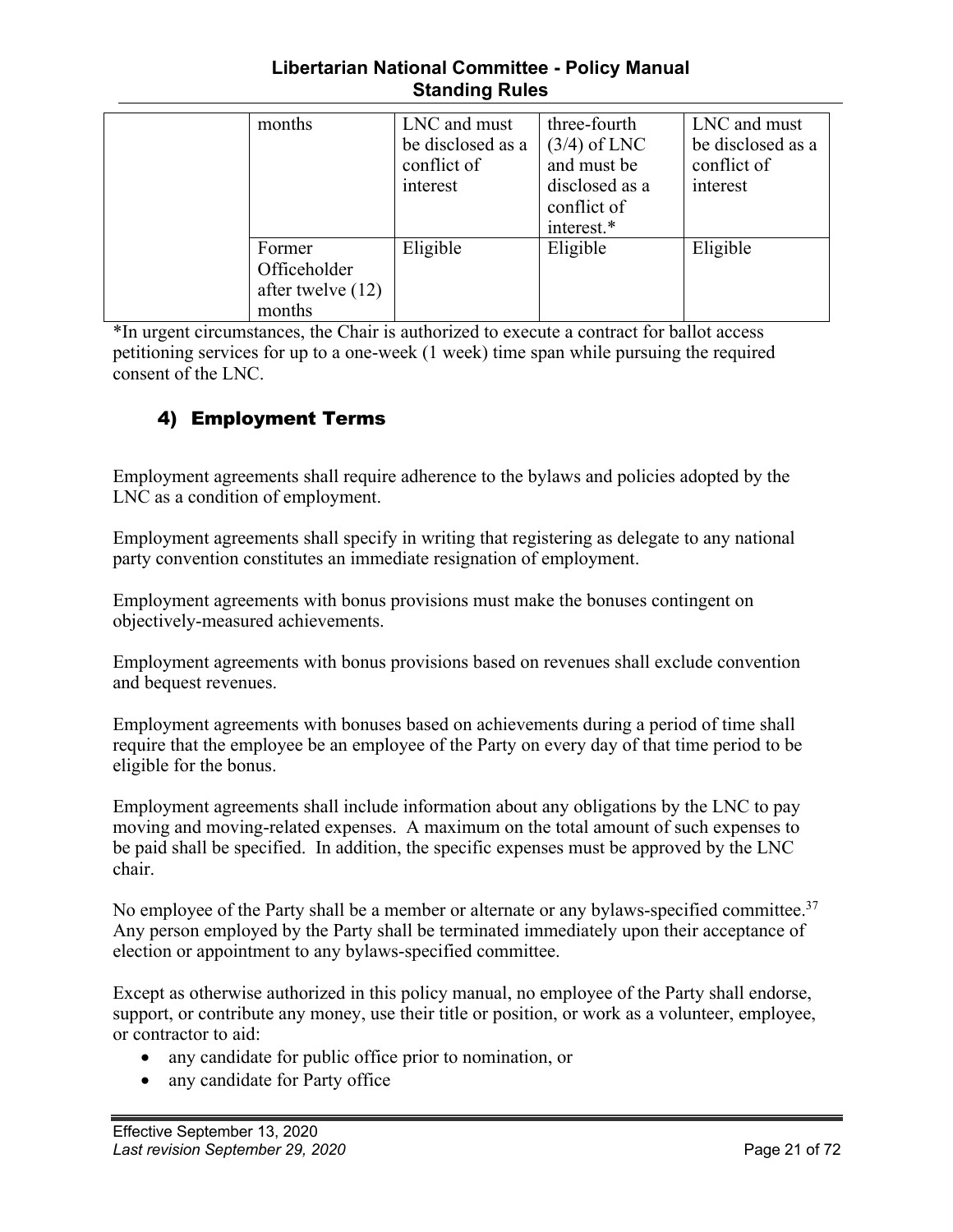| | | | | |
|---|---|---|---|---|
| | months | LNC and must be disclosed as a conflict of interest | three-fourth (3/4) of LNC and must be disclosed as a conflict of interest.* | LNC and must be disclosed as a conflict of interest |
| | Former Officeholder after twelve (12) months | Eligible | Eligible | Eligible |

*In urgent circumstances, the Chair is authorized to execute a contract for ballot access petitioning services for up to a one-week (1 week) time span while pursuing the required consent of the LNC.

## 4) Employment Terms

Employment agreements shall require adherence to the bylaws and policies adopted by the LNC as a condition of employment.

Employment agreements shall specify in writing that registering as delegate to any national party convention constitutes an immediate resignation of employment.

Employment agreements with bonus provisions must make the bonuses contingent on objectively-measured achievements.

Employment agreements with bonus provisions based on revenues shall exclude convention and bequest revenues.

Employment agreements with bonuses based on achievements during a period of time shall require that the employee be an employee of the Party on every day of that time period to be eligible for the bonus.

Employment agreements shall include information about any obligations by the LNC to pay moving and moving-related expenses. A maximum on the total amount of such expenses to be paid shall be specified. In addition, the specific expenses must be approved by the LNC chair.

No employee of the Party shall be a member or alternate or any bylaws-specified committee.[37] Any person employed by the Party shall be terminated immediately upon their acceptance of election or appointment to any bylaws-specified committee.

Except as otherwise authorized in this policy manual, no employee of the Party shall endorse, support, or contribute any money, use their title or position, or work as a volunteer, employee, or contractor to aid:

- any candidate for public office prior to nomination, or
- any candidate for Party office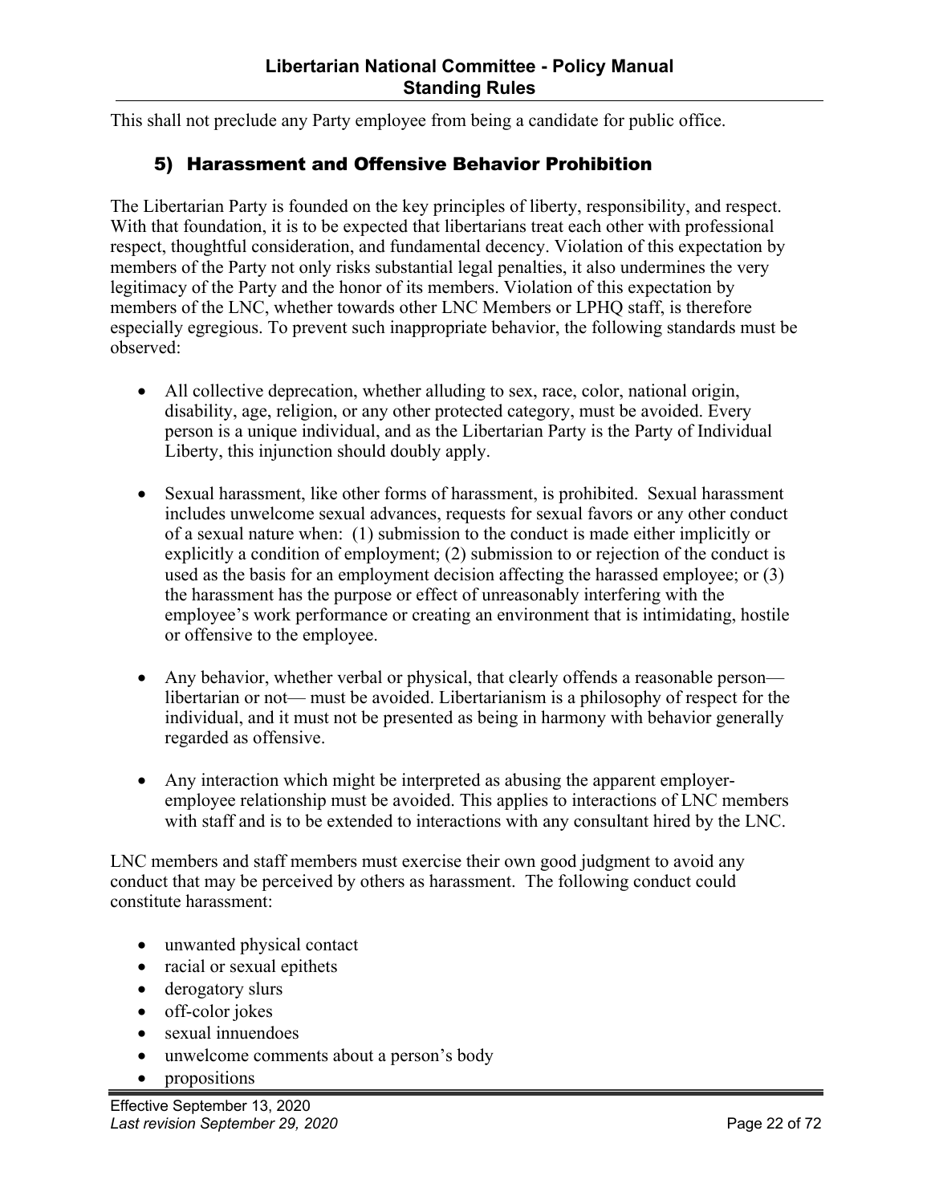This shall not preclude any Party employee from being a candidate for public office.

### 5) Harassment and Offensive Behavior Prohibition

The Libertarian Party is founded on the key principles of liberty, responsibility, and respect. With that foundation, it is to be expected that libertarians treat each other with professional respect, thoughtful consideration, and fundamental decency. Violation of this expectation by members of the Party not only risks substantial legal penalties, it also undermines the very legitimacy of the Party and the honor of its members. Violation of this expectation by members of the LNC, whether towards other LNC Members or LPHQ staff, is therefore especially egregious. To prevent such inappropriate behavior, the following standards must be observed:

- All collective deprecation, whether alluding to sex, race, color, national origin, disability, age, religion, or any other protected category, must be avoided. Every person is a unique individual, and as the Libertarian Party is the Party of Individual Liberty, this injunction should doubly apply.

- Sexual harassment, like other forms of harassment, is prohibited. Sexual harassment includes unwelcome sexual advances, requests for sexual favors or any other conduct of a sexual nature when: (1) submission to the conduct is made either implicitly or explicitly a condition of employment; (2) submission to or rejection of the conduct is used as the basis for an employment decision affecting the harassed employee; or (3) the harassment has the purpose or effect of unreasonably interfering with the employee's work performance or creating an environment that is intimidating, hostile or offensive to the employee.

- Any behavior, whether verbal or physical, that clearly offends a reasonable person—libertarian or not— must be avoided. Libertarianism is a philosophy of respect for the individual, and it must not be presented as being in harmony with behavior generally regarded as offensive.

- Any interaction which might be interpreted as abusing the apparent employer-employee relationship must be avoided. This applies to interactions of LNC members with staff and is to be extended to interactions with any consultant hired by the LNC.

LNC members and staff members must exercise their own good judgment to avoid any conduct that may be perceived by others as harassment. The following conduct could constitute harassment:

- unwanted physical contact
- racial or sexual epithets
- derogatory slurs
- off-color jokes
- sexual innuendoes
- unwelcome comments about a person's body
- propositions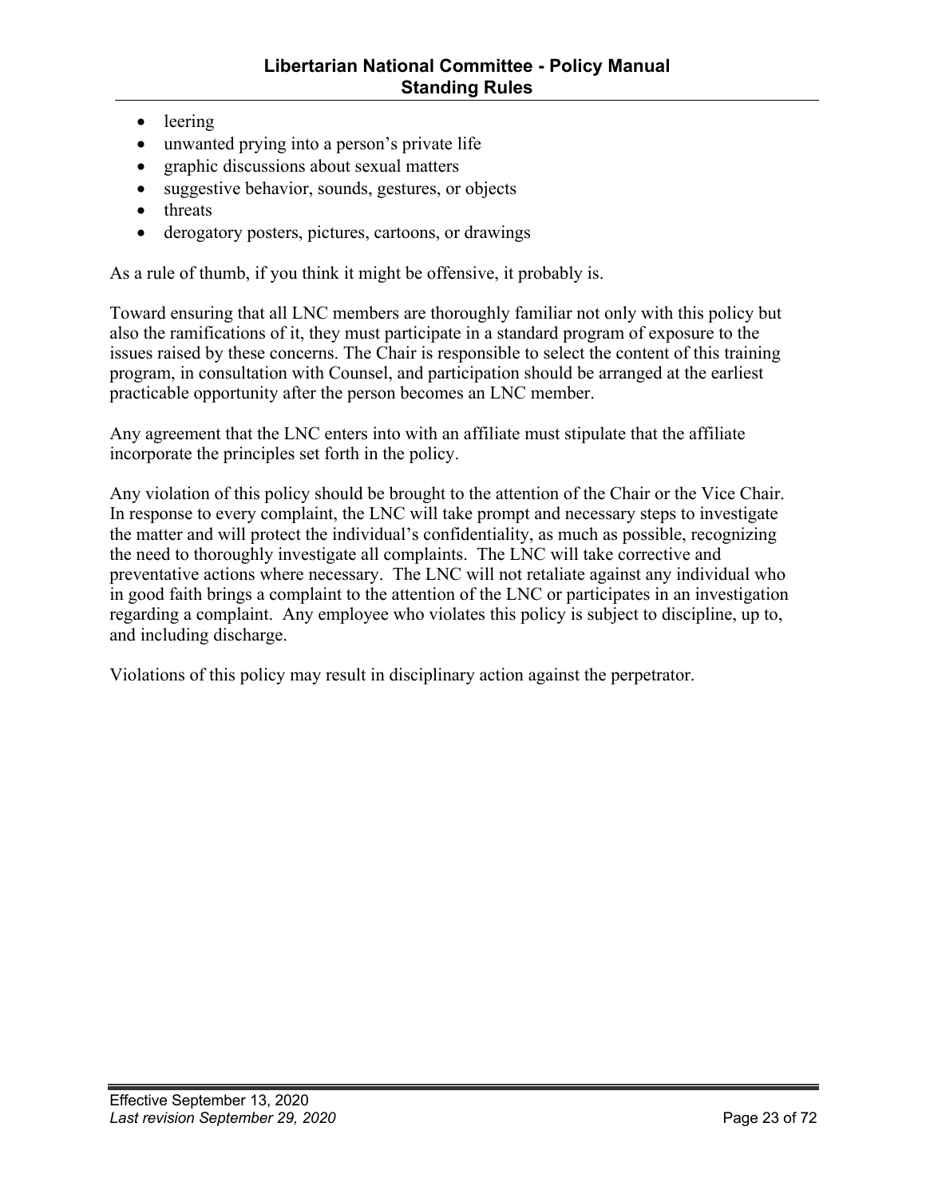- leering
- unwanted prying into a person's private life
- graphic discussions about sexual matters
- suggestive behavior, sounds, gestures, or objects
- threats
- derogatory posters, pictures, cartoons, or drawings

As a rule of thumb, if you think it might be offensive, it probably is.

Toward ensuring that all LNC members are thoroughly familiar not only with this policy but also the ramifications of it, they must participate in a standard program of exposure to the issues raised by these concerns. The Chair is responsible to select the content of this training program, in consultation with Counsel, and participation should be arranged at the earliest practicable opportunity after the person becomes an LNC member.

Any agreement that the LNC enters into with an affiliate must stipulate that the affiliate incorporate the principles set forth in the policy.

Any violation of this policy should be brought to the attention of the Chair or the Vice Chair. In response to every complaint, the LNC will take prompt and necessary steps to investigate the matter and will protect the individual's confidentiality, as much as possible, recognizing the need to thoroughly investigate all complaints. The LNC will take corrective and preventative actions where necessary. The LNC will not retaliate against any individual who in good faith brings a complaint to the attention of the LNC or participates in an investigation regarding a complaint. Any employee who violates this policy is subject to discipline, up to, and including discharge.

Violations of this policy may result in disciplinary action against the perpetrator.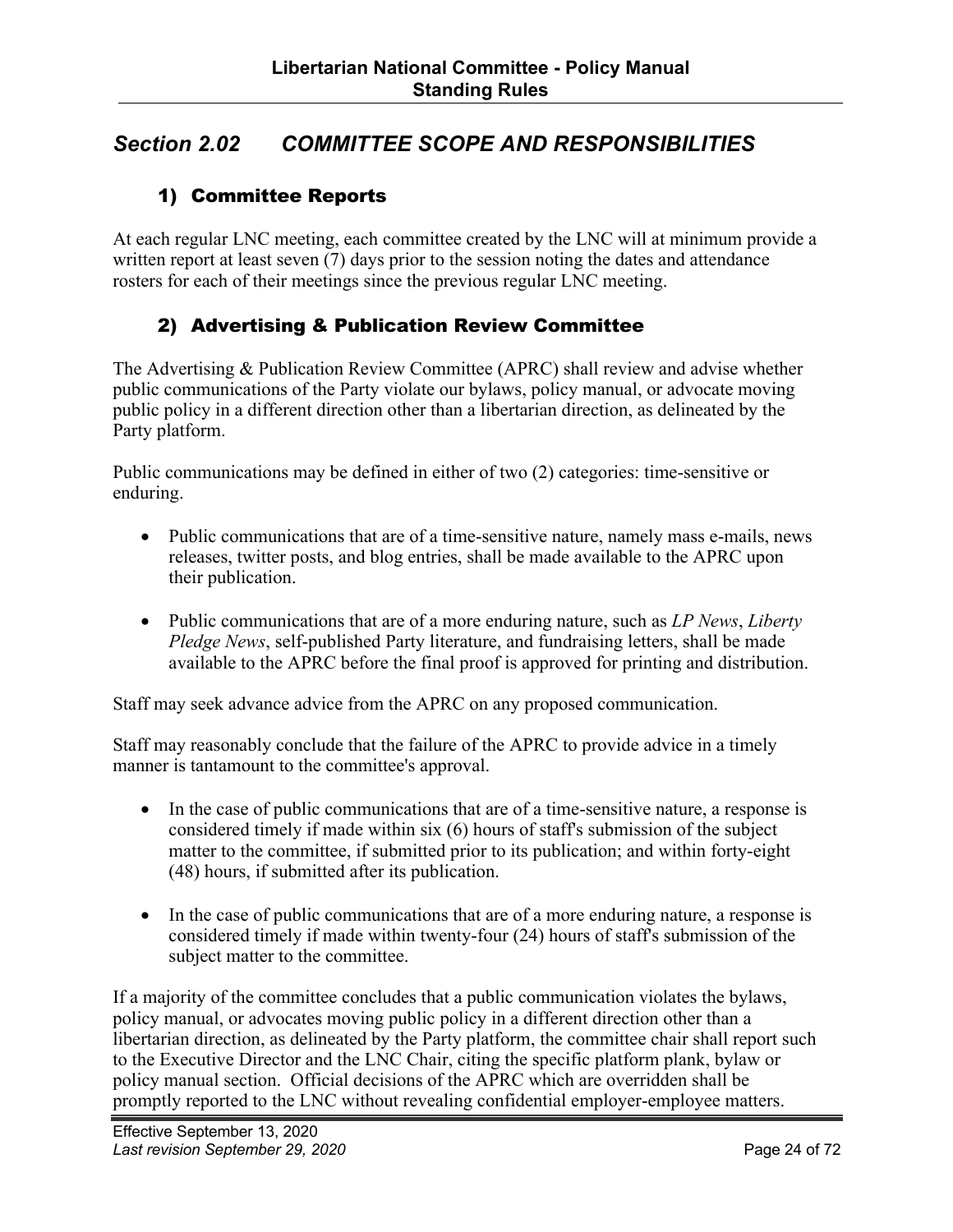## *Section 2.02 COMMITTEE SCOPE AND RESPONSIBILITIES*

### 1) Committee Reports

At each regular LNC meeting, each committee created by the LNC will at minimum provide a written report at least seven (7) days prior to the session noting the dates and attendance rosters for each of their meetings since the previous regular LNC meeting.

### 2) Advertising & Publication Review Committee

The Advertising & Publication Review Committee (APRC) shall review and advise whether public communications of the Party violate our bylaws, policy manual, or advocate moving public policy in a different direction other than a libertarian direction, as delineated by the Party platform.

Public communications may be defined in either of two (2) categories: time-sensitive or enduring.

- Public communications that are of a time-sensitive nature, namely mass e-mails, news releases, twitter posts, and blog entries, shall be made available to the APRC upon their publication.
- Public communications that are of a more enduring nature, such as *LP News*, *Liberty Pledge News*, self-published Party literature, and fundraising letters, shall be made available to the APRC before the final proof is approved for printing and distribution.

Staff may seek advance advice from the APRC on any proposed communication.

Staff may reasonably conclude that the failure of the APRC to provide advice in a timely manner is tantamount to the committee's approval.

- In the case of public communications that are of a time-sensitive nature, a response is considered timely if made within six (6) hours of staff's submission of the subject matter to the committee, if submitted prior to its publication; and within forty-eight (48) hours, if submitted after its publication.
- In the case of public communications that are of a more enduring nature, a response is considered timely if made within twenty-four (24) hours of staff's submission of the subject matter to the committee.

If a majority of the committee concludes that a public communication violates the bylaws, policy manual, or advocates moving public policy in a different direction other than a libertarian direction, as delineated by the Party platform, the committee chair shall report such to the Executive Director and the LNC Chair, citing the specific platform plank, bylaw or policy manual section. Official decisions of the APRC which are overridden shall be promptly reported to the LNC without revealing confidential employer-employee matters.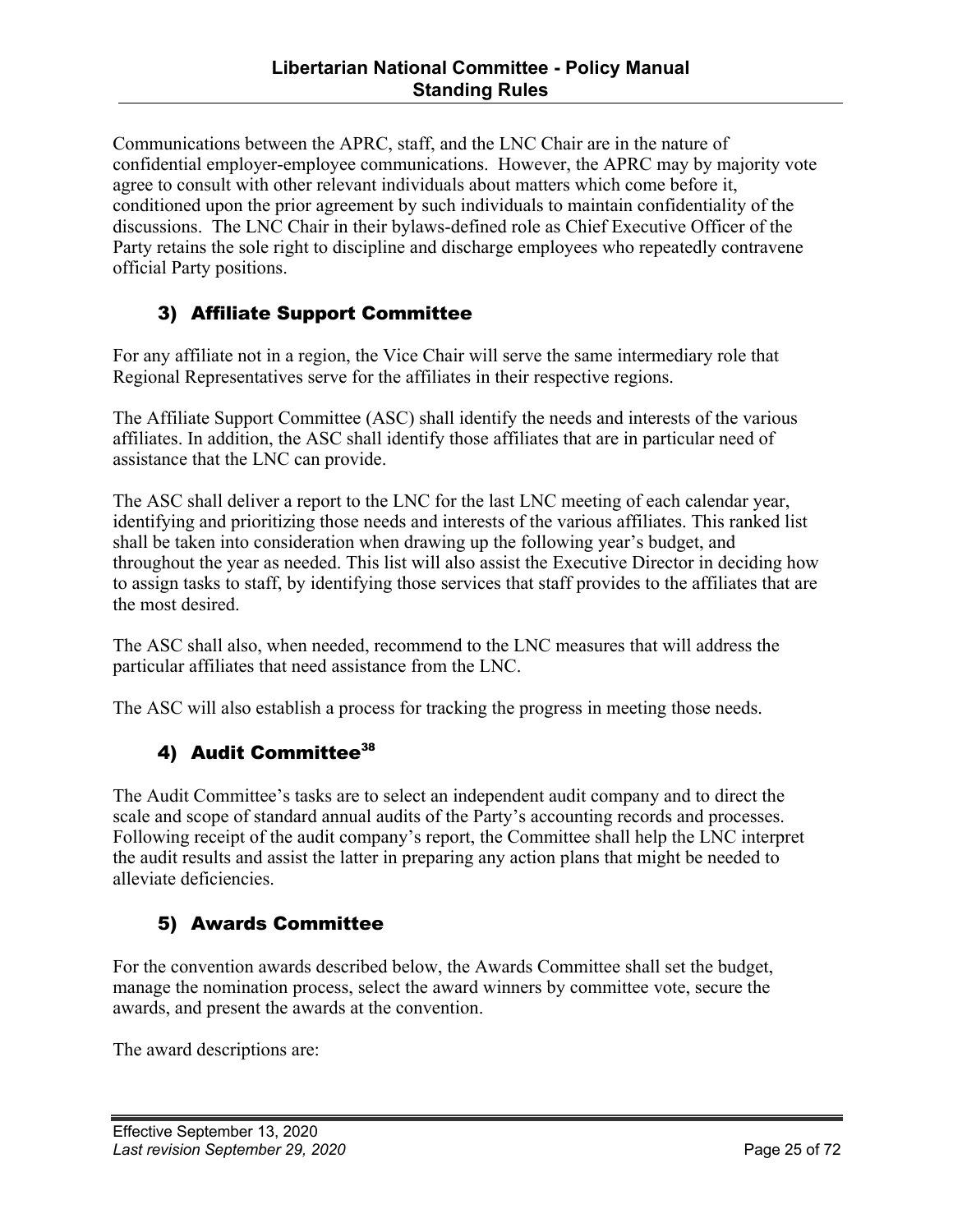Communications between the APRC, staff, and the LNC Chair are in the nature of confidential employer-employee communications. However, the APRC may by majority vote agree to consult with other relevant individuals about matters which come before it, conditioned upon the prior agreement by such individuals to maintain confidentiality of the discussions. The LNC Chair in their bylaws-defined role as Chief Executive Officer of the Party retains the sole right to discipline and discharge employees who repeatedly contravene official Party positions.

### 3) Affiliate Support Committee

For any affiliate not in a region, the Vice Chair will serve the same intermediary role that Regional Representatives serve for the affiliates in their respective regions.

The Affiliate Support Committee (ASC) shall identify the needs and interests of the various affiliates. In addition, the ASC shall identify those affiliates that are in particular need of assistance that the LNC can provide.

The ASC shall deliver a report to the LNC for the last LNC meeting of each calendar year, identifying and prioritizing those needs and interests of the various affiliates. This ranked list shall be taken into consideration when drawing up the following year's budget, and throughout the year as needed. This list will also assist the Executive Director in deciding how to assign tasks to staff, by identifying those services that staff provides to the affiliates that are the most desired.

The ASC shall also, when needed, recommend to the LNC measures that will address the particular affiliates that need assistance from the LNC.

The ASC will also establish a process for tracking the progress in meeting those needs.

### 4) Audit Committee[38]

The Audit Committee's tasks are to select an independent audit company and to direct the scale and scope of standard annual audits of the Party's accounting records and processes. Following receipt of the audit company's report, the Committee shall help the LNC interpret the audit results and assist the latter in preparing any action plans that might be needed to alleviate deficiencies.

### 5) Awards Committee

For the convention awards described below, the Awards Committee shall set the budget, manage the nomination process, select the award winners by committee vote, secure the awards, and present the awards at the convention.

The award descriptions are: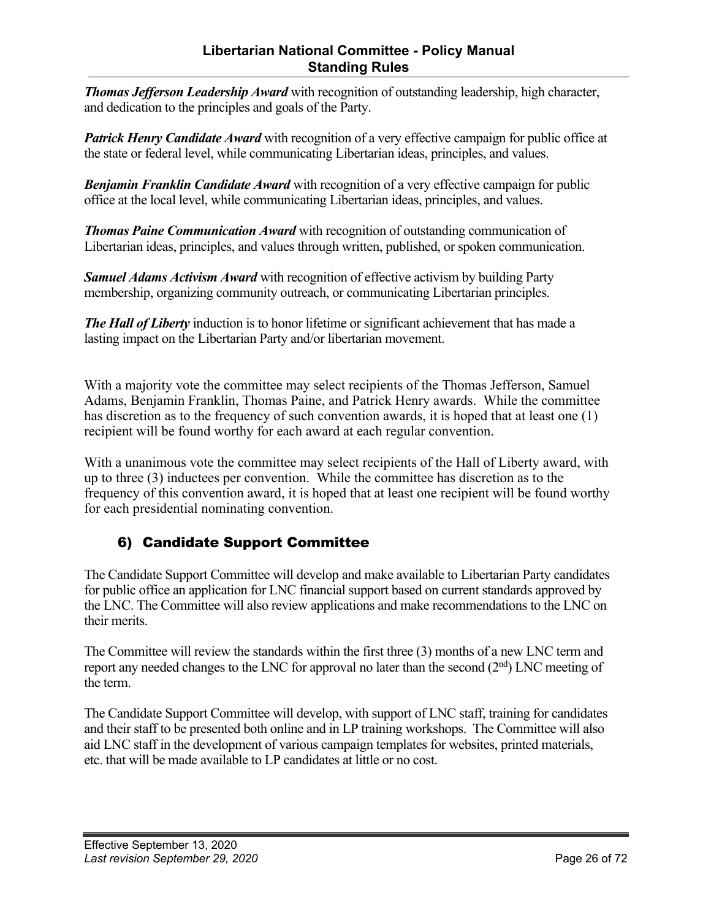***Thomas Jefferson Leadership Award*** with recognition of outstanding leadership, high character, and dedication to the principles and goals of the Party.

***Patrick Henry Candidate Award*** with recognition of a very effective campaign for public office at the state or federal level, while communicating Libertarian ideas, principles, and values.

***Benjamin Franklin Candidate Award*** with recognition of a very effective campaign for public office at the local level, while communicating Libertarian ideas, principles, and values.

***Thomas Paine Communication Award*** with recognition of outstanding communication of Libertarian ideas, principles, and values through written, published, or spoken communication.

***Samuel Adams Activism Award*** with recognition of effective activism by building Party membership, organizing community outreach, or communicating Libertarian principles.

***The Hall of Liberty*** induction is to honor lifetime or significant achievement that has made a lasting impact on the Libertarian Party and/or libertarian movement.

With a majority vote the committee may select recipients of the Thomas Jefferson, Samuel Adams, Benjamin Franklin, Thomas Paine, and Patrick Henry awards. While the committee has discretion as to the frequency of such convention awards, it is hoped that at least one (1) recipient will be found worthy for each award at each regular convention.

With a unanimous vote the committee may select recipients of the Hall of Liberty award, with up to three (3) inductees per convention. While the committee has discretion as to the frequency of this convention award, it is hoped that at least one recipient will be found worthy for each presidential nominating convention.

## 6) Candidate Support Committee

The Candidate Support Committee will develop and make available to Libertarian Party candidates for public office an application for LNC financial support based on current standards approved by the LNC. The Committee will also review applications and make recommendations to the LNC on their merits.

The Committee will review the standards within the first three (3) months of a new LNC term and report any needed changes to the LNC for approval no later than the second (2nd) LNC meeting of the term.

The Candidate Support Committee will develop, with support of LNC staff, training for candidates and their staff to be presented both online and in LP training workshops. The Committee will also aid LNC staff in the development of various campaign templates for websites, printed materials, etc. that will be made available to LP candidates at little or no cost.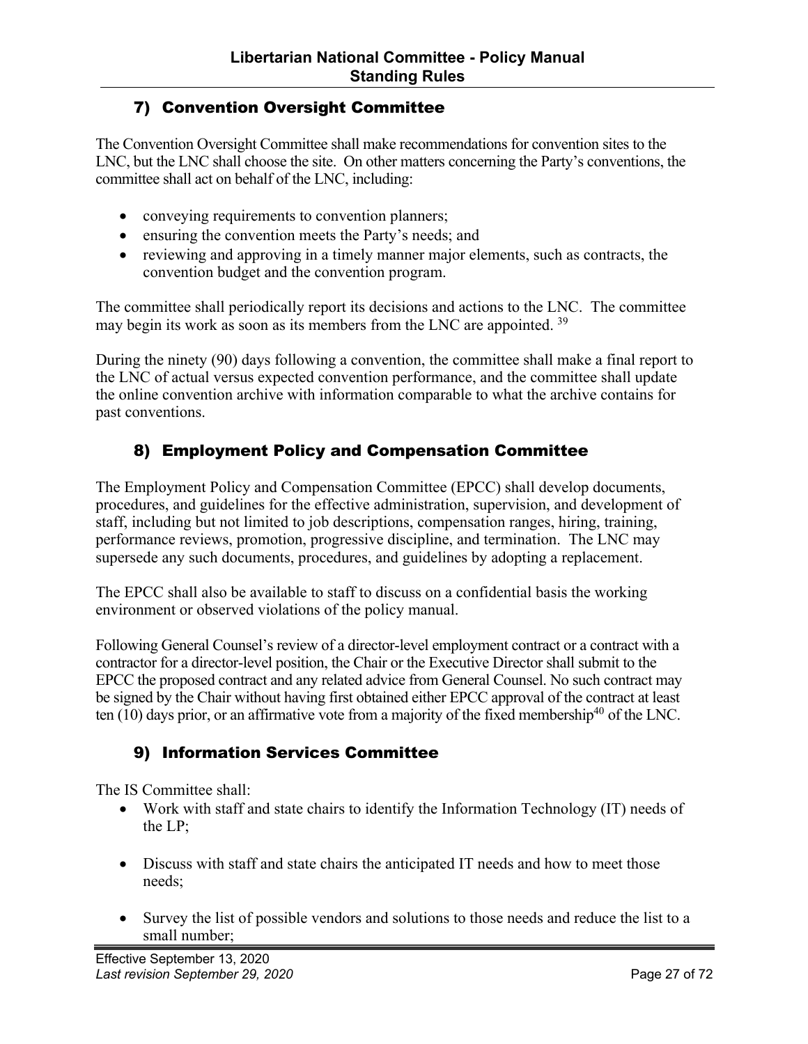### 7) Convention Oversight Committee

The Convention Oversight Committee shall make recommendations for convention sites to the LNC, but the LNC shall choose the site. On other matters concerning the Party's conventions, the committee shall act on behalf of the LNC, including:

- conveying requirements to convention planners;
- ensuring the convention meets the Party's needs; and
- reviewing and approving in a timely manner major elements, such as contracts, the convention budget and the convention program.

The committee shall periodically report its decisions and actions to the LNC. The committee may begin its work as soon as its members from the LNC are appointed. [39]

During the ninety (90) days following a convention, the committee shall make a final report to the LNC of actual versus expected convention performance, and the committee shall update the online convention archive with information comparable to what the archive contains for past conventions.

### 8) Employment Policy and Compensation Committee

The Employment Policy and Compensation Committee (EPCC) shall develop documents, procedures, and guidelines for the effective administration, supervision, and development of staff, including but not limited to job descriptions, compensation ranges, hiring, training, performance reviews, promotion, progressive discipline, and termination. The LNC may supersede any such documents, procedures, and guidelines by adopting a replacement.

The EPCC shall also be available to staff to discuss on a confidential basis the working environment or observed violations of the policy manual.

Following General Counsel's review of a director-level employment contract or a contract with a contractor for a director-level position, the Chair or the Executive Director shall submit to the EPCC the proposed contract and any related advice from General Counsel. No such contract may be signed by the Chair without having first obtained either EPCC approval of the contract at least ten (10) days prior, or an affirmative vote from a majority of the fixed membership[40] of the LNC.

### 9) Information Services Committee

The IS Committee shall:

- Work with staff and state chairs to identify the Information Technology (IT) needs of the LP;
- Discuss with staff and state chairs the anticipated IT needs and how to meet those needs;
- Survey the list of possible vendors and solutions to those needs and reduce the list to a small number;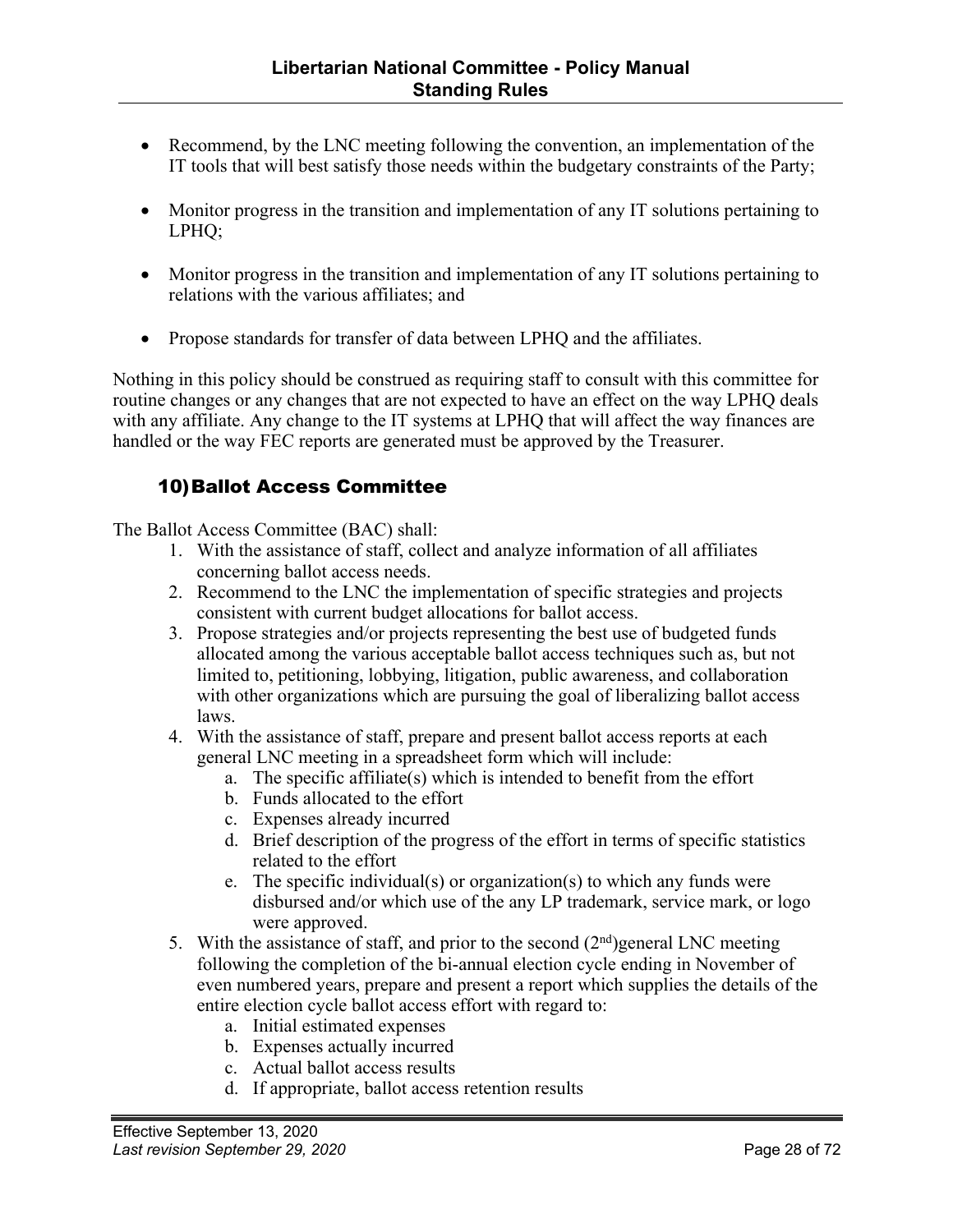- Recommend, by the LNC meeting following the convention, an implementation of the IT tools that will best satisfy those needs within the budgetary constraints of the Party;

- Monitor progress in the transition and implementation of any IT solutions pertaining to LPHQ;

- Monitor progress in the transition and implementation of any IT solutions pertaining to relations with the various affiliates; and

- Propose standards for transfer of data between LPHQ and the affiliates.

Nothing in this policy should be construed as requiring staff to consult with this committee for routine changes or any changes that are not expected to have an effect on the way LPHQ deals with any affiliate. Any change to the IT systems at LPHQ that will affect the way finances are handled or the way FEC reports are generated must be approved by the Treasurer.

### 10) Ballot Access Committee

The Ballot Access Committee (BAC) shall:

1. With the assistance of staff, collect and analyze information of all affiliates concerning ballot access needs.
2. Recommend to the LNC the implementation of specific strategies and projects consistent with current budget allocations for ballot access.
3. Propose strategies and/or projects representing the best use of budgeted funds allocated among the various acceptable ballot access techniques such as, but not limited to, petitioning, lobbying, litigation, public awareness, and collaboration with other organizations which are pursuing the goal of liberalizing ballot access laws.
4. With the assistance of staff, prepare and present ballot access reports at each general LNC meeting in a spreadsheet form which will include:
   a. The specific affiliate(s) which is intended to benefit from the effort
   b. Funds allocated to the effort
   c. Expenses already incurred
   d. Brief description of the progress of the effort in terms of specific statistics related to the effort
   e. The specific individual(s) or organization(s) to which any funds were disbursed and/or which use of the any LP trademark, service mark, or logo were approved.
5. With the assistance of staff, and prior to the second (2nd)general LNC meeting following the completion of the bi-annual election cycle ending in November of even numbered years, prepare and present a report which supplies the details of the entire election cycle ballot access effort with regard to:
   a. Initial estimated expenses
   b. Expenses actually incurred
   c. Actual ballot access results
   d. If appropriate, ballot access retention results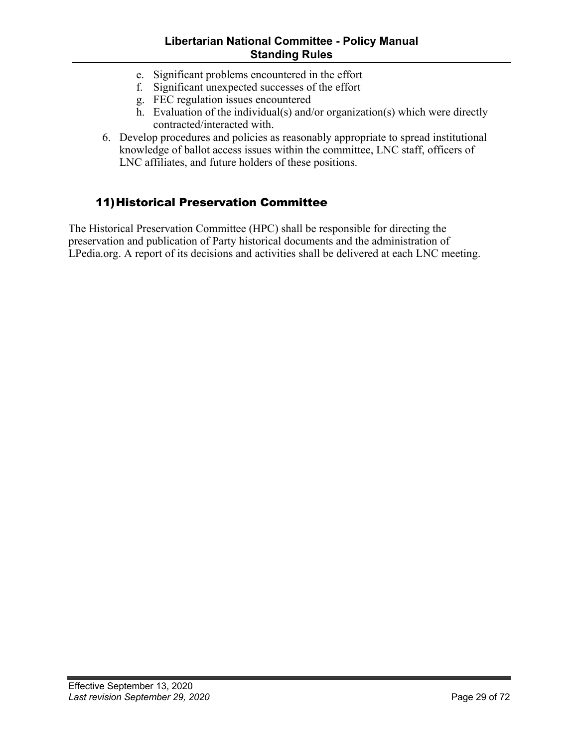e. Significant problems encountered in the effort
   f. Significant unexpected successes of the effort
   g. FEC regulation issues encountered
   h. Evaluation of the individual(s) and/or organization(s) which were directly contracted/interacted with.
6. Develop procedures and policies as reasonably appropriate to spread institutional knowledge of ballot access issues within the committee, LNC staff, officers of LNC affiliates, and future holders of these positions.

## 11) Historical Preservation Committee

The Historical Preservation Committee (HPC) shall be responsible for directing the preservation and publication of Party historical documents and the administration of LPedia.org. A report of its decisions and activities shall be delivered at each LNC meeting.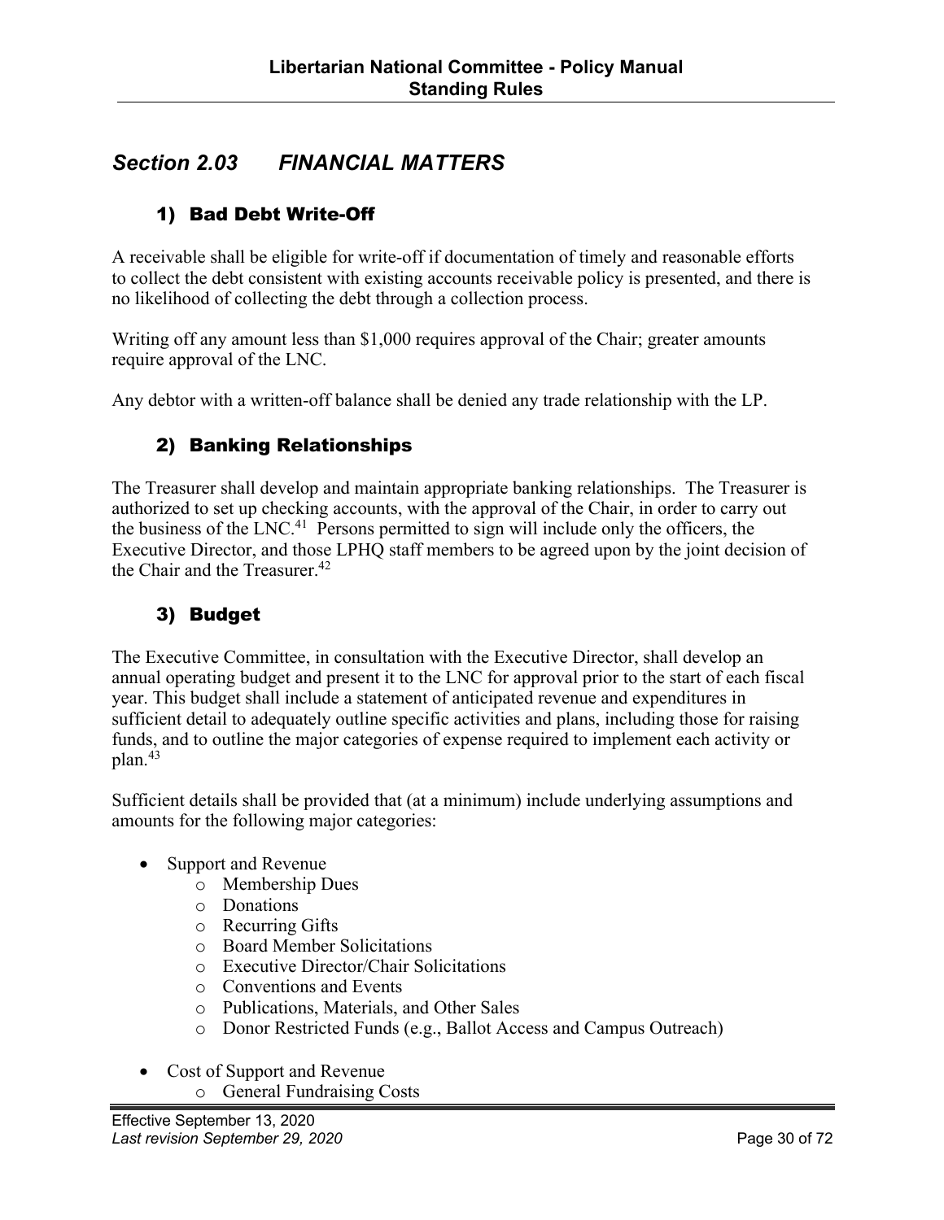## *Section 2.03 FINANCIAL MATTERS*

### 1) Bad Debt Write-Off

A receivable shall be eligible for write-off if documentation of timely and reasonable efforts to collect the debt consistent with existing accounts receivable policy is presented, and there is no likelihood of collecting the debt through a collection process.

Writing off any amount less than $1,000 requires approval of the Chair; greater amounts require approval of the LNC.

Any debtor with a written-off balance shall be denied any trade relationship with the LP.

### 2) Banking Relationships

The Treasurer shall develop and maintain appropriate banking relationships. The Treasurer is authorized to set up checking accounts, with the approval of the Chair, in order to carry out the business of the LNC.[41] Persons permitted to sign will include only the officers, the Executive Director, and those LPHQ staff members to be agreed upon by the joint decision of the Chair and the Treasurer.[42]

### 3) Budget

The Executive Committee, in consultation with the Executive Director, shall develop an annual operating budget and present it to the LNC for approval prior to the start of each fiscal year. This budget shall include a statement of anticipated revenue and expenditures in sufficient detail to adequately outline specific activities and plans, including those for raising funds, and to outline the major categories of expense required to implement each activity or plan.[43]

Sufficient details shall be provided that (at a minimum) include underlying assumptions and amounts for the following major categories:

- Support and Revenue
  - Membership Dues
  - Donations
  - Recurring Gifts
  - Board Member Solicitations
  - Executive Director/Chair Solicitations
  - Conventions and Events
  - Publications, Materials, and Other Sales
  - Donor Restricted Funds (e.g., Ballot Access and Campus Outreach)

- Cost of Support and Revenue
  - General Fundraising Costs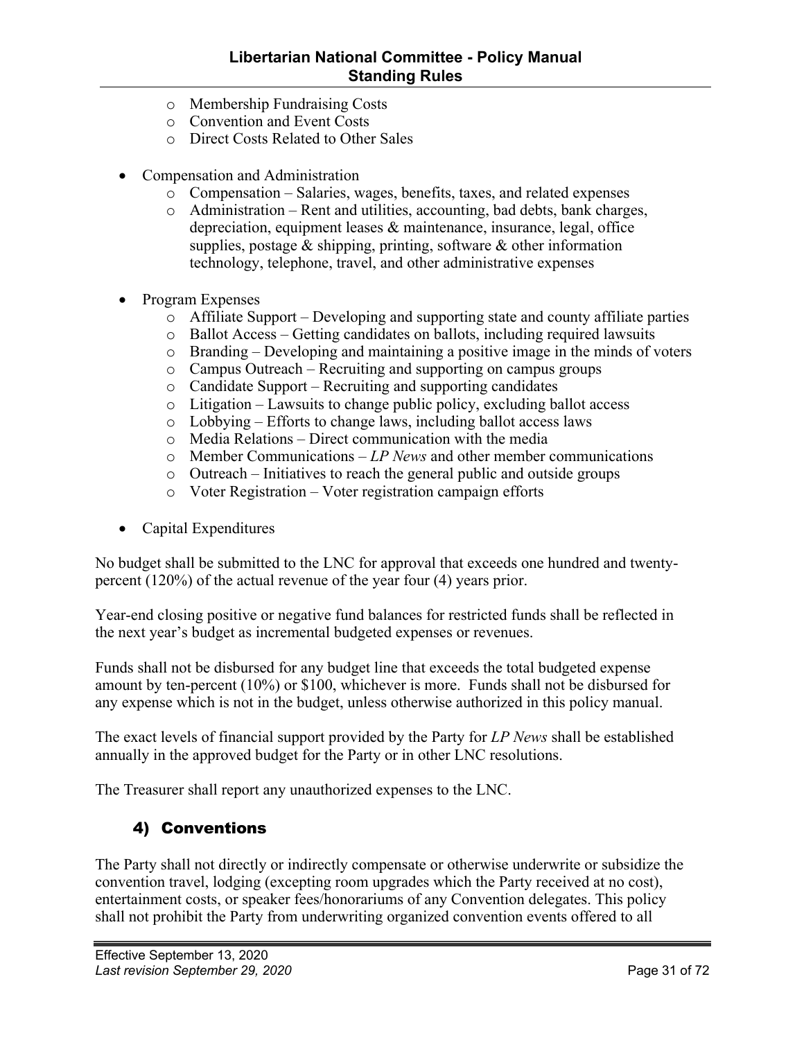- Membership Fundraising Costs
  - Convention and Event Costs
  - Direct Costs Related to Other Sales

- Compensation and Administration
  - Compensation – Salaries, wages, benefits, taxes, and related expenses
  - Administration – Rent and utilities, accounting, bad debts, bank charges, depreciation, equipment leases & maintenance, insurance, legal, office supplies, postage & shipping, printing, software & other information technology, telephone, travel, and other administrative expenses

- Program Expenses
  - Affiliate Support – Developing and supporting state and county affiliate parties
  - Ballot Access – Getting candidates on ballots, including required lawsuits
  - Branding – Developing and maintaining a positive image in the minds of voters
  - Campus Outreach – Recruiting and supporting on campus groups
  - Candidate Support – Recruiting and supporting candidates
  - Litigation – Lawsuits to change public policy, excluding ballot access
  - Lobbying – Efforts to change laws, including ballot access laws
  - Media Relations – Direct communication with the media
  - Member Communications – *LP News* and other member communications
  - Outreach – Initiatives to reach the general public and outside groups
  - Voter Registration – Voter registration campaign efforts

- Capital Expenditures

No budget shall be submitted to the LNC for approval that exceeds one hundred and twenty-percent (120%) of the actual revenue of the year four (4) years prior.

Year-end closing positive or negative fund balances for restricted funds shall be reflected in the next year's budget as incremental budgeted expenses or revenues.

Funds shall not be disbursed for any budget line that exceeds the total budgeted expense amount by ten-percent (10%) or $100, whichever is more. Funds shall not be disbursed for any expense which is not in the budget, unless otherwise authorized in this policy manual.

The exact levels of financial support provided by the Party for *LP News* shall be established annually in the approved budget for the Party or in other LNC resolutions.

The Treasurer shall report any unauthorized expenses to the LNC.

## 4) Conventions

The Party shall not directly or indirectly compensate or otherwise underwrite or subsidize the convention travel, lodging (excepting room upgrades which the Party received at no cost), entertainment costs, or speaker fees/honorariums of any Convention delegates. This policy shall not prohibit the Party from underwriting organized convention events offered to all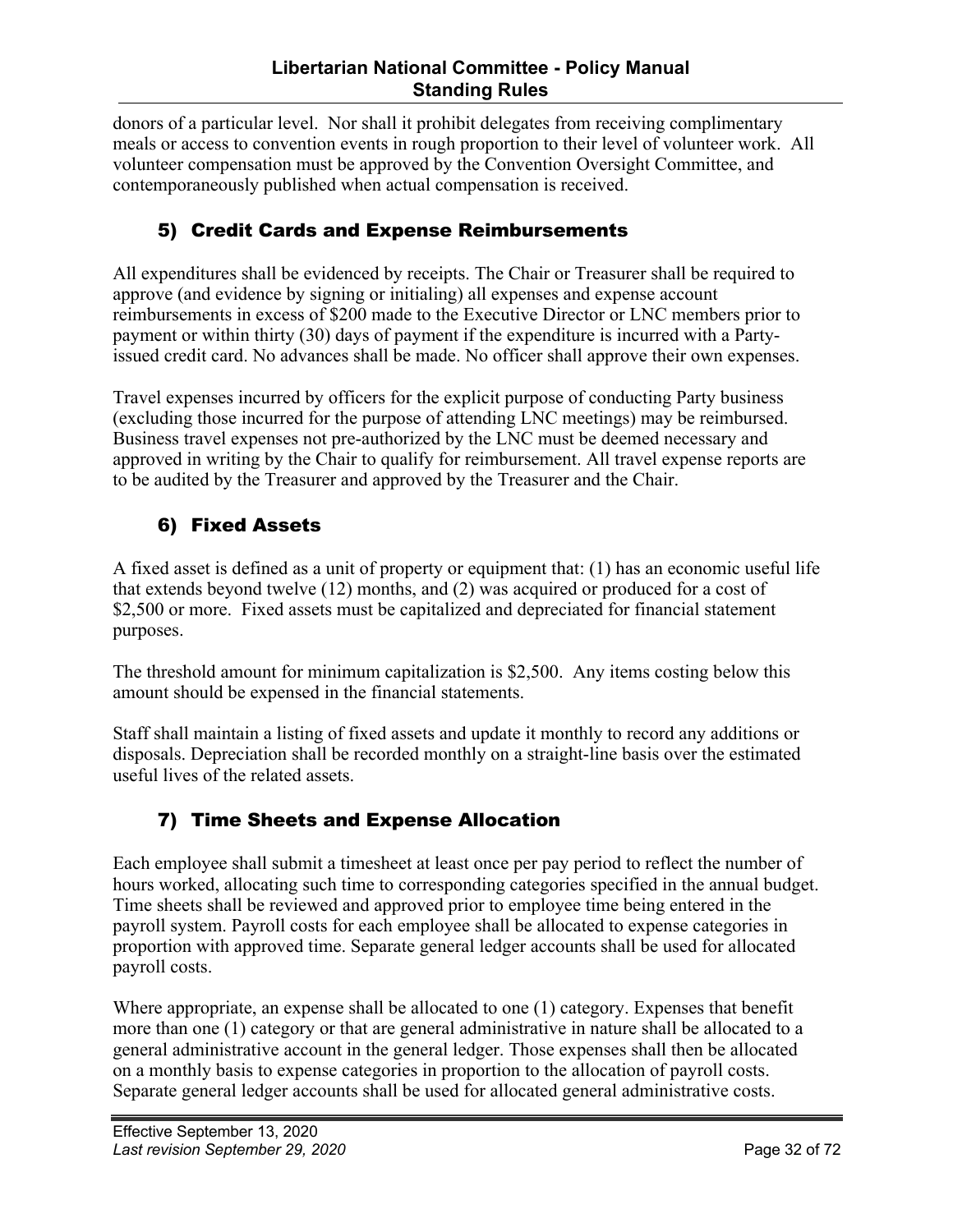donors of a particular level. Nor shall it prohibit delegates from receiving complimentary meals or access to convention events in rough proportion to their level of volunteer work. All volunteer compensation must be approved by the Convention Oversight Committee, and contemporaneously published when actual compensation is received.

## 5) Credit Cards and Expense Reimbursements

All expenditures shall be evidenced by receipts. The Chair or Treasurer shall be required to approve (and evidence by signing or initialing) all expenses and expense account reimbursements in excess of $200 made to the Executive Director or LNC members prior to payment or within thirty (30) days of payment if the expenditure is incurred with a Party-issued credit card. No advances shall be made. No officer shall approve their own expenses.

Travel expenses incurred by officers for the explicit purpose of conducting Party business (excluding those incurred for the purpose of attending LNC meetings) may be reimbursed. Business travel expenses not pre-authorized by the LNC must be deemed necessary and approved in writing by the Chair to qualify for reimbursement. All travel expense reports are to be audited by the Treasurer and approved by the Treasurer and the Chair.

## 6) Fixed Assets

A fixed asset is defined as a unit of property or equipment that: (1) has an economic useful life that extends beyond twelve (12) months, and (2) was acquired or produced for a cost of $2,500 or more. Fixed assets must be capitalized and depreciated for financial statement purposes.

The threshold amount for minimum capitalization is $2,500. Any items costing below this amount should be expensed in the financial statements.

Staff shall maintain a listing of fixed assets and update it monthly to record any additions or disposals. Depreciation shall be recorded monthly on a straight-line basis over the estimated useful lives of the related assets.

## 7) Time Sheets and Expense Allocation

Each employee shall submit a timesheet at least once per pay period to reflect the number of hours worked, allocating such time to corresponding categories specified in the annual budget. Time sheets shall be reviewed and approved prior to employee time being entered in the payroll system. Payroll costs for each employee shall be allocated to expense categories in proportion with approved time. Separate general ledger accounts shall be used for allocated payroll costs.

Where appropriate, an expense shall be allocated to one (1) category. Expenses that benefit more than one (1) category or that are general administrative in nature shall be allocated to a general administrative account in the general ledger. Those expenses shall then be allocated on a monthly basis to expense categories in proportion to the allocation of payroll costs. Separate general ledger accounts shall be used for allocated general administrative costs.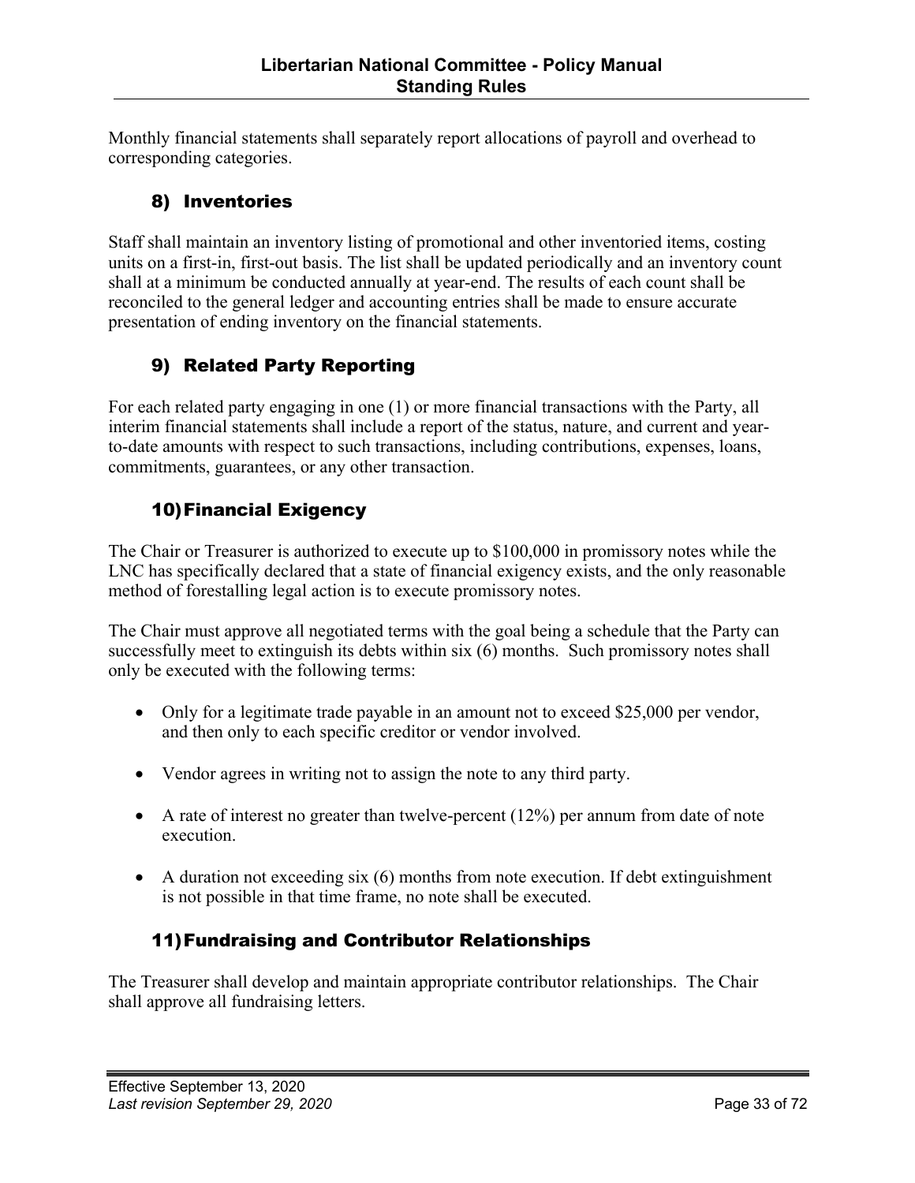Monthly financial statements shall separately report allocations of payroll and overhead to corresponding categories.

### 8) Inventories

Staff shall maintain an inventory listing of promotional and other inventoried items, costing units on a first-in, first-out basis. The list shall be updated periodically and an inventory count shall at a minimum be conducted annually at year-end. The results of each count shall be reconciled to the general ledger and accounting entries shall be made to ensure accurate presentation of ending inventory on the financial statements.

### 9) Related Party Reporting

For each related party engaging in one (1) or more financial transactions with the Party, all interim financial statements shall include a report of the status, nature, and current and year-to-date amounts with respect to such transactions, including contributions, expenses, loans, commitments, guarantees, or any other transaction.

### 10) Financial Exigency

The Chair or Treasurer is authorized to execute up to $100,000 in promissory notes while the LNC has specifically declared that a state of financial exigency exists, and the only reasonable method of forestalling legal action is to execute promissory notes.

The Chair must approve all negotiated terms with the goal being a schedule that the Party can successfully meet to extinguish its debts within six (6) months. Such promissory notes shall only be executed with the following terms:

- Only for a legitimate trade payable in an amount not to exceed $25,000 per vendor, and then only to each specific creditor or vendor involved.
- Vendor agrees in writing not to assign the note to any third party.
- A rate of interest no greater than twelve-percent (12%) per annum from date of note execution.
- A duration not exceeding six (6) months from note execution. If debt extinguishment is not possible in that time frame, no note shall be executed.

### 11) Fundraising and Contributor Relationships

The Treasurer shall develop and maintain appropriate contributor relationships. The Chair shall approve all fundraising letters.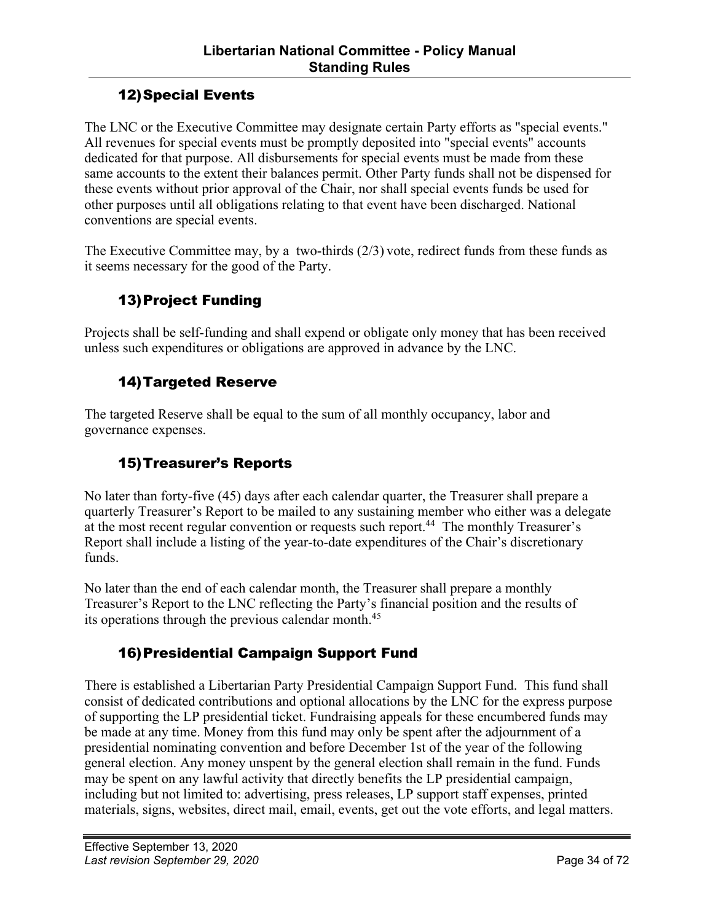### 12) Special Events

The LNC or the Executive Committee may designate certain Party efforts as "special events." All revenues for special events must be promptly deposited into "special events" accounts dedicated for that purpose. All disbursements for special events must be made from these same accounts to the extent their balances permit. Other Party funds shall not be dispensed for these events without prior approval of the Chair, nor shall special events funds be used for other purposes until all obligations relating to that event have been discharged. National conventions are special events.

The Executive Committee may, by a two-thirds (2/3) vote, redirect funds from these funds as it seems necessary for the good of the Party.

### 13) Project Funding

Projects shall be self-funding and shall expend or obligate only money that has been received unless such expenditures or obligations are approved in advance by the LNC.

### 14) Targeted Reserve

The targeted Reserve shall be equal to the sum of all monthly occupancy, labor and governance expenses.

### 15) Treasurer's Reports

No later than forty-five (45) days after each calendar quarter, the Treasurer shall prepare a quarterly Treasurer's Report to be mailed to any sustaining member who either was a delegate at the most recent regular convention or requests such report.[44] The monthly Treasurer's Report shall include a listing of the year-to-date expenditures of the Chair's discretionary funds.

No later than the end of each calendar month, the Treasurer shall prepare a monthly Treasurer's Report to the LNC reflecting the Party's financial position and the results of its operations through the previous calendar month.[45]

### 16) Presidential Campaign Support Fund

There is established a Libertarian Party Presidential Campaign Support Fund. This fund shall consist of dedicated contributions and optional allocations by the LNC for the express purpose of supporting the LP presidential ticket. Fundraising appeals for these encumbered funds may be made at any time. Money from this fund may only be spent after the adjournment of a presidential nominating convention and before December 1st of the year of the following general election. Any money unspent by the general election shall remain in the fund. Funds may be spent on any lawful activity that directly benefits the LP presidential campaign, including but not limited to: advertising, press releases, LP support staff expenses, printed materials, signs, websites, direct mail, email, events, get out the vote efforts, and legal matters.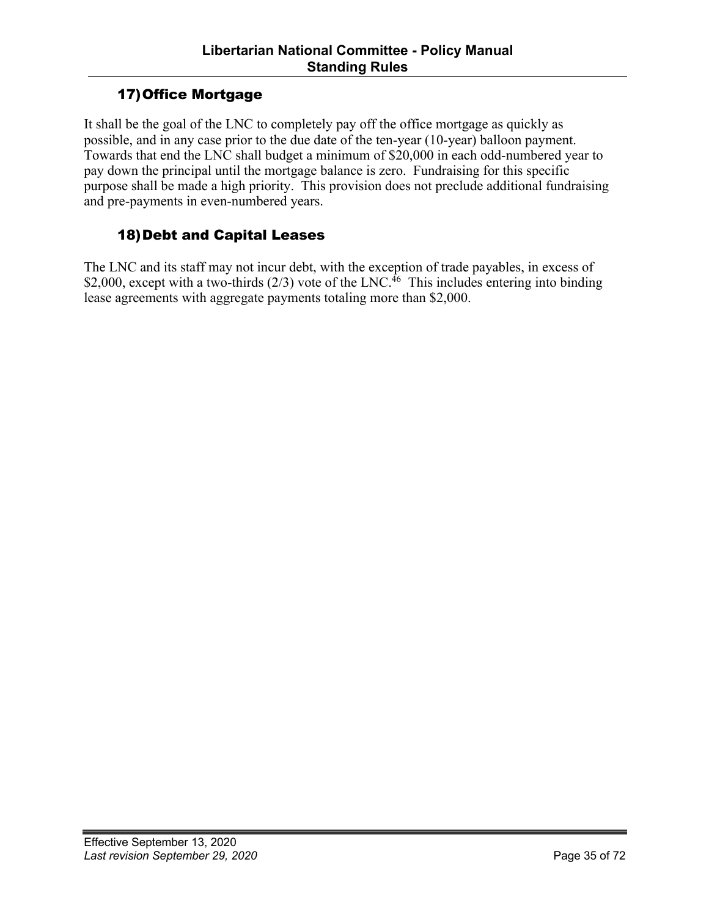## 17) Office Mortgage

It shall be the goal of the LNC to completely pay off the office mortgage as quickly as possible, and in any case prior to the due date of the ten-year (10-year) balloon payment. Towards that end the LNC shall budget a minimum of $20,000 in each odd-numbered year to pay down the principal until the mortgage balance is zero. Fundraising for this specific purpose shall be made a high priority. This provision does not preclude additional fundraising and pre-payments in even-numbered years.

## 18) Debt and Capital Leases

The LNC and its staff may not incur debt, with the exception of trade payables, in excess of $2,000, except with a two-thirds (2/3) vote of the LNC.[46] This includes entering into binding lease agreements with aggregate payments totaling more than $2,000.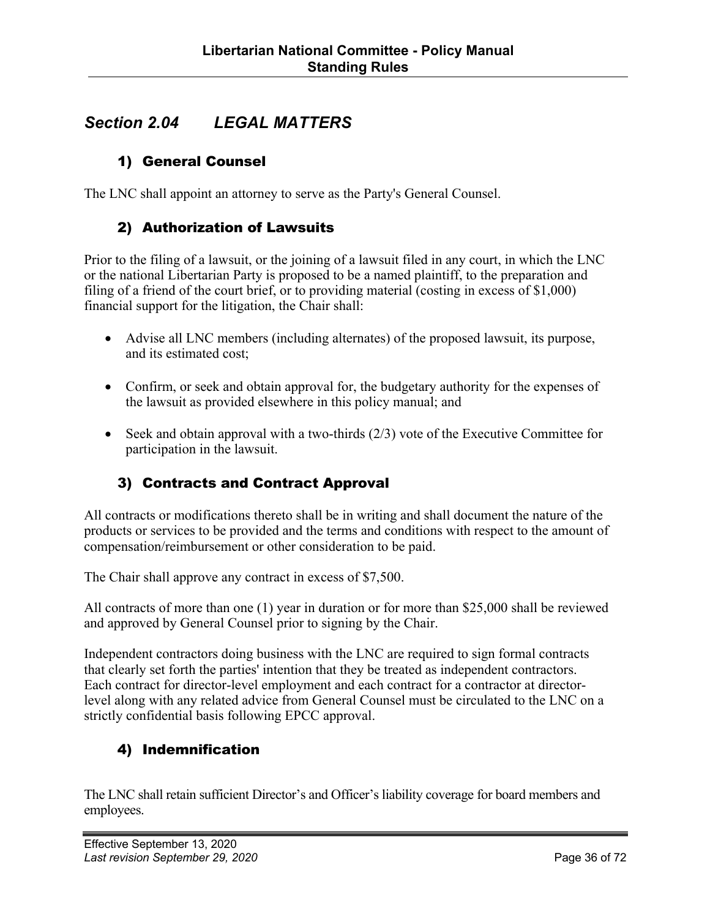## *Section 2.04 LEGAL MATTERS*

### 1) General Counsel

The LNC shall appoint an attorney to serve as the Party's General Counsel.

### 2) Authorization of Lawsuits

Prior to the filing of a lawsuit, or the joining of a lawsuit filed in any court, in which the LNC or the national Libertarian Party is proposed to be a named plaintiff, to the preparation and filing of a friend of the court brief, or to providing material (costing in excess of $1,000) financial support for the litigation, the Chair shall:

- Advise all LNC members (including alternates) of the proposed lawsuit, its purpose, and its estimated cost;
- Confirm, or seek and obtain approval for, the budgetary authority for the expenses of the lawsuit as provided elsewhere in this policy manual; and
- Seek and obtain approval with a two-thirds (2/3) vote of the Executive Committee for participation in the lawsuit.

### 3) Contracts and Contract Approval

All contracts or modifications thereto shall be in writing and shall document the nature of the products or services to be provided and the terms and conditions with respect to the amount of compensation/reimbursement or other consideration to be paid.

The Chair shall approve any contract in excess of $7,500.

All contracts of more than one (1) year in duration or for more than $25,000 shall be reviewed and approved by General Counsel prior to signing by the Chair.

Independent contractors doing business with the LNC are required to sign formal contracts that clearly set forth the parties' intention that they be treated as independent contractors. Each contract for director-level employment and each contract for a contractor at director-level along with any related advice from General Counsel must be circulated to the LNC on a strictly confidential basis following EPCC approval.

### 4) Indemnification

The LNC shall retain sufficient Director's and Officer's liability coverage for board members and employees.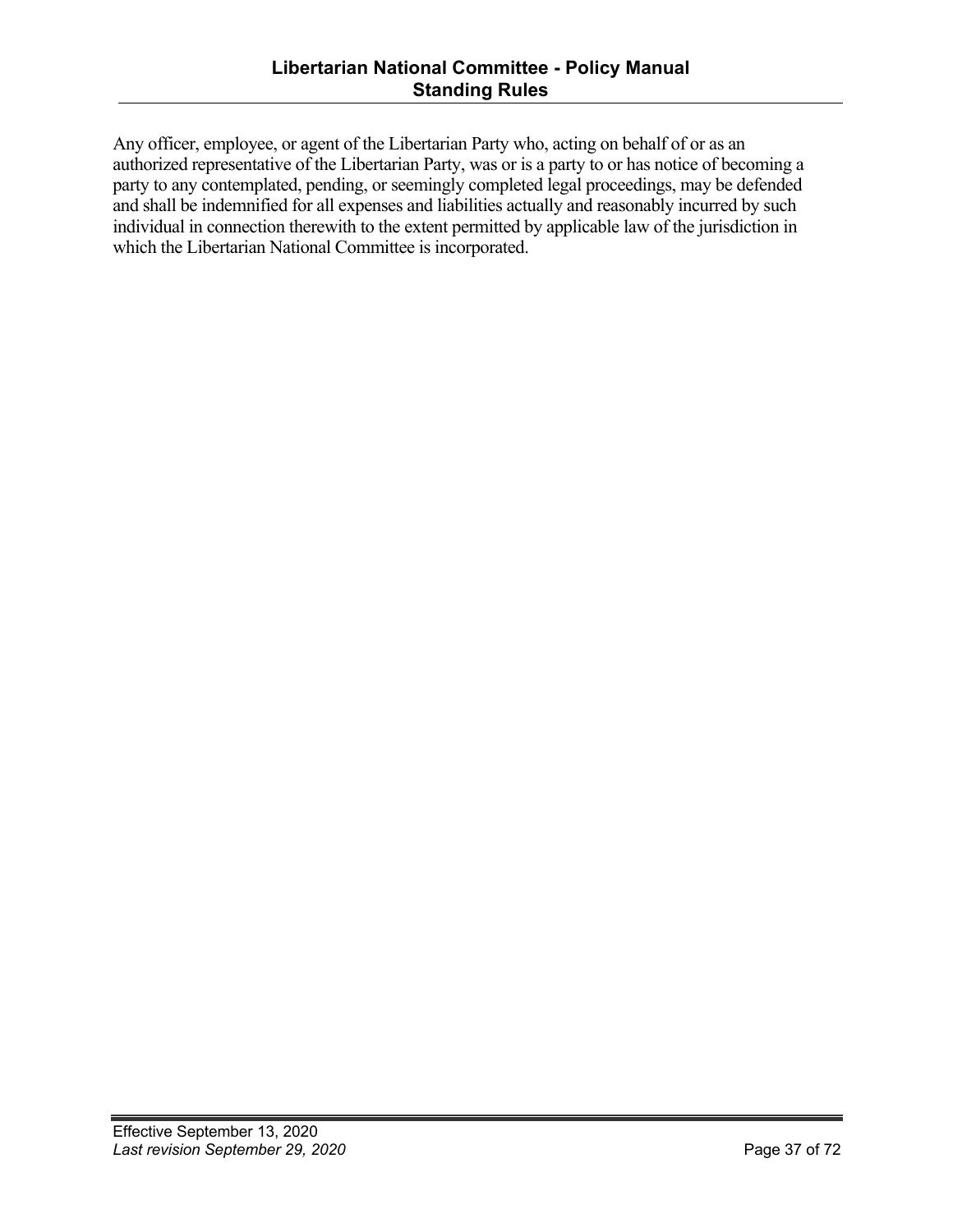Any officer, employee, or agent of the Libertarian Party who, acting on behalf of or as an authorized representative of the Libertarian Party, was or is a party to or has notice of becoming a party to any contemplated, pending, or seemingly completed legal proceedings, may be defended and shall be indemnified for all expenses and liabilities actually and reasonably incurred by such individual in connection therewith to the extent permitted by applicable law of the jurisdiction in which the Libertarian National Committee is incorporated.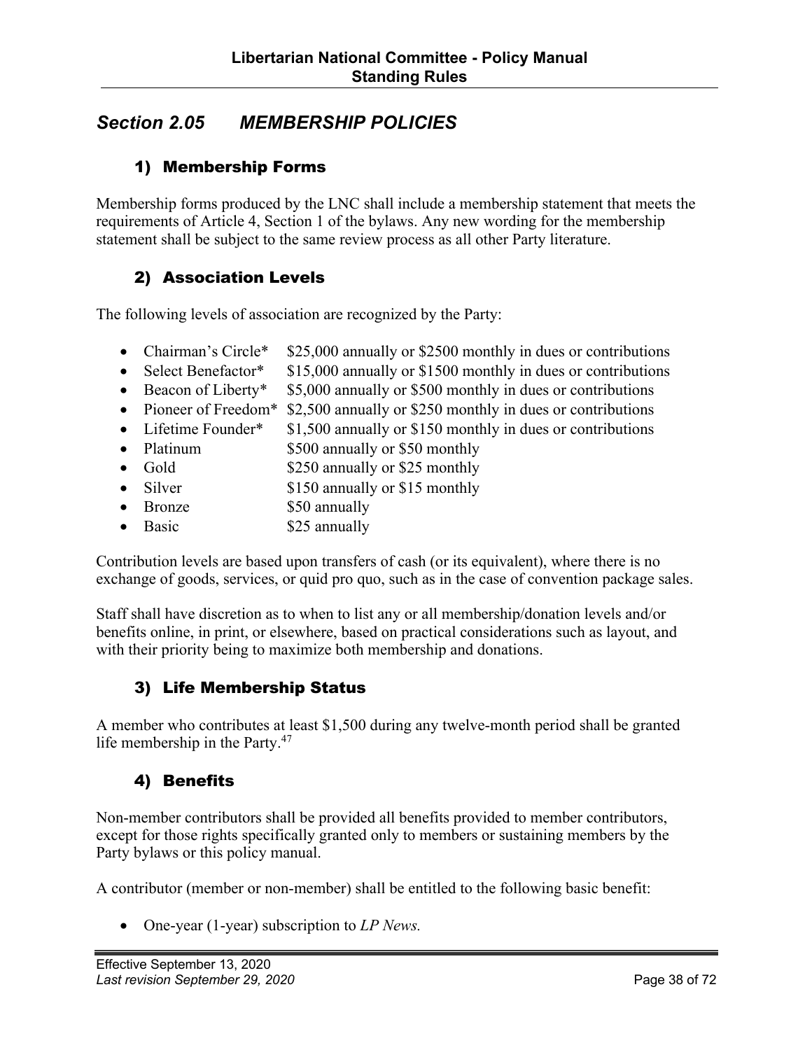## *Section 2.05 MEMBERSHIP POLICIES*

### 1) Membership Forms

Membership forms produced by the LNC shall include a membership statement that meets the requirements of Article 4, Section 1 of the bylaws. Any new wording for the membership statement shall be subject to the same review process as all other Party literature.

### 2) Association Levels

The following levels of association are recognized by the Party:

- Chairman's Circle* $25,000 annually or $2500 monthly in dues or contributions
- Select Benefactor* $15,000 annually or $1500 monthly in dues or contributions
- Beacon of Liberty* $5,000 annually or $500 monthly in dues or contributions
- Pioneer of Freedom* $2,500 annually or $250 monthly in dues or contributions
- Lifetime Founder* $1,500 annually or $150 monthly in dues or contributions
- Platinum $500 annually or $50 monthly
- Gold $250 annually or $25 monthly
- Silver $150 annually or $15 monthly
- Bronze $50 annually
- Basic $25 annually

Contribution levels are based upon transfers of cash (or its equivalent), where there is no exchange of goods, services, or quid pro quo, such as in the case of convention package sales.

Staff shall have discretion as to when to list any or all membership/donation levels and/or benefits online, in print, or elsewhere, based on practical considerations such as layout, and with their priority being to maximize both membership and donations.

### 3) Life Membership Status

A member who contributes at least $1,500 during any twelve-month period shall be granted life membership in the Party.[47]

### 4) Benefits

Non-member contributors shall be provided all benefits provided to member contributors, except for those rights specifically granted only to members or sustaining members by the Party bylaws or this policy manual.

A contributor (member or non-member) shall be entitled to the following basic benefit:

- One-year (1-year) subscription to *LP News.*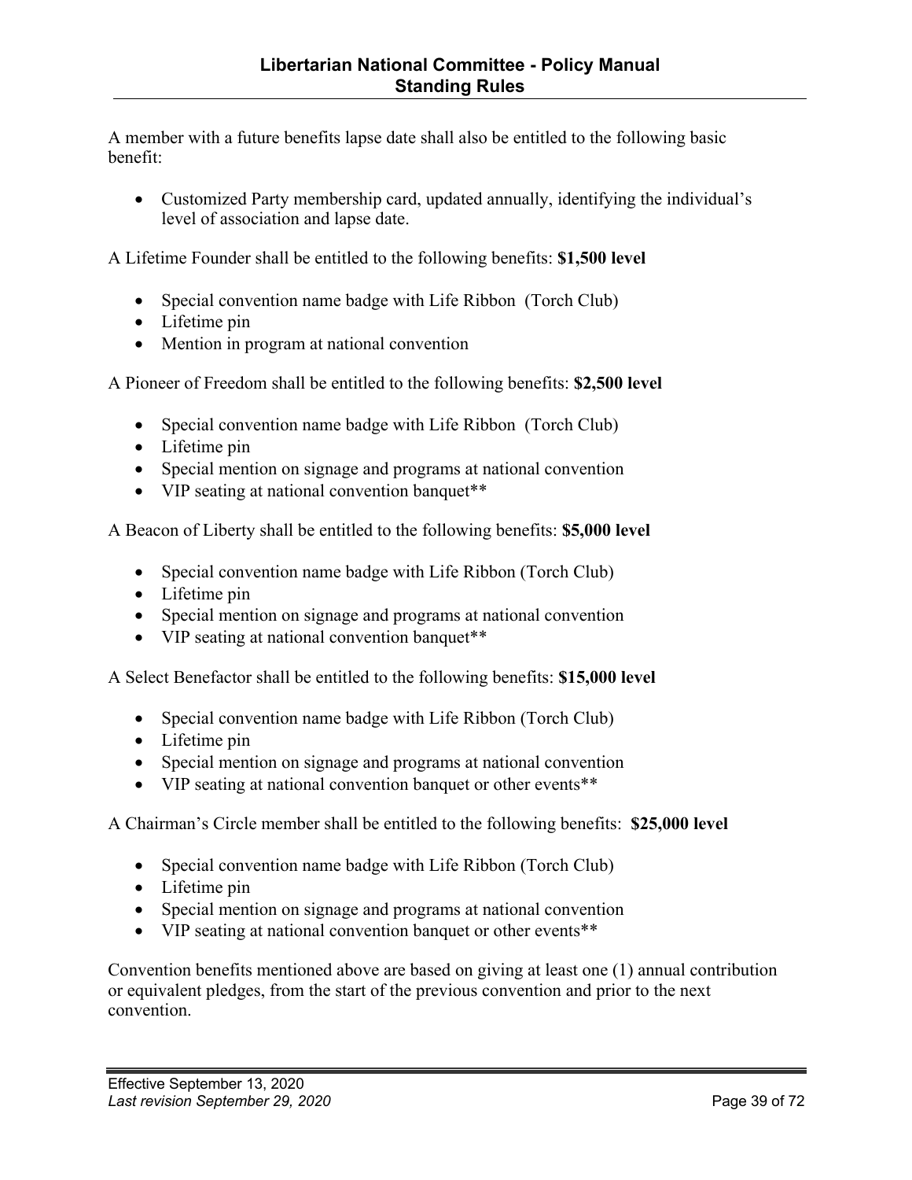A member with a future benefits lapse date shall also be entitled to the following basic benefit:

- Customized Party membership card, updated annually, identifying the individual's level of association and lapse date.

A Lifetime Founder shall be entitled to the following benefits: **$1,500 level**

- Special convention name badge with Life Ribbon (Torch Club)
- Lifetime pin
- Mention in program at national convention

A Pioneer of Freedom shall be entitled to the following benefits: **$2,500 level**

- Special convention name badge with Life Ribbon (Torch Club)
- Lifetime pin
- Special mention on signage and programs at national convention
- VIP seating at national convention banquet**

A Beacon of Liberty shall be entitled to the following benefits: **$5,000 level**

- Special convention name badge with Life Ribbon (Torch Club)
- Lifetime pin
- Special mention on signage and programs at national convention
- VIP seating at national convention banquet**

A Select Benefactor shall be entitled to the following benefits: **$15,000 level**

- Special convention name badge with Life Ribbon (Torch Club)
- Lifetime pin
- Special mention on signage and programs at national convention
- VIP seating at national convention banquet or other events**

A Chairman's Circle member shall be entitled to the following benefits: **$25,000 level**

- Special convention name badge with Life Ribbon (Torch Club)
- Lifetime pin
- Special mention on signage and programs at national convention
- VIP seating at national convention banquet or other events**

Convention benefits mentioned above are based on giving at least one (1) annual contribution or equivalent pledges, from the start of the previous convention and prior to the next convention.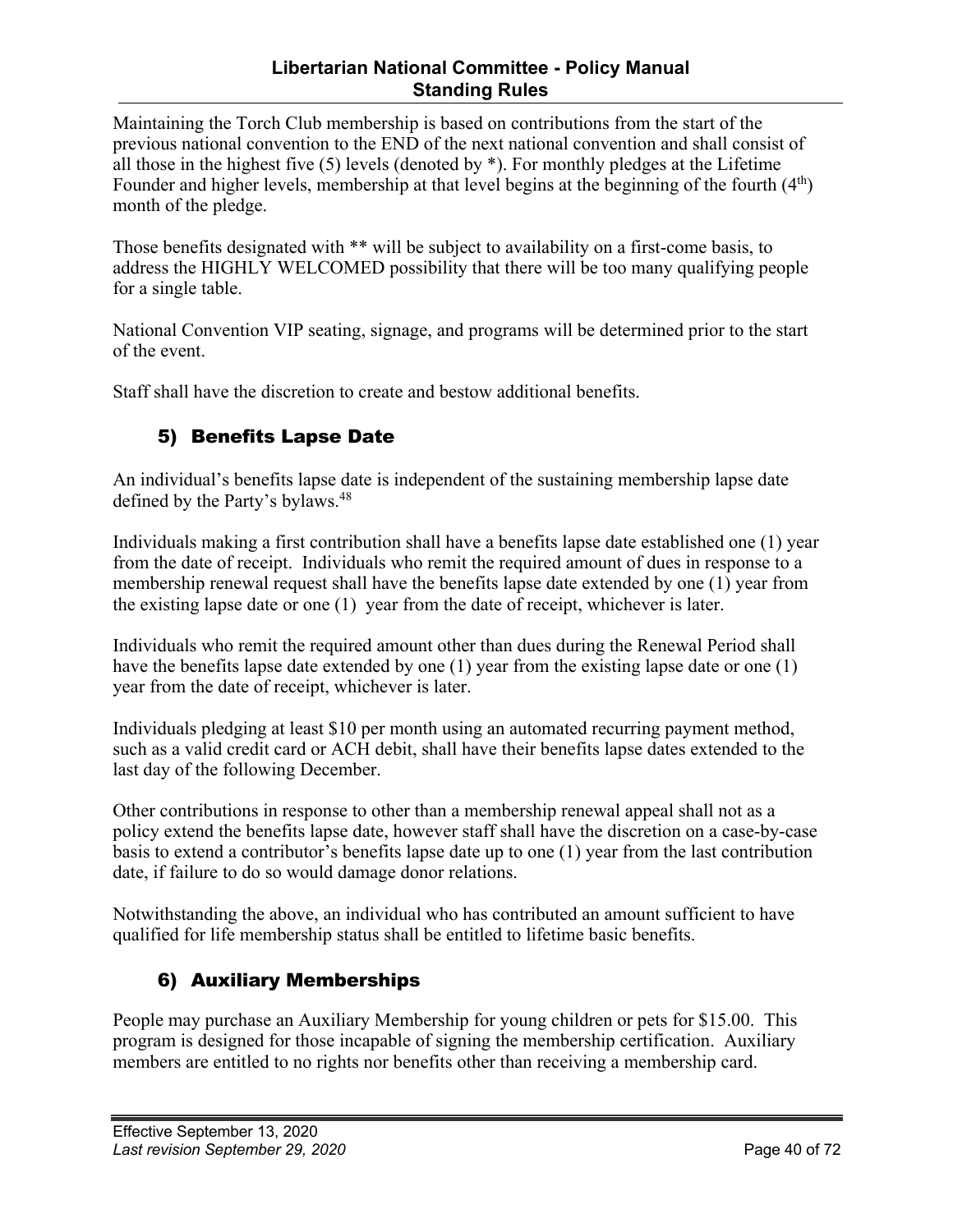Maintaining the Torch Club membership is based on contributions from the start of the previous national convention to the END of the next national convention and shall consist of all those in the highest five (5) levels (denoted by *). For monthly pledges at the Lifetime Founder and higher levels, membership at that level begins at the beginning of the fourth (4th) month of the pledge.

Those benefits designated with ** will be subject to availability on a first-come basis, to address the HIGHLY WELCOMED possibility that there will be too many qualifying people for a single table.

National Convention VIP seating, signage, and programs will be determined prior to the start of the event.

Staff shall have the discretion to create and bestow additional benefits.

### 5) Benefits Lapse Date

An individual's benefits lapse date is independent of the sustaining membership lapse date defined by the Party's bylaws.[48]

Individuals making a first contribution shall have a benefits lapse date established one (1) year from the date of receipt. Individuals who remit the required amount of dues in response to a membership renewal request shall have the benefits lapse date extended by one (1) year from the existing lapse date or one (1) year from the date of receipt, whichever is later.

Individuals who remit the required amount other than dues during the Renewal Period shall have the benefits lapse date extended by one (1) year from the existing lapse date or one (1) year from the date of receipt, whichever is later.

Individuals pledging at least $10 per month using an automated recurring payment method, such as a valid credit card or ACH debit, shall have their benefits lapse dates extended to the last day of the following December.

Other contributions in response to other than a membership renewal appeal shall not as a policy extend the benefits lapse date, however staff shall have the discretion on a case-by-case basis to extend a contributor's benefits lapse date up to one (1) year from the last contribution date, if failure to do so would damage donor relations.

Notwithstanding the above, an individual who has contributed an amount sufficient to have qualified for life membership status shall be entitled to lifetime basic benefits.

### 6) Auxiliary Memberships

People may purchase an Auxiliary Membership for young children or pets for $15.00. This program is designed for those incapable of signing the membership certification. Auxiliary members are entitled to no rights nor benefits other than receiving a membership card.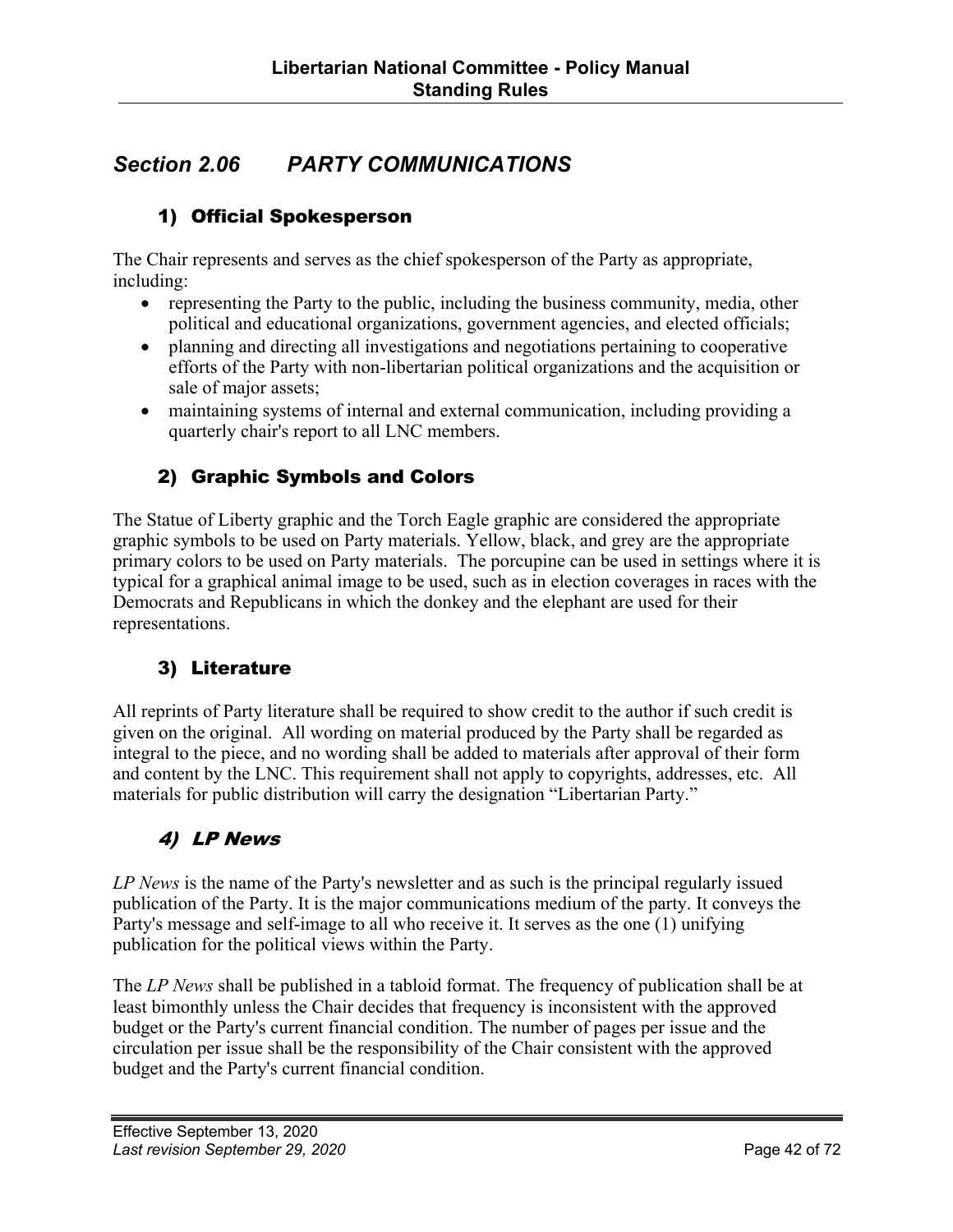## *Section 2.06 PARTY COMMUNICATIONS*

### 1) Official Spokesperson

The Chair represents and serves as the chief spokesperson of the Party as appropriate, including:

- representing the Party to the public, including the business community, media, other political and educational organizations, government agencies, and elected officials;
- planning and directing all investigations and negotiations pertaining to cooperative efforts of the Party with non-libertarian political organizations and the acquisition or sale of major assets;
- maintaining systems of internal and external communication, including providing a quarterly chair's report to all LNC members.

### 2) Graphic Symbols and Colors

The Statue of Liberty graphic and the Torch Eagle graphic are considered the appropriate graphic symbols to be used on Party materials. Yellow, black, and grey are the appropriate primary colors to be used on Party materials. The porcupine can be used in settings where it is typical for a graphical animal image to be used, such as in election coverages in races with the Democrats and Republicans in which the donkey and the elephant are used for their representations.

### 3) Literature

All reprints of Party literature shall be required to show credit to the author if such credit is given on the original. All wording on material produced by the Party shall be regarded as integral to the piece, and no wording shall be added to materials after approval of their form and content by the LNC. This requirement shall not apply to copyrights, addresses, etc. All materials for public distribution will carry the designation "Libertarian Party."

### *4) LP News*

*LP News* is the name of the Party's newsletter and as such is the principal regularly issued publication of the Party. It is the major communications medium of the party. It conveys the Party's message and self-image to all who receive it. It serves as the one (1) unifying publication for the political views within the Party.

The *LP News* shall be published in a tabloid format. The frequency of publication shall be at least bimonthly unless the Chair decides that frequency is inconsistent with the approved budget or the Party's current financial condition. The number of pages per issue and the circulation per issue shall be the responsibility of the Chair consistent with the approved budget and the Party's current financial condition.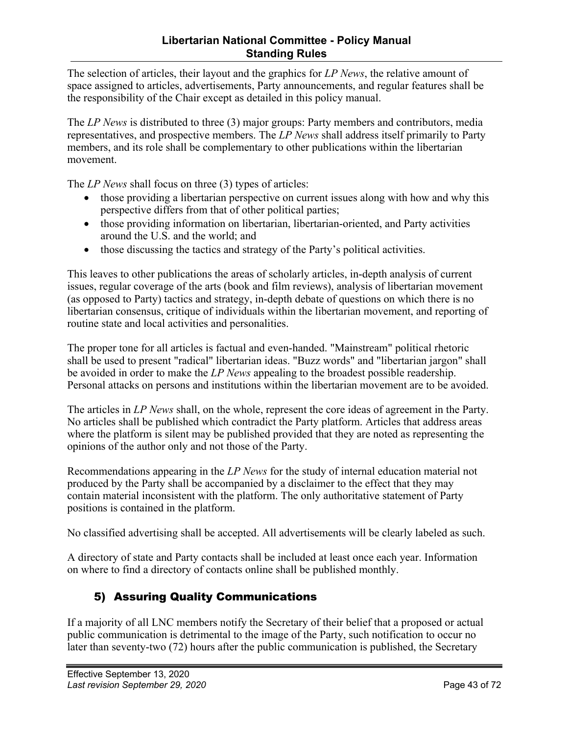The selection of articles, their layout and the graphics for *LP News*, the relative amount of space assigned to articles, advertisements, Party announcements, and regular features shall be the responsibility of the Chair except as detailed in this policy manual.

The *LP News* is distributed to three (3) major groups: Party members and contributors, media representatives, and prospective members. The *LP News* shall address itself primarily to Party members, and its role shall be complementary to other publications within the libertarian movement.

The *LP News* shall focus on three (3) types of articles:

- those providing a libertarian perspective on current issues along with how and why this perspective differs from that of other political parties;
- those providing information on libertarian, libertarian-oriented, and Party activities around the U.S. and the world; and
- those discussing the tactics and strategy of the Party's political activities.

This leaves to other publications the areas of scholarly articles, in-depth analysis of current issues, regular coverage of the arts (book and film reviews), analysis of libertarian movement (as opposed to Party) tactics and strategy, in-depth debate of questions on which there is no libertarian consensus, critique of individuals within the libertarian movement, and reporting of routine state and local activities and personalities.

The proper tone for all articles is factual and even-handed. "Mainstream" political rhetoric shall be used to present "radical" libertarian ideas. "Buzz words" and "libertarian jargon" shall be avoided in order to make the *LP News* appealing to the broadest possible readership. Personal attacks on persons and institutions within the libertarian movement are to be avoided.

The articles in *LP News* shall, on the whole, represent the core ideas of agreement in the Party. No articles shall be published which contradict the Party platform. Articles that address areas where the platform is silent may be published provided that they are noted as representing the opinions of the author only and not those of the Party.

Recommendations appearing in the *LP News* for the study of internal education material not produced by the Party shall be accompanied by a disclaimer to the effect that they may contain material inconsistent with the platform. The only authoritative statement of Party positions is contained in the platform.

No classified advertising shall be accepted. All advertisements will be clearly labeled as such.

A directory of state and Party contacts shall be included at least once each year. Information on where to find a directory of contacts online shall be published monthly.

### 5) Assuring Quality Communications

If a majority of all LNC members notify the Secretary of their belief that a proposed or actual public communication is detrimental to the image of the Party, such notification to occur no later than seventy-two (72) hours after the public communication is published, the Secretary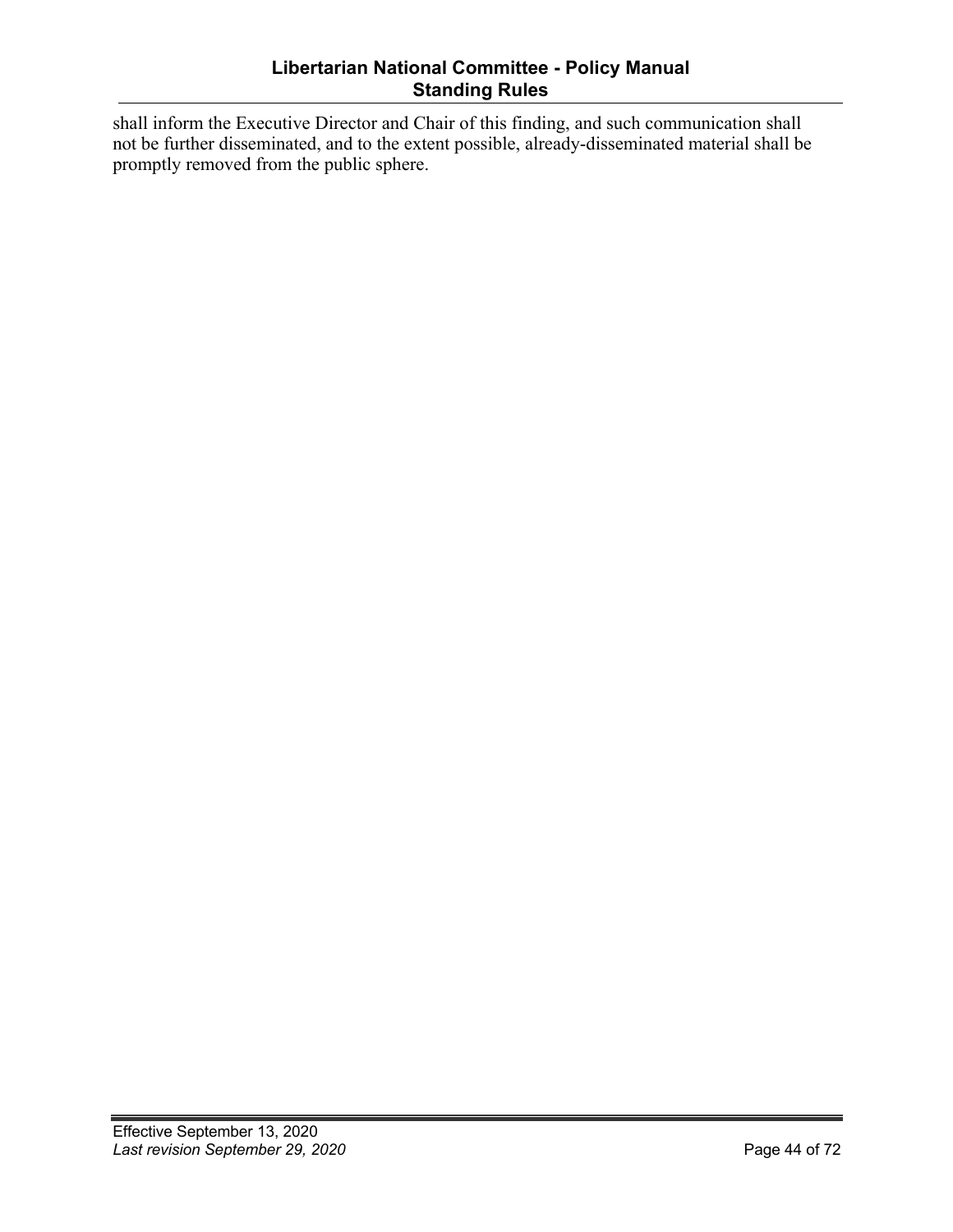shall inform the Executive Director and Chair of this finding, and such communication shall not be further disseminated, and to the extent possible, already-disseminated material shall be promptly removed from the public sphere.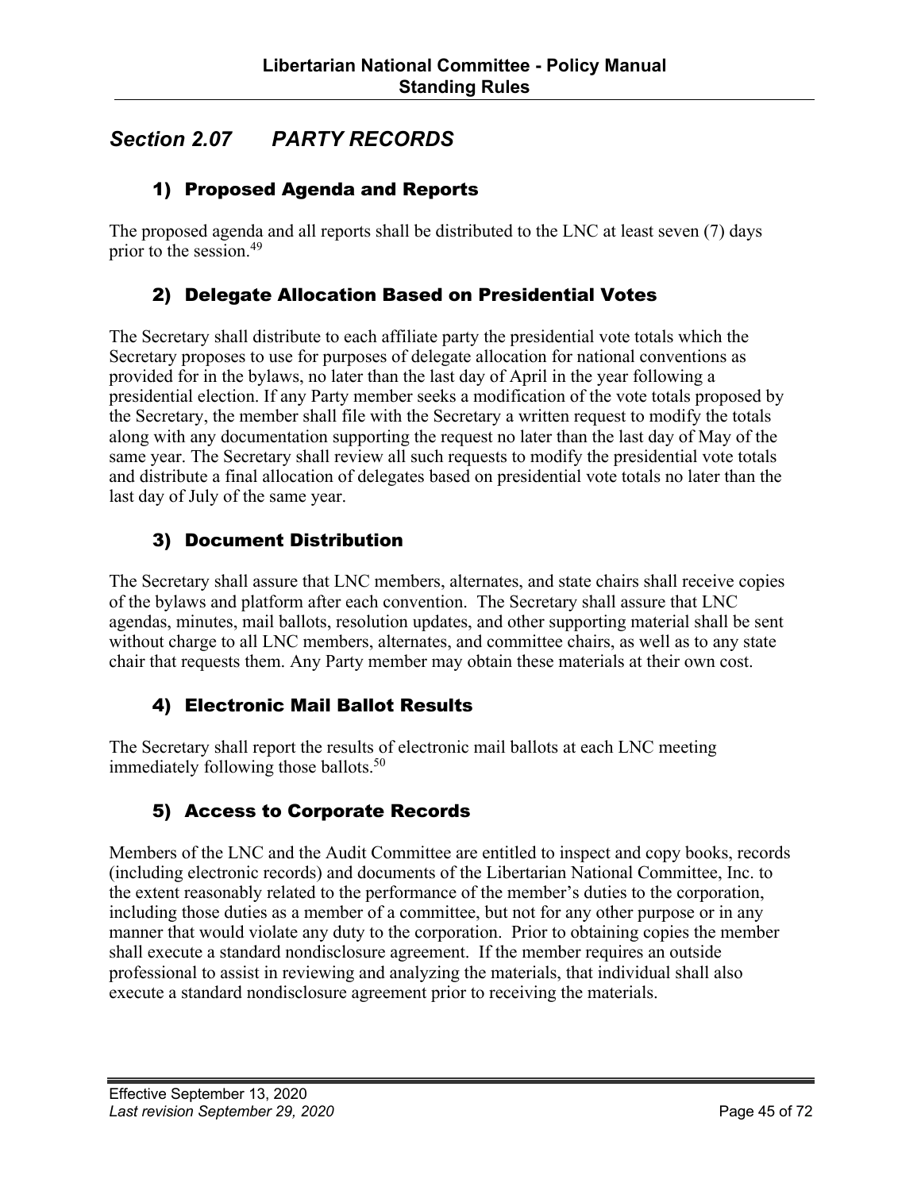## *Section 2.07 PARTY RECORDS*

### 1) Proposed Agenda and Reports

The proposed agenda and all reports shall be distributed to the LNC at least seven (7) days prior to the session.[49]

### 2) Delegate Allocation Based on Presidential Votes

The Secretary shall distribute to each affiliate party the presidential vote totals which the Secretary proposes to use for purposes of delegate allocation for national conventions as provided for in the bylaws, no later than the last day of April in the year following a presidential election. If any Party member seeks a modification of the vote totals proposed by the Secretary, the member shall file with the Secretary a written request to modify the totals along with any documentation supporting the request no later than the last day of May of the same year. The Secretary shall review all such requests to modify the presidential vote totals and distribute a final allocation of delegates based on presidential vote totals no later than the last day of July of the same year.

### 3) Document Distribution

The Secretary shall assure that LNC members, alternates, and state chairs shall receive copies of the bylaws and platform after each convention. The Secretary shall assure that LNC agendas, minutes, mail ballots, resolution updates, and other supporting material shall be sent without charge to all LNC members, alternates, and committee chairs, as well as to any state chair that requests them. Any Party member may obtain these materials at their own cost.

### 4) Electronic Mail Ballot Results

The Secretary shall report the results of electronic mail ballots at each LNC meeting immediately following those ballots.[50]

### 5) Access to Corporate Records

Members of the LNC and the Audit Committee are entitled to inspect and copy books, records (including electronic records) and documents of the Libertarian National Committee, Inc. to the extent reasonably related to the performance of the member's duties to the corporation, including those duties as a member of a committee, but not for any other purpose or in any manner that would violate any duty to the corporation. Prior to obtaining copies the member shall execute a standard nondisclosure agreement. If the member requires an outside professional to assist in reviewing and analyzing the materials, that individual shall also execute a standard nondisclosure agreement prior to receiving the materials.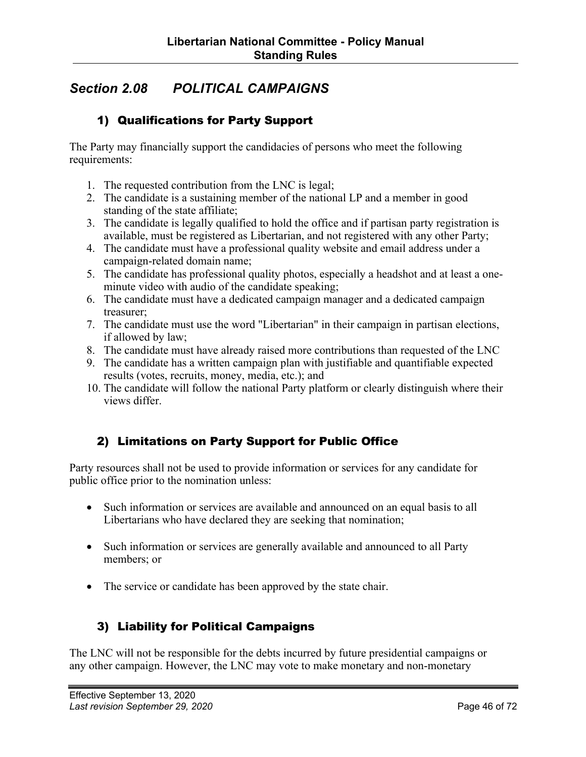## *Section 2.08 POLITICAL CAMPAIGNS*

### 1) Qualifications for Party Support

The Party may financially support the candidacies of persons who meet the following requirements:

1. The requested contribution from the LNC is legal;
2. The candidate is a sustaining member of the national LP and a member in good standing of the state affiliate;
3. The candidate is legally qualified to hold the office and if partisan party registration is available, must be registered as Libertarian, and not registered with any other Party;
4. The candidate must have a professional quality website and email address under a campaign-related domain name;
5. The candidate has professional quality photos, especially a headshot and at least a one-minute video with audio of the candidate speaking;
6. The candidate must have a dedicated campaign manager and a dedicated campaign treasurer;
7. The candidate must use the word "Libertarian" in their campaign in partisan elections, if allowed by law;
8. The candidate must have already raised more contributions than requested of the LNC
9. The candidate has a written campaign plan with justifiable and quantifiable expected results (votes, recruits, money, media, etc.); and
10. The candidate will follow the national Party platform or clearly distinguish where their views differ.

### 2) Limitations on Party Support for Public Office

Party resources shall not be used to provide information or services for any candidate for public office prior to the nomination unless:

- Such information or services are available and announced on an equal basis to all Libertarians who have declared they are seeking that nomination;
- Such information or services are generally available and announced to all Party members; or
- The service or candidate has been approved by the state chair.

### 3) Liability for Political Campaigns

The LNC will not be responsible for the debts incurred by future presidential campaigns or any other campaign. However, the LNC may vote to make monetary and non-monetary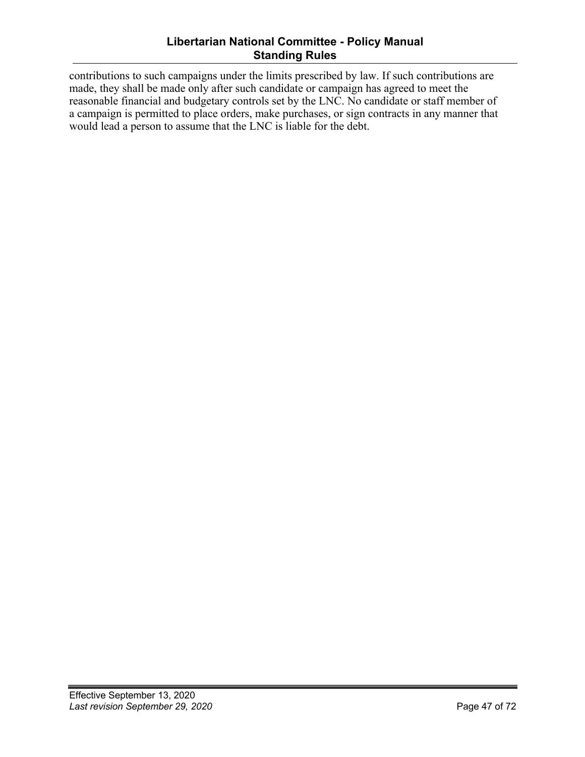contributions to such campaigns under the limits prescribed by law. If such contributions are made, they shall be made only after such candidate or campaign has agreed to meet the reasonable financial and budgetary controls set by the LNC. No candidate or staff member of a campaign is permitted to place orders, make purchases, or sign contracts in any manner that would lead a person to assume that the LNC is liable for the debt.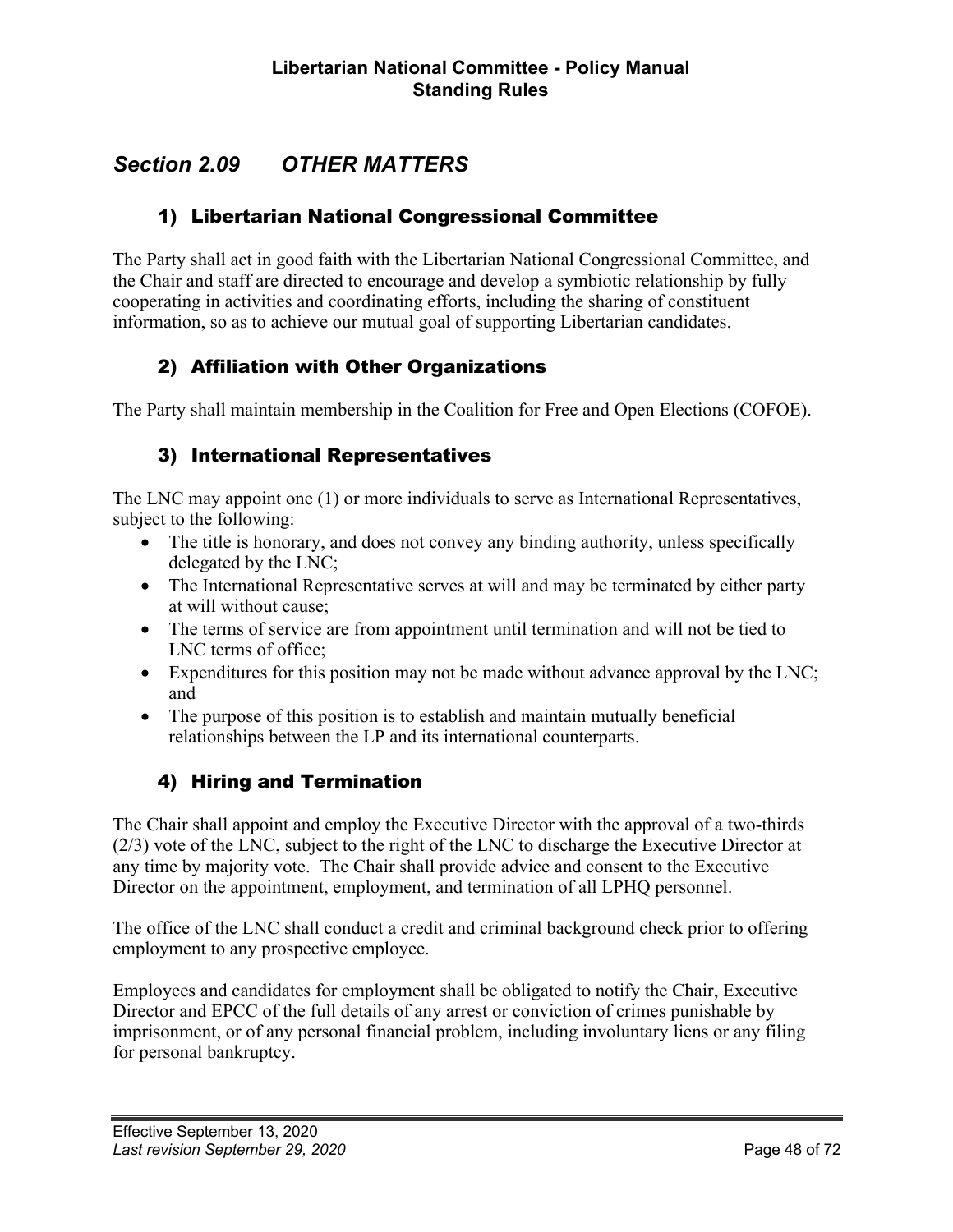## *Section 2.09 OTHER MATTERS*

### 1) Libertarian National Congressional Committee

The Party shall act in good faith with the Libertarian National Congressional Committee, and the Chair and staff are directed to encourage and develop a symbiotic relationship by fully cooperating in activities and coordinating efforts, including the sharing of constituent information, so as to achieve our mutual goal of supporting Libertarian candidates.

### 2) Affiliation with Other Organizations

The Party shall maintain membership in the Coalition for Free and Open Elections (COFOE).

### 3) International Representatives

The LNC may appoint one (1) or more individuals to serve as International Representatives, subject to the following:

- The title is honorary, and does not convey any binding authority, unless specifically delegated by the LNC;
- The International Representative serves at will and may be terminated by either party at will without cause;
- The terms of service are from appointment until termination and will not be tied to LNC terms of office;
- Expenditures for this position may not be made without advance approval by the LNC; and
- The purpose of this position is to establish and maintain mutually beneficial relationships between the LP and its international counterparts.

### 4) Hiring and Termination

The Chair shall appoint and employ the Executive Director with the approval of a two-thirds (2/3) vote of the LNC, subject to the right of the LNC to discharge the Executive Director at any time by majority vote. The Chair shall provide advice and consent to the Executive Director on the appointment, employment, and termination of all LPHQ personnel.

The office of the LNC shall conduct a credit and criminal background check prior to offering employment to any prospective employee.

Employees and candidates for employment shall be obligated to notify the Chair, Executive Director and EPCC of the full details of any arrest or conviction of crimes punishable by imprisonment, or of any personal financial problem, including involuntary liens or any filing for personal bankruptcy.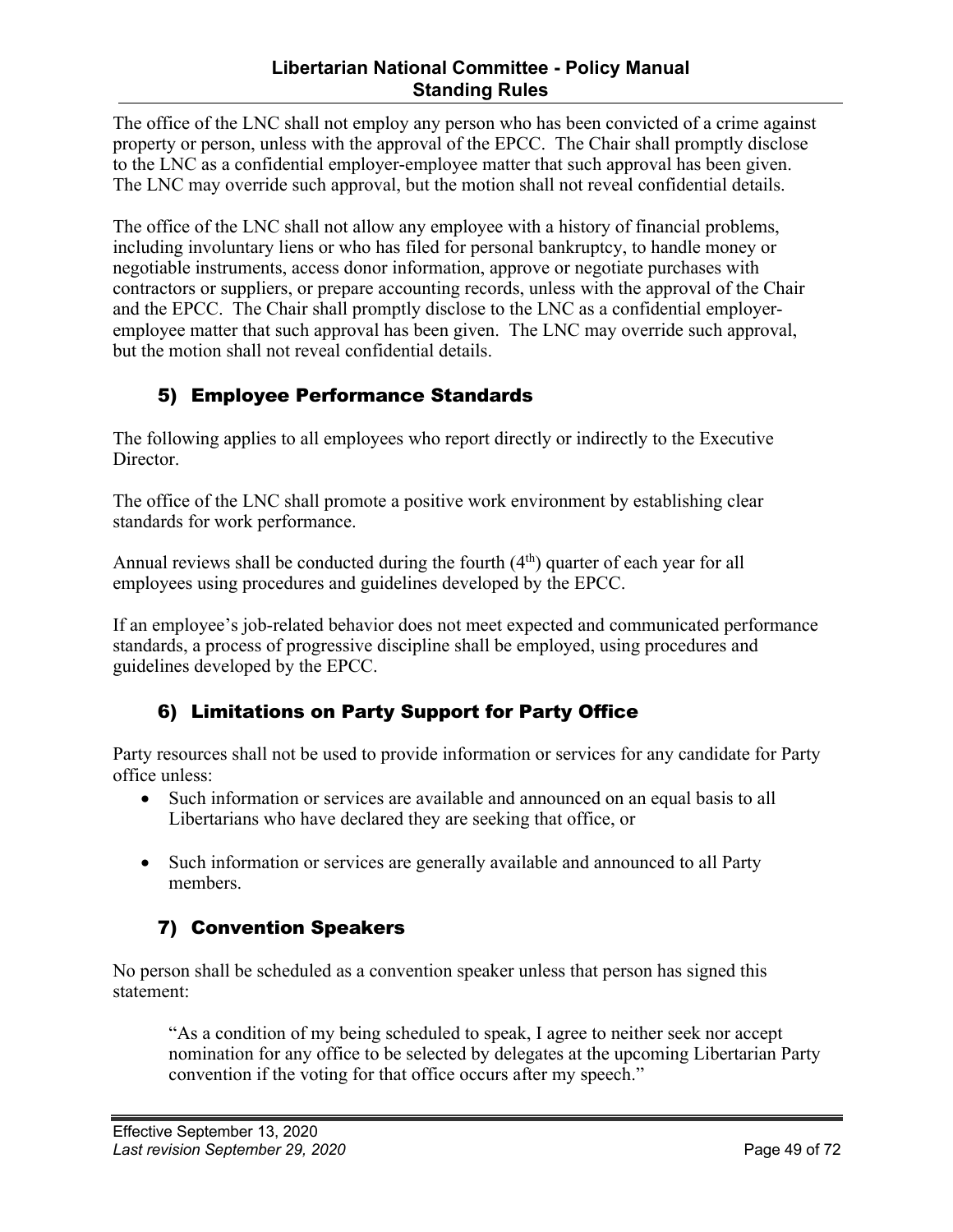The office of the LNC shall not employ any person who has been convicted of a crime against property or person, unless with the approval of the EPCC. The Chair shall promptly disclose to the LNC as a confidential employer-employee matter that such approval has been given. The LNC may override such approval, but the motion shall not reveal confidential details.

The office of the LNC shall not allow any employee with a history of financial problems, including involuntary liens or who has filed for personal bankruptcy, to handle money or negotiable instruments, access donor information, approve or negotiate purchases with contractors or suppliers, or prepare accounting records, unless with the approval of the Chair and the EPCC. The Chair shall promptly disclose to the LNC as a confidential employer-employee matter that such approval has been given. The LNC may override such approval, but the motion shall not reveal confidential details.

### 5) Employee Performance Standards

The following applies to all employees who report directly or indirectly to the Executive Director.

The office of the LNC shall promote a positive work environment by establishing clear standards for work performance.

Annual reviews shall be conducted during the fourth (4th) quarter of each year for all employees using procedures and guidelines developed by the EPCC.

If an employee's job-related behavior does not meet expected and communicated performance standards, a process of progressive discipline shall be employed, using procedures and guidelines developed by the EPCC.

### 6) Limitations on Party Support for Party Office

Party resources shall not be used to provide information or services for any candidate for Party office unless:

- Such information or services are available and announced on an equal basis to all Libertarians who have declared they are seeking that office, or
- Such information or services are generally available and announced to all Party members.

### 7) Convention Speakers

No person shall be scheduled as a convention speaker unless that person has signed this statement:

> "As a condition of my being scheduled to speak, I agree to neither seek nor accept nomination for any office to be selected by delegates at the upcoming Libertarian Party convention if the voting for that office occurs after my speech."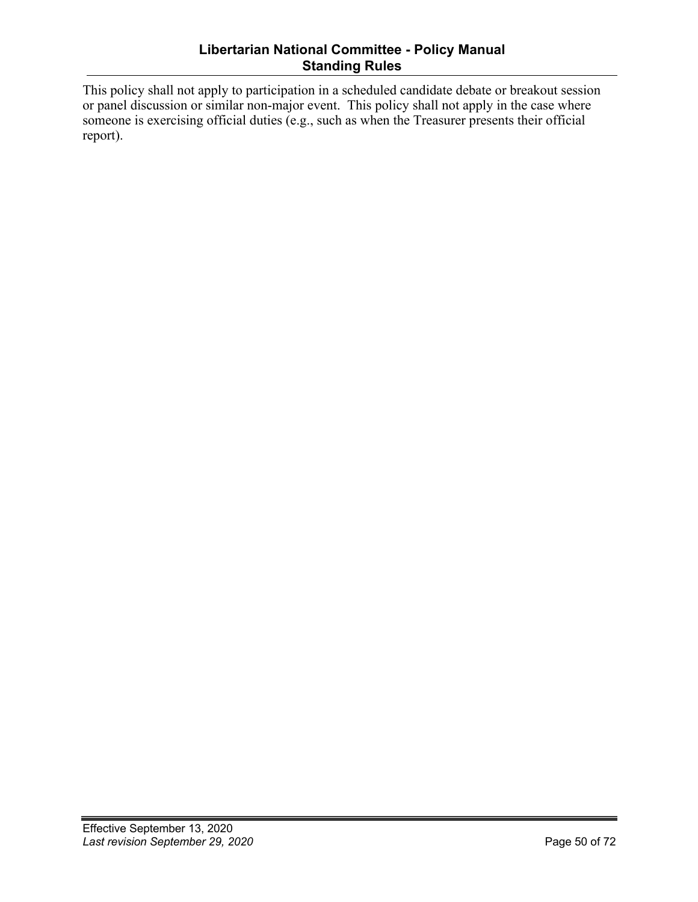This policy shall not apply to participation in a scheduled candidate debate or breakout session or panel discussion or similar non-major event. This policy shall not apply in the case where someone is exercising official duties (e.g., such as when the Treasurer presents their official report).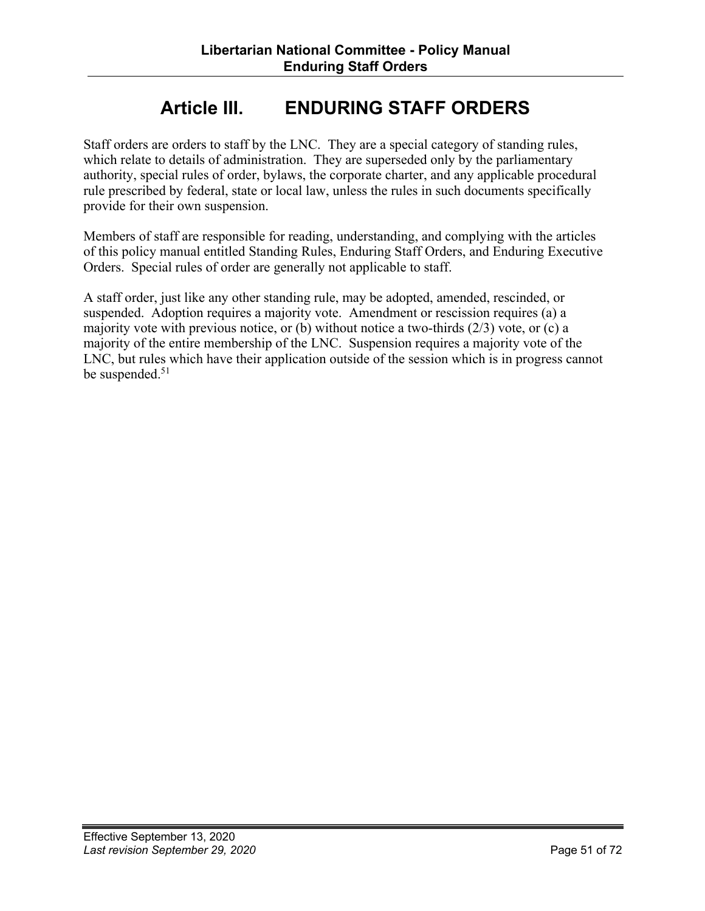# Article III. ENDURING STAFF ORDERS

Staff orders are orders to staff by the LNC. They are a special category of standing rules, which relate to details of administration. They are superseded only by the parliamentary authority, special rules of order, bylaws, the corporate charter, and any applicable procedural rule prescribed by federal, state or local law, unless the rules in such documents specifically provide for their own suspension.

Members of staff are responsible for reading, understanding, and complying with the articles of this policy manual entitled Standing Rules, Enduring Staff Orders, and Enduring Executive Orders. Special rules of order are generally not applicable to staff.

A staff order, just like any other standing rule, may be adopted, amended, rescinded, or suspended. Adoption requires a majority vote. Amendment or rescission requires (a) a majority vote with previous notice, or (b) without notice a two-thirds (2/3) vote, or (c) a majority of the entire membership of the LNC. Suspension requires a majority vote of the LNC, but rules which have their application outside of the session which is in progress cannot be suspended.[51]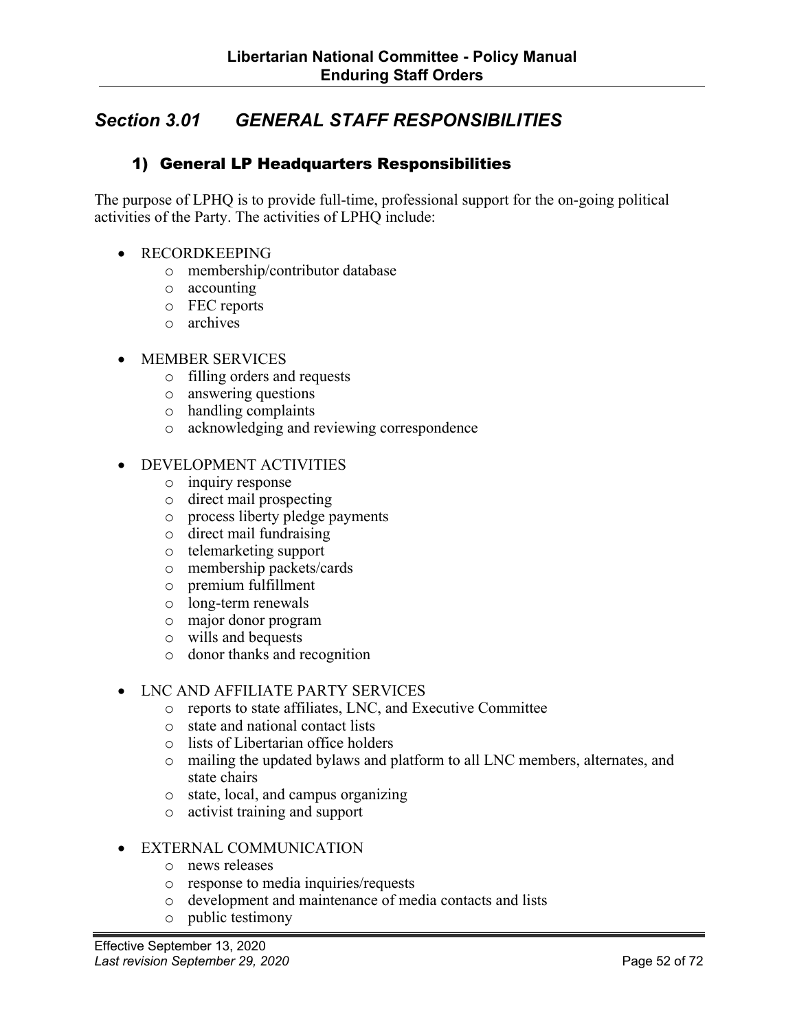## *Section 3.01 GENERAL STAFF RESPONSIBILITIES*

### 1) General LP Headquarters Responsibilities

The purpose of LPHQ is to provide full-time, professional support for the on-going political activities of the Party. The activities of LPHQ include:

- RECORDKEEPING
  - membership/contributor database
  - accounting
  - FEC reports
  - archives
- MEMBER SERVICES
  - filling orders and requests
  - answering questions
  - handling complaints
  - acknowledging and reviewing correspondence
- DEVELOPMENT ACTIVITIES
  - inquiry response
  - direct mail prospecting
  - process liberty pledge payments
  - direct mail fundraising
  - telemarketing support
  - membership packets/cards
  - premium fulfillment
  - long-term renewals
  - major donor program
  - wills and bequests
  - donor thanks and recognition
- LNC AND AFFILIATE PARTY SERVICES
  - reports to state affiliates, LNC, and Executive Committee
  - state and national contact lists
  - lists of Libertarian office holders
  - mailing the updated bylaws and platform to all LNC members, alternates, and state chairs
  - state, local, and campus organizing
  - activist training and support
- EXTERNAL COMMUNICATION
  - news releases
  - response to media inquiries/requests
  - development and maintenance of media contacts and lists
  - public testimony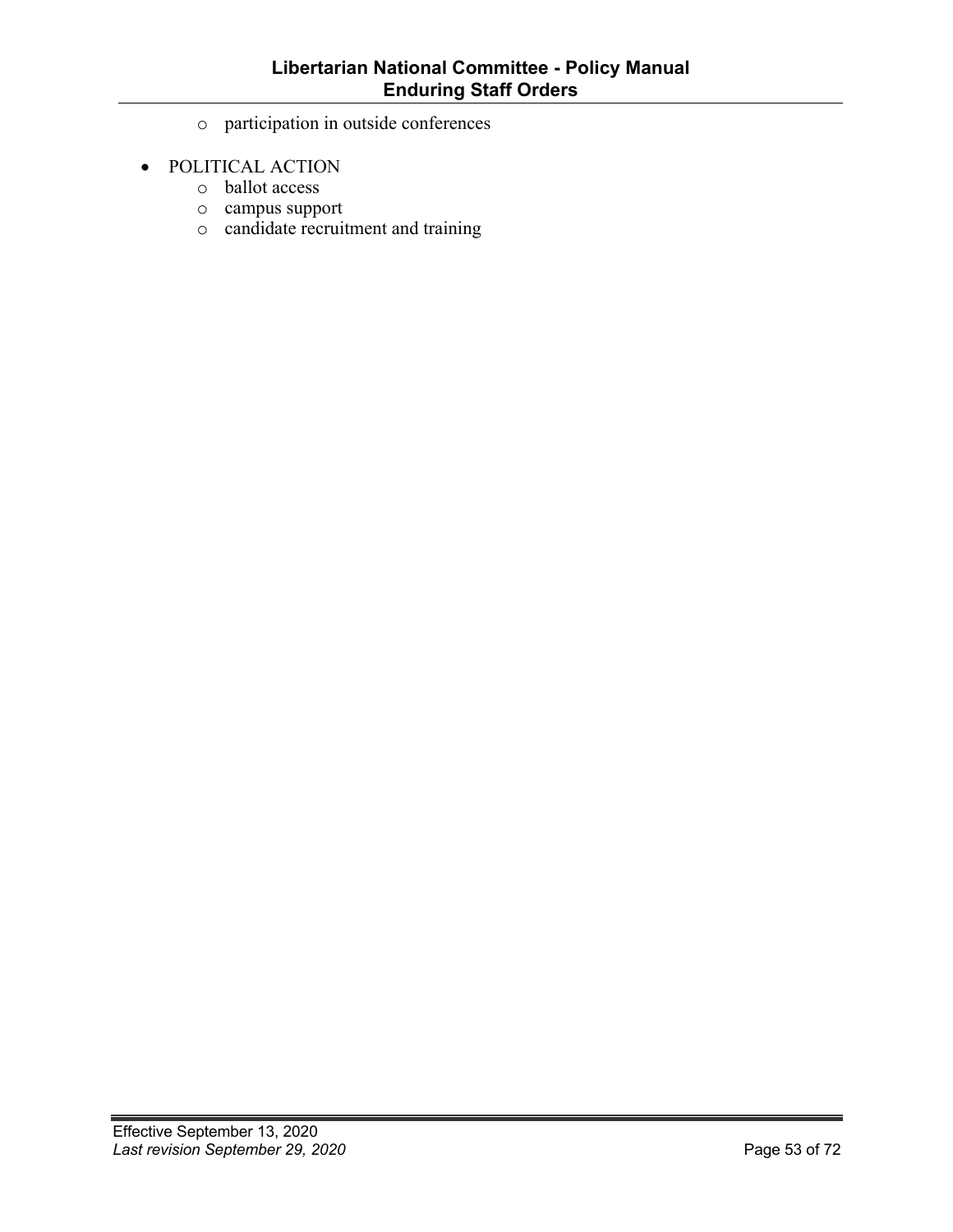- participation in outside conferences

- POLITICAL ACTION
  - ballot access
  - campus support
  - candidate recruitment and training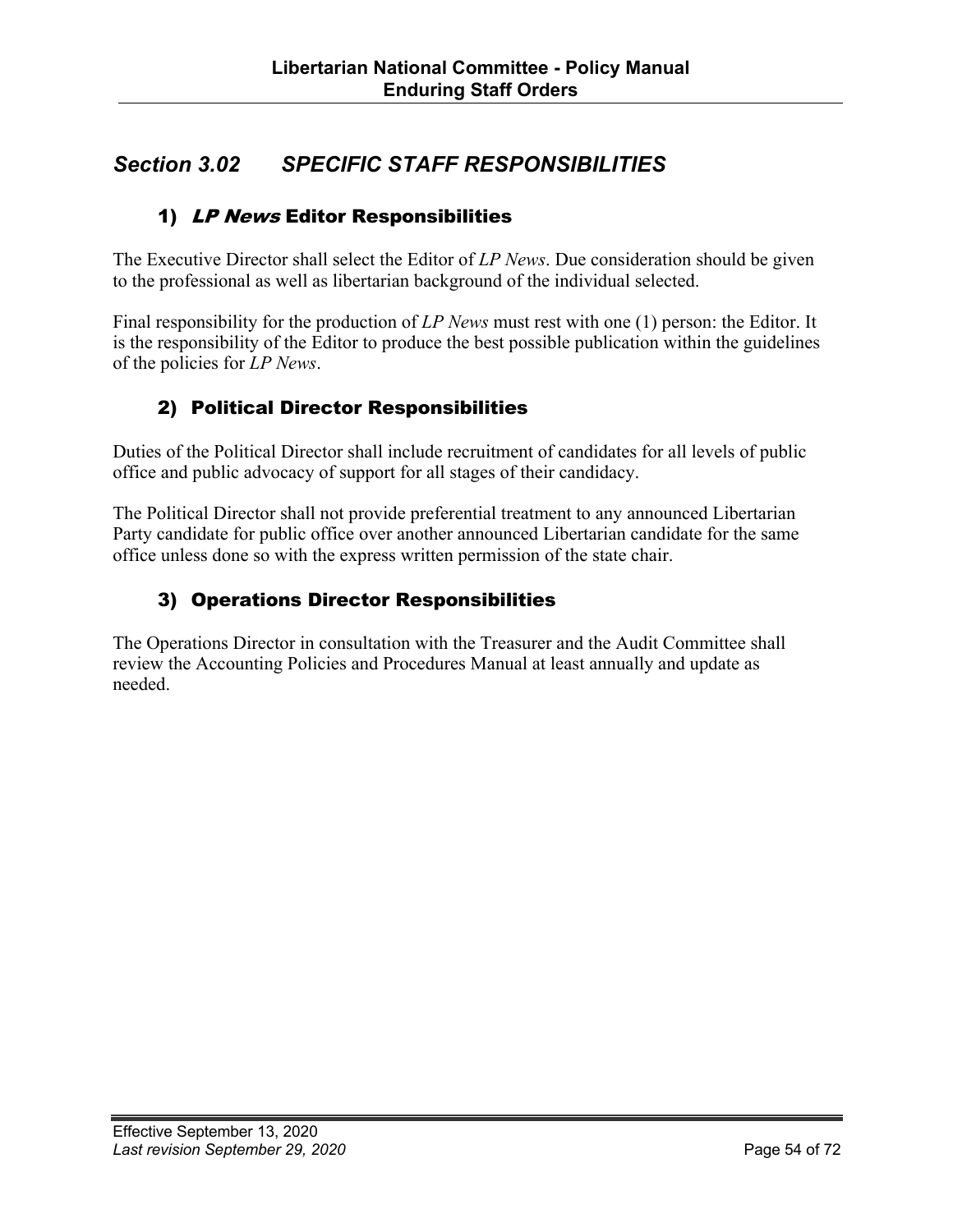## *Section 3.02 SPECIFIC STAFF RESPONSIBILITIES*

### 1) *LP News* Editor Responsibilities

The Executive Director shall select the Editor of *LP News*. Due consideration should be given to the professional as well as libertarian background of the individual selected.

Final responsibility for the production of *LP News* must rest with one (1) person: the Editor. It is the responsibility of the Editor to produce the best possible publication within the guidelines of the policies for *LP News*.

### 2) Political Director Responsibilities

Duties of the Political Director shall include recruitment of candidates for all levels of public office and public advocacy of support for all stages of their candidacy.

The Political Director shall not provide preferential treatment to any announced Libertarian Party candidate for public office over another announced Libertarian candidate for the same office unless done so with the express written permission of the state chair.

### 3) Operations Director Responsibilities

The Operations Director in consultation with the Treasurer and the Audit Committee shall review the Accounting Policies and Procedures Manual at least annually and update as needed.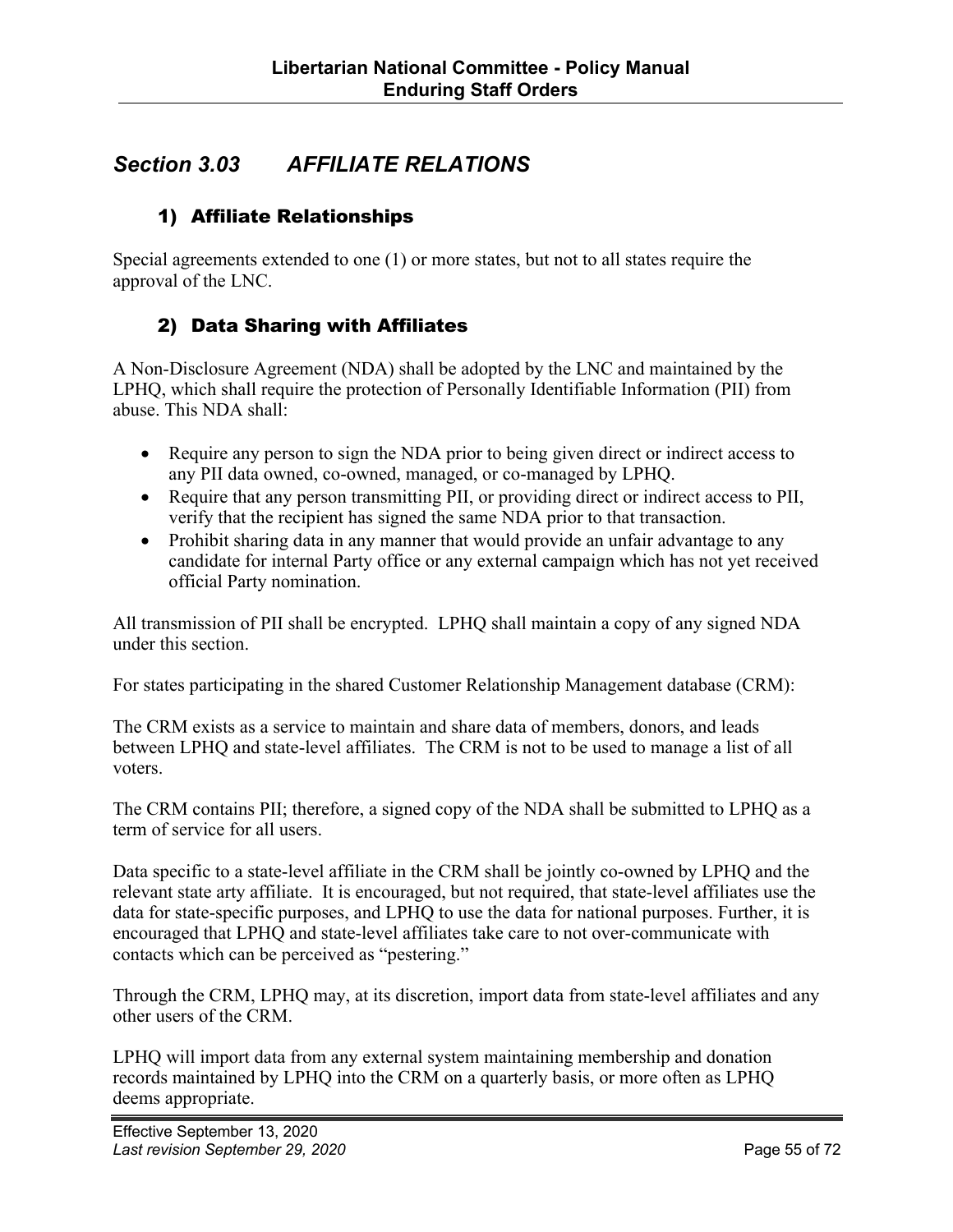## *Section 3.03 AFFILIATE RELATIONS*

### 1) Affiliate Relationships

Special agreements extended to one (1) or more states, but not to all states require the approval of the LNC.

### 2) Data Sharing with Affiliates

A Non-Disclosure Agreement (NDA) shall be adopted by the LNC and maintained by the LPHQ, which shall require the protection of Personally Identifiable Information (PII) from abuse. This NDA shall:

- Require any person to sign the NDA prior to being given direct or indirect access to any PII data owned, co-owned, managed, or co-managed by LPHQ.
- Require that any person transmitting PII, or providing direct or indirect access to PII, verify that the recipient has signed the same NDA prior to that transaction.
- Prohibit sharing data in any manner that would provide an unfair advantage to any candidate for internal Party office or any external campaign which has not yet received official Party nomination.

All transmission of PII shall be encrypted. LPHQ shall maintain a copy of any signed NDA under this section.

For states participating in the shared Customer Relationship Management database (CRM):

The CRM exists as a service to maintain and share data of members, donors, and leads between LPHQ and state-level affiliates. The CRM is not to be used to manage a list of all voters.

The CRM contains PII; therefore, a signed copy of the NDA shall be submitted to LPHQ as a term of service for all users.

Data specific to a state-level affiliate in the CRM shall be jointly co-owned by LPHQ and the relevant state arty affiliate. It is encouraged, but not required, that state-level affiliates use the data for state-specific purposes, and LPHQ to use the data for national purposes. Further, it is encouraged that LPHQ and state-level affiliates take care to not over-communicate with contacts which can be perceived as "pestering."

Through the CRM, LPHQ may, at its discretion, import data from state-level affiliates and any other users of the CRM.

LPHQ will import data from any external system maintaining membership and donation records maintained by LPHQ into the CRM on a quarterly basis, or more often as LPHQ deems appropriate.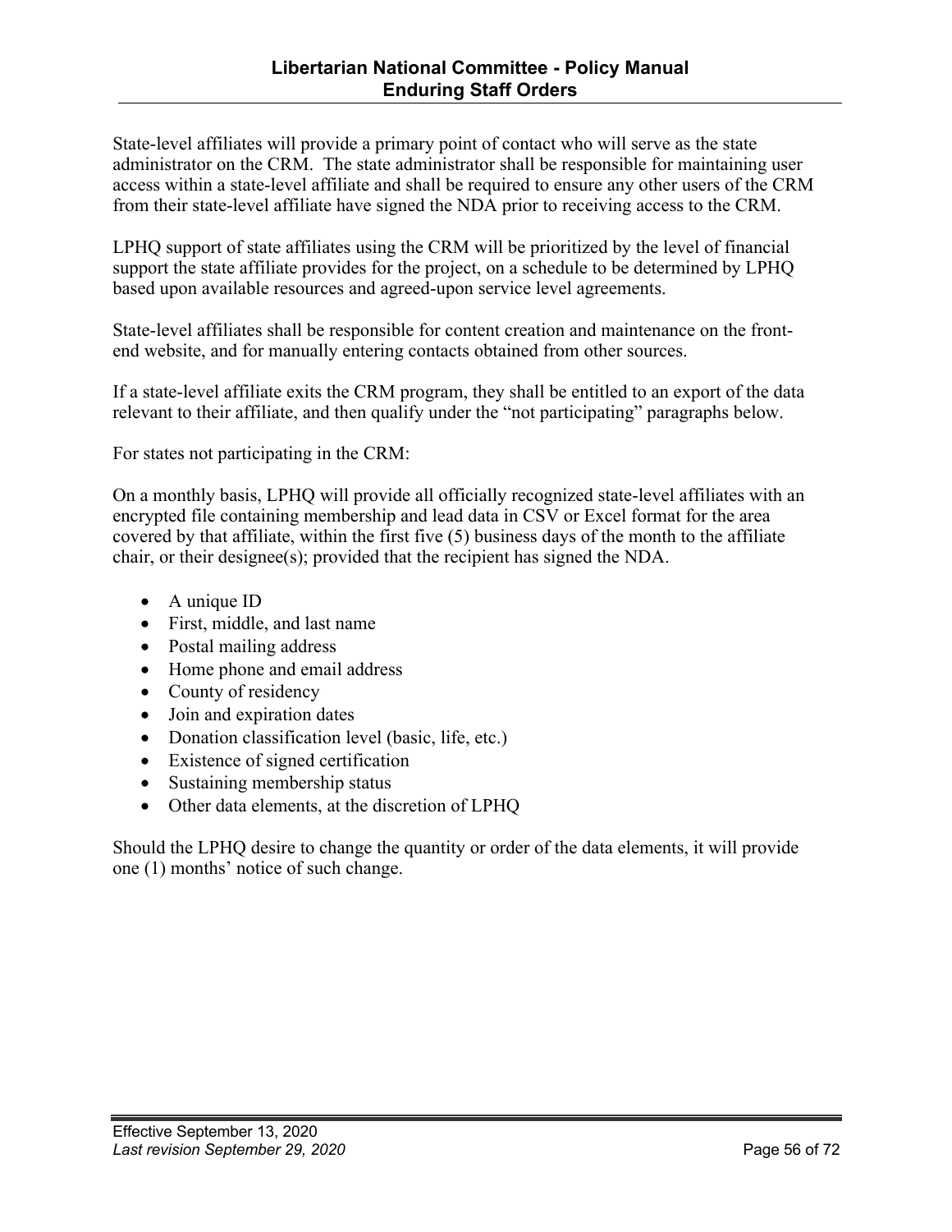State-level affiliates will provide a primary point of contact who will serve as the state administrator on the CRM. The state administrator shall be responsible for maintaining user access within a state-level affiliate and shall be required to ensure any other users of the CRM from their state-level affiliate have signed the NDA prior to receiving access to the CRM.

LPHQ support of state affiliates using the CRM will be prioritized by the level of financial support the state affiliate provides for the project, on a schedule to be determined by LPHQ based upon available resources and agreed-upon service level agreements.

State-level affiliates shall be responsible for content creation and maintenance on the front-end website, and for manually entering contacts obtained from other sources.

If a state-level affiliate exits the CRM program, they shall be entitled to an export of the data relevant to their affiliate, and then qualify under the "not participating" paragraphs below.

For states not participating in the CRM:

On a monthly basis, LPHQ will provide all officially recognized state-level affiliates with an encrypted file containing membership and lead data in CSV or Excel format for the area covered by that affiliate, within the first five (5) business days of the month to the affiliate chair, or their designee(s); provided that the recipient has signed the NDA.

- A unique ID
- First, middle, and last name
- Postal mailing address
- Home phone and email address
- County of residency
- Join and expiration dates
- Donation classification level (basic, life, etc.)
- Existence of signed certification
- Sustaining membership status
- Other data elements, at the discretion of LPHQ

Should the LPHQ desire to change the quantity or order of the data elements, it will provide one (1) months' notice of such change.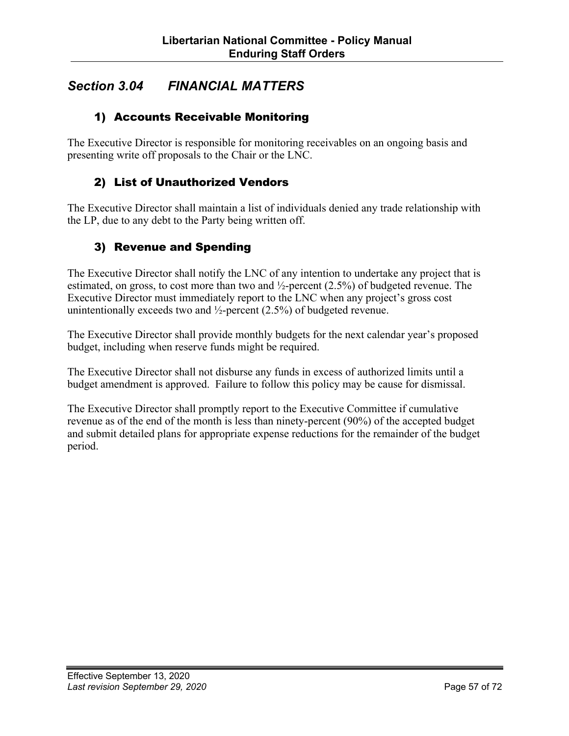## *Section 3.04 FINANCIAL MATTERS*

### 1) Accounts Receivable Monitoring

The Executive Director is responsible for monitoring receivables on an ongoing basis and presenting write off proposals to the Chair or the LNC.

### 2) List of Unauthorized Vendors

The Executive Director shall maintain a list of individuals denied any trade relationship with the LP, due to any debt to the Party being written off.

### 3) Revenue and Spending

The Executive Director shall notify the LNC of any intention to undertake any project that is estimated, on gross, to cost more than two and ½-percent (2.5%) of budgeted revenue. The Executive Director must immediately report to the LNC when any project's gross cost unintentionally exceeds two and ½-percent (2.5%) of budgeted revenue.

The Executive Director shall provide monthly budgets for the next calendar year's proposed budget, including when reserve funds might be required.

The Executive Director shall not disburse any funds in excess of authorized limits until a budget amendment is approved. Failure to follow this policy may be cause for dismissal.

The Executive Director shall promptly report to the Executive Committee if cumulative revenue as of the end of the month is less than ninety-percent (90%) of the accepted budget and submit detailed plans for appropriate expense reductions for the remainder of the budget period.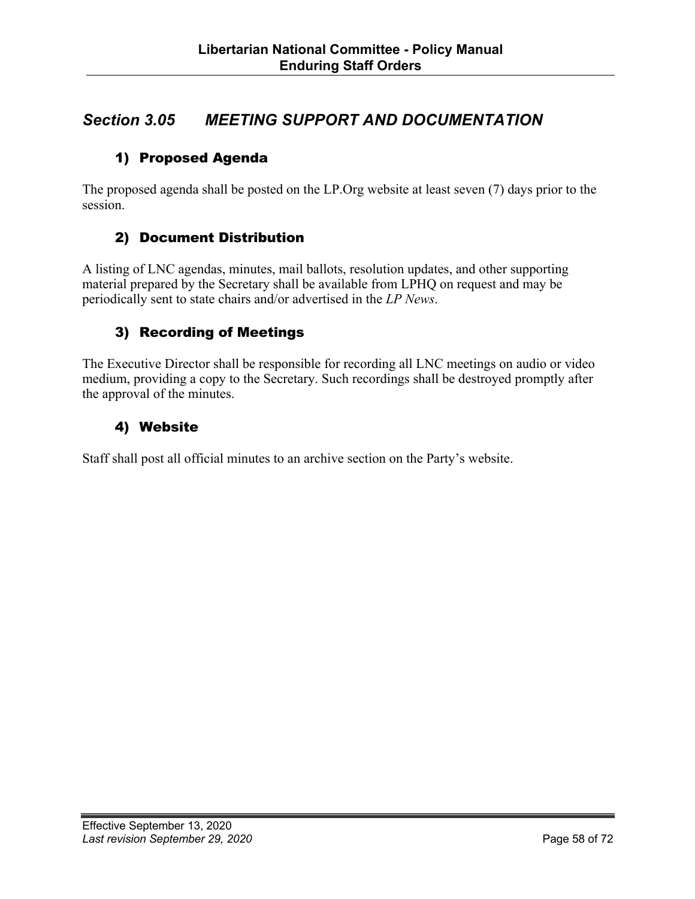## *Section 3.05 MEETING SUPPORT AND DOCUMENTATION*

### 1) Proposed Agenda

The proposed agenda shall be posted on the LP.Org website at least seven (7) days prior to the session.

### 2) Document Distribution

A listing of LNC agendas, minutes, mail ballots, resolution updates, and other supporting material prepared by the Secretary shall be available from LPHQ on request and may be periodically sent to state chairs and/or advertised in the *LP News*.

### 3) Recording of Meetings

The Executive Director shall be responsible for recording all LNC meetings on audio or video medium, providing a copy to the Secretary. Such recordings shall be destroyed promptly after the approval of the minutes.

### 4) Website

Staff shall post all official minutes to an archive section on the Party's website.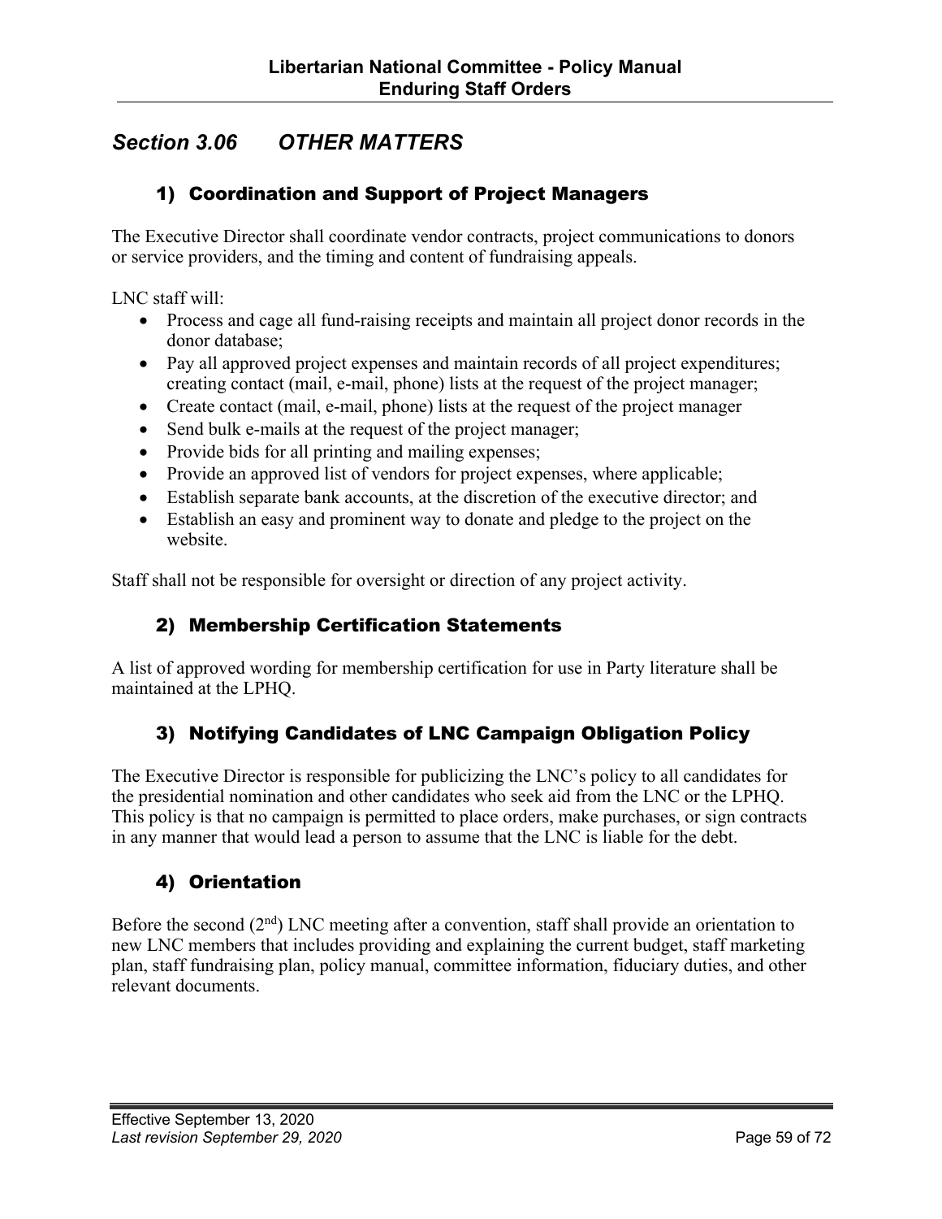## *Section 3.06 OTHER MATTERS*

### 1) Coordination and Support of Project Managers

The Executive Director shall coordinate vendor contracts, project communications to donors or service providers, and the timing and content of fundraising appeals.

LNC staff will:

- Process and cage all fund-raising receipts and maintain all project donor records in the donor database;
- Pay all approved project expenses and maintain records of all project expenditures; creating contact (mail, e-mail, phone) lists at the request of the project manager;
- Create contact (mail, e-mail, phone) lists at the request of the project manager
- Send bulk e-mails at the request of the project manager;
- Provide bids for all printing and mailing expenses;
- Provide an approved list of vendors for project expenses, where applicable;
- Establish separate bank accounts, at the discretion of the executive director; and
- Establish an easy and prominent way to donate and pledge to the project on the website.

Staff shall not be responsible for oversight or direction of any project activity.

### 2) Membership Certification Statements

A list of approved wording for membership certification for use in Party literature shall be maintained at the LPHQ.

### 3) Notifying Candidates of LNC Campaign Obligation Policy

The Executive Director is responsible for publicizing the LNC's policy to all candidates for the presidential nomination and other candidates who seek aid from the LNC or the LPHQ. This policy is that no campaign is permitted to place orders, make purchases, or sign contracts in any manner that would lead a person to assume that the LNC is liable for the debt.

### 4) Orientation

Before the second (2nd) LNC meeting after a convention, staff shall provide an orientation to new LNC members that includes providing and explaining the current budget, staff marketing plan, staff fundraising plan, policy manual, committee information, fiduciary duties, and other relevant documents.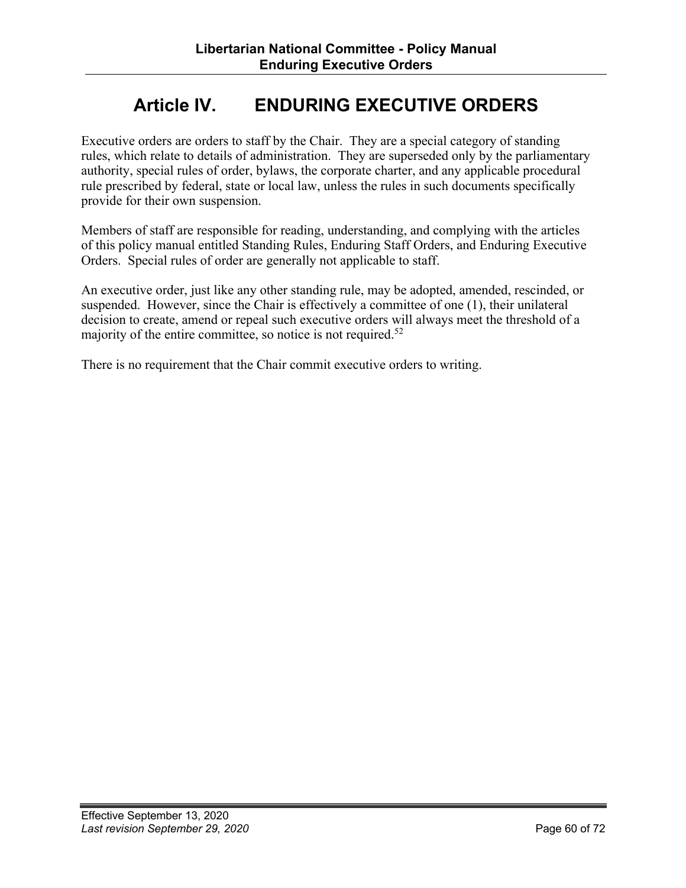# Article IV. ENDURING EXECUTIVE ORDERS

Executive orders are orders to staff by the Chair. They are a special category of standing rules, which relate to details of administration. They are superseded only by the parliamentary authority, special rules of order, bylaws, the corporate charter, and any applicable procedural rule prescribed by federal, state or local law, unless the rules in such documents specifically provide for their own suspension.

Members of staff are responsible for reading, understanding, and complying with the articles of this policy manual entitled Standing Rules, Enduring Staff Orders, and Enduring Executive Orders. Special rules of order are generally not applicable to staff.

An executive order, just like any other standing rule, may be adopted, amended, rescinded, or suspended. However, since the Chair is effectively a committee of one (1), their unilateral decision to create, amend or repeal such executive orders will always meet the threshold of a majority of the entire committee, so notice is not required.[52]

There is no requirement that the Chair commit executive orders to writing.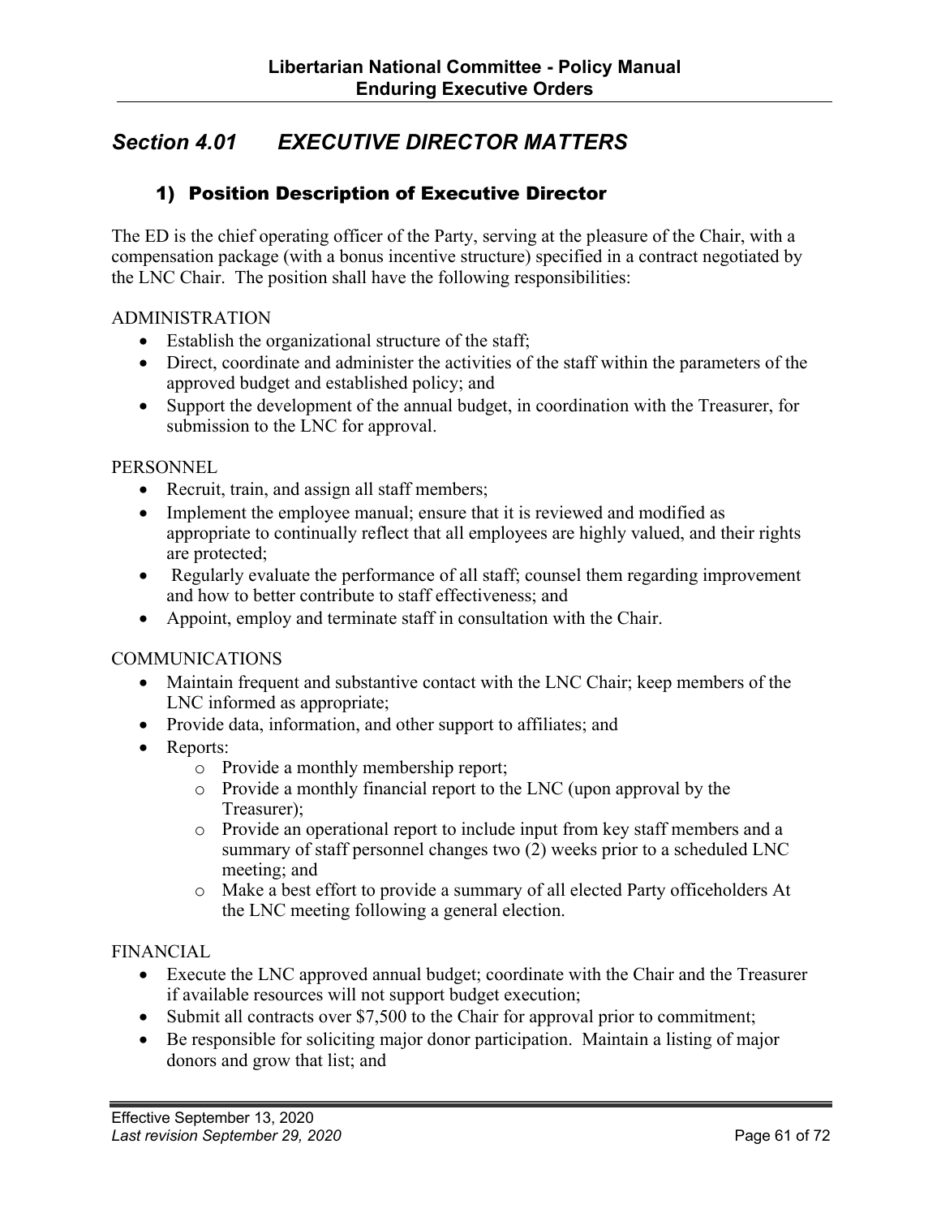## *Section 4.01 EXECUTIVE DIRECTOR MATTERS*

### 1) Position Description of Executive Director

The ED is the chief operating officer of the Party, serving at the pleasure of the Chair, with a compensation package (with a bonus incentive structure) specified in a contract negotiated by the LNC Chair. The position shall have the following responsibilities:

ADMINISTRATION

- Establish the organizational structure of the staff;
- Direct, coordinate and administer the activities of the staff within the parameters of the approved budget and established policy; and
- Support the development of the annual budget, in coordination with the Treasurer, for submission to the LNC for approval.

PERSONNEL

- Recruit, train, and assign all staff members;
- Implement the employee manual; ensure that it is reviewed and modified as appropriate to continually reflect that all employees are highly valued, and their rights are protected;
- Regularly evaluate the performance of all staff; counsel them regarding improvement and how to better contribute to staff effectiveness; and
- Appoint, employ and terminate staff in consultation with the Chair.

COMMUNICATIONS

- Maintain frequent and substantive contact with the LNC Chair; keep members of the LNC informed as appropriate;
- Provide data, information, and other support to affiliates; and
- Reports:
  - Provide a monthly membership report;
  - Provide a monthly financial report to the LNC (upon approval by the Treasurer);
  - Provide an operational report to include input from key staff members and a summary of staff personnel changes two (2) weeks prior to a scheduled LNC meeting; and
  - Make a best effort to provide a summary of all elected Party officeholders At the LNC meeting following a general election.

FINANCIAL

- Execute the LNC approved annual budget; coordinate with the Chair and the Treasurer if available resources will not support budget execution;
- Submit all contracts over $7,500 to the Chair for approval prior to commitment;
- Be responsible for soliciting major donor participation. Maintain a listing of major donors and grow that list; and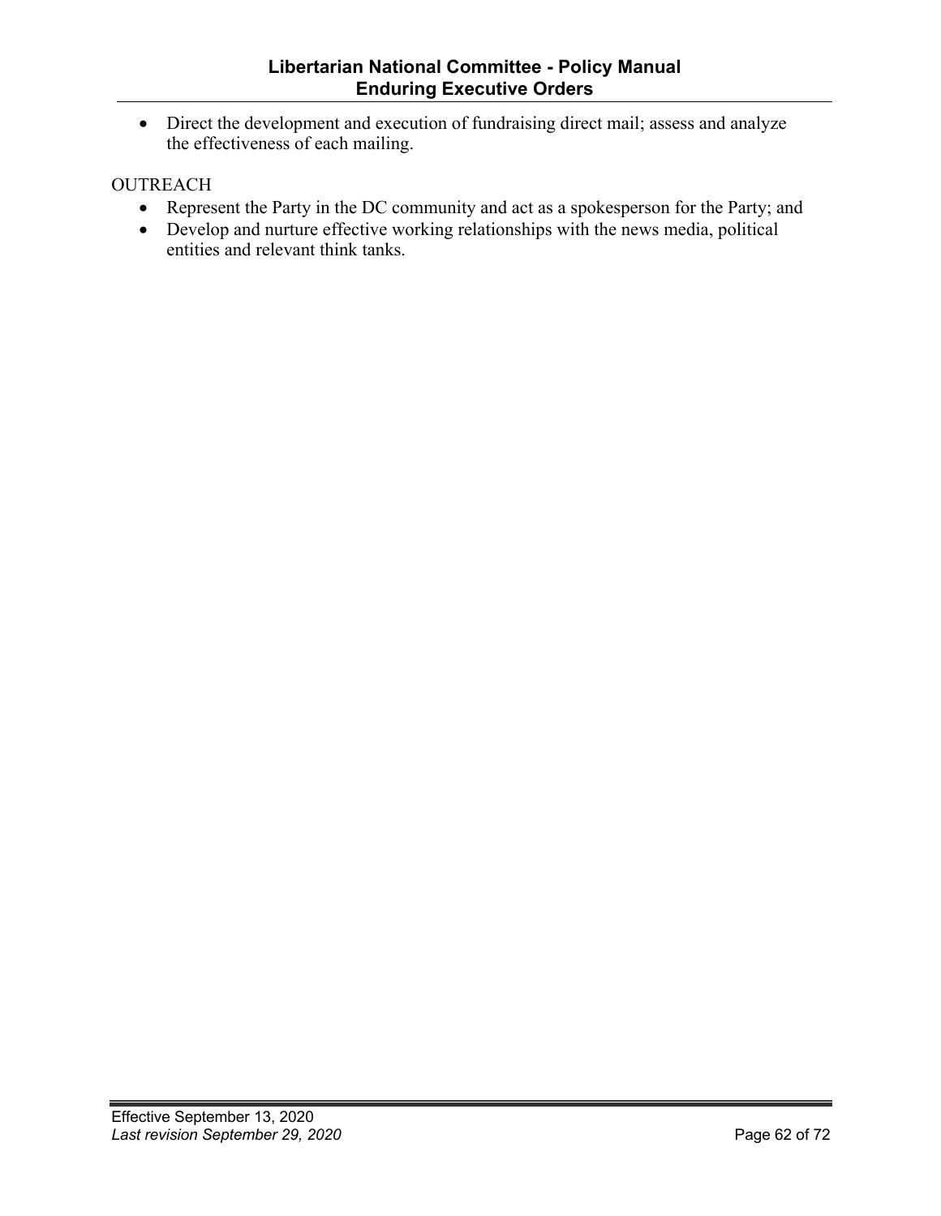- Direct the development and execution of fundraising direct mail; assess and analyze the effectiveness of each mailing.

OUTREACH

- Represent the Party in the DC community and act as a spokesperson for the Party; and
- Develop and nurture effective working relationships with the news media, political entities and relevant think tanks.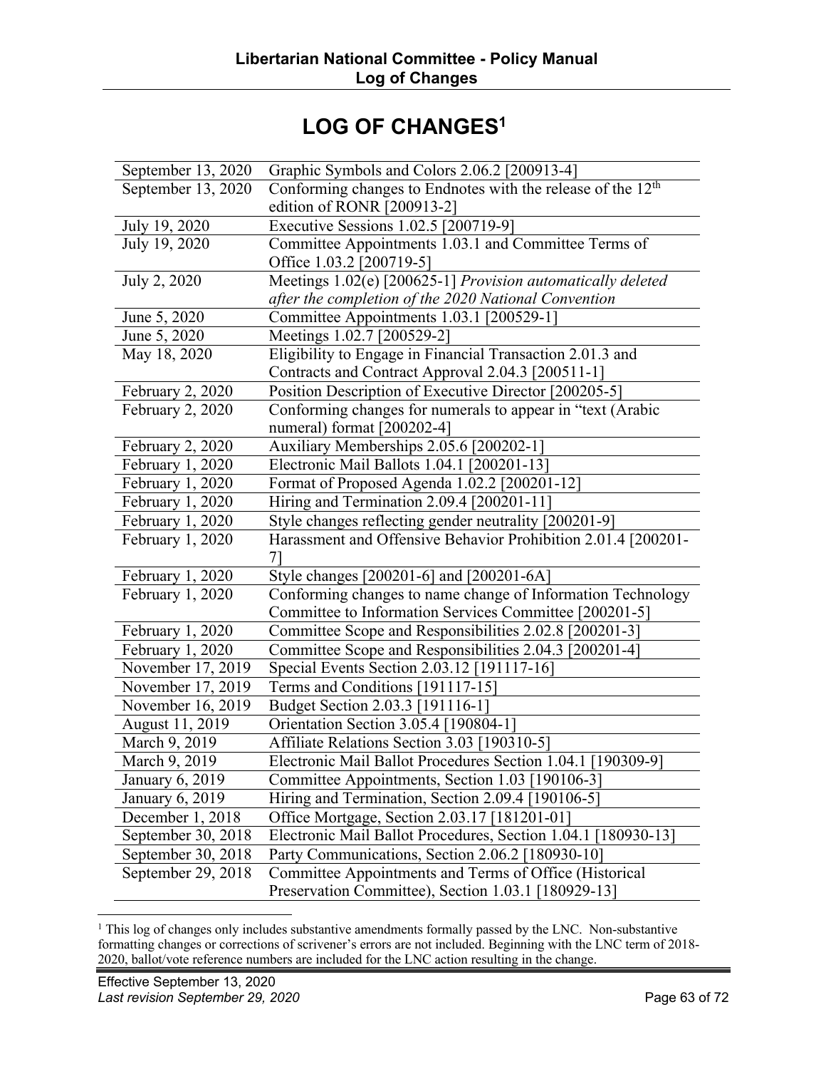# LOG OF CHANGES[1]

| Date | Change |
|---|---|
| September 13, 2020 | Graphic Symbols and Colors 2.06.2 [200913-4] |
| September 13, 2020 | Conforming changes to Endnotes with the release of the 12th edition of RONR [200913-2] |
| July 19, 2020 | Executive Sessions 1.02.5 [200719-9] |
| July 19, 2020 | Committee Appointments 1.03.1 and Committee Terms of Office 1.03.2 [200719-5] |
| July 2, 2020 | Meetings 1.02(e) [200625-1] *Provision automatically deleted after the completion of the 2020 National Convention* |
| June 5, 2020 | Committee Appointments 1.03.1 [200529-1] |
| June 5, 2020 | Meetings 1.02.7 [200529-2] |
| May 18, 2020 | Eligibility to Engage in Financial Transaction 2.01.3 and Contracts and Contract Approval 2.04.3 [200511-1] |
| February 2, 2020 | Position Description of Executive Director [200205-5] |
| February 2, 2020 | Conforming changes for numerals to appear in "text (Arabic numeral) format [200202-4] |
| February 2, 2020 | Auxiliary Memberships 2.05.6 [200202-1] |
| February 1, 2020 | Electronic Mail Ballots 1.04.1 [200201-13] |
| February 1, 2020 | Format of Proposed Agenda 1.02.2 [200201-12] |
| February 1, 2020 | Hiring and Termination 2.09.4 [200201-11] |
| February 1, 2020 | Style changes reflecting gender neutrality [200201-9] |
| February 1, 2020 | Harassment and Offensive Behavior Prohibition 2.01.4 [200201-7] |
| February 1, 2020 | Style changes [200201-6] and [200201-6A] |
| February 1, 2020 | Conforming changes to name change of Information Technology Committee to Information Services Committee [200201-5] |
| February 1, 2020 | Committee Scope and Responsibilities 2.02.8 [200201-3] |
| February 1, 2020 | Committee Scope and Responsibilities 2.04.3 [200201-4] |
| November 17, 2019 | Special Events Section 2.03.12 [191117-16] |
| November 17, 2019 | Terms and Conditions [191117-15] |
| November 16, 2019 | Budget Section 2.03.3 [191116-1] |
| August 11, 2019 | Orientation Section 3.05.4 [190804-1] |
| March 9, 2019 | Affiliate Relations Section 3.03 [190310-5] |
| March 9, 2019 | Electronic Mail Ballot Procedures Section 1.04.1 [190309-9] |
| January 6, 2019 | Committee Appointments, Section 1.03 [190106-3] |
| January 6, 2019 | Hiring and Termination, Section 2.09.4 [190106-5] |
| December 1, 2018 | Office Mortgage, Section 2.03.17 [181201-01] |
| September 30, 2018 | Electronic Mail Ballot Procedures, Section 1.04.1 [180930-13] |
| September 30, 2018 | Party Communications, Section 2.06.2 [180930-10] |
| September 29, 2018 | Committee Appointments and Terms of Office (Historical Preservation Committee), Section 1.03.1 [180929-13] |

[1] This log of changes only includes substantive amendments formally passed by the LNC. Non-substantive formatting changes or corrections of scrivener's errors are not included. Beginning with the LNC term of 2018-2020, ballot/vote reference numbers are included for the LNC action resulting in the change.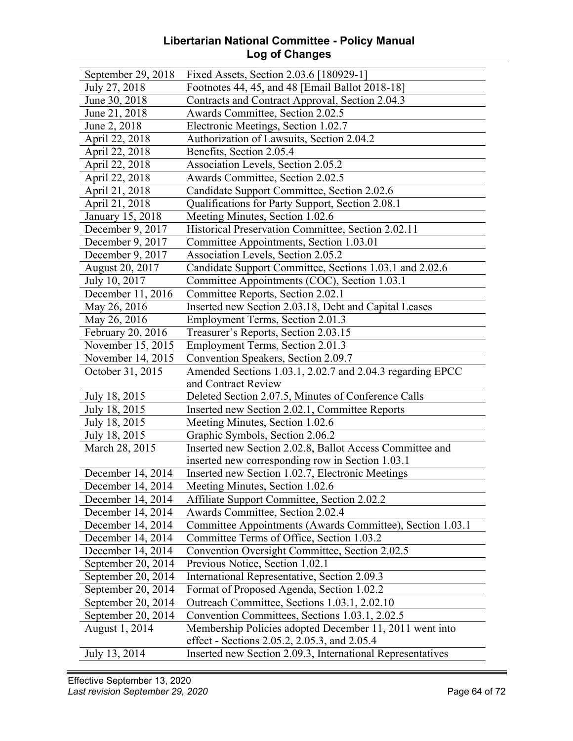# Libertarian National Committee - Policy Manual
## Log of Changes

| | |
|---|---|
| September 29, 2018 | Fixed Assets, Section 2.03.6 [180929-1] |
| July 27, 2018 | Footnotes 44, 45, and 48 [Email Ballot 2018-18] |
| June 30, 2018 | Contracts and Contract Approval, Section 2.04.3 |
| June 21, 2018 | Awards Committee, Section 2.02.5 |
| June 2, 2018 | Electronic Meetings, Section 1.02.7 |
| April 22, 2018 | Authorization of Lawsuits, Section 2.04.2 |
| April 22, 2018 | Benefits, Section 2.05.4 |
| April 22, 2018 | Association Levels, Section 2.05.2 |
| April 22, 2018 | Awards Committee, Section 2.02.5 |
| April 21, 2018 | Candidate Support Committee, Section 2.02.6 |
| April 21, 2018 | Qualifications for Party Support, Section 2.08.1 |
| January 15, 2018 | Meeting Minutes, Section 1.02.6 |
| December 9, 2017 | Historical Preservation Committee, Section 2.02.11 |
| December 9, 2017 | Committee Appointments, Section 1.03.01 |
| December 9, 2017 | Association Levels, Section 2.05.2 |
| August 20, 2017 | Candidate Support Committee, Sections 1.03.1 and 2.02.6 |
| July 10, 2017 | Committee Appointments (COC), Section 1.03.1 |
| December 11, 2016 | Committee Reports, Section 2.02.1 |
| May 26, 2016 | Inserted new Section 2.03.18, Debt and Capital Leases |
| May 26, 2016 | Employment Terms, Section 2.01.3 |
| February 20, 2016 | Treasurer's Reports, Section 2.03.15 |
| November 15, 2015 | Employment Terms, Section 2.01.3 |
| November 14, 2015 | Convention Speakers, Section 2.09.7 |
| October 31, 2015 | Amended Sections 1.03.1, 2.02.7 and 2.04.3 regarding EPCC and Contract Review |
| July 18, 2015 | Deleted Section 2.07.5, Minutes of Conference Calls |
| July 18, 2015 | Inserted new Section 2.02.1, Committee Reports |
| July 18, 2015 | Meeting Minutes, Section 1.02.6 |
| July 18, 2015 | Graphic Symbols, Section 2.06.2 |
| March 28, 2015 | Inserted new Section 2.02.8, Ballot Access Committee and inserted new corresponding row in Section 1.03.1 |
| December 14, 2014 | Inserted new Section 1.02.7, Electronic Meetings |
| December 14, 2014 | Meeting Minutes, Section 1.02.6 |
| December 14, 2014 | Affiliate Support Committee, Section 2.02.2 |
| December 14, 2014 | Awards Committee, Section 2.02.4 |
| December 14, 2014 | Committee Appointments (Awards Committee), Section 1.03.1 |
| December 14, 2014 | Committee Terms of Office, Section 1.03.2 |
| December 14, 2014 | Convention Oversight Committee, Section 2.02.5 |
| September 20, 2014 | Previous Notice, Section 1.02.1 |
| September 20, 2014 | International Representative, Section 2.09.3 |
| September 20, 2014 | Format of Proposed Agenda, Section 1.02.2 |
| September 20, 2014 | Outreach Committee, Sections 1.03.1, 2.02.10 |
| September 20, 2014 | Convention Committees, Sections 1.03.1, 2.02.5 |
| August 1, 2014 | Membership Policies adopted December 11, 2011 went into effect - Sections 2.05.2, 2.05.3, and 2.05.4 |
| July 13, 2014 | Inserted new Section 2.09.3, International Representatives |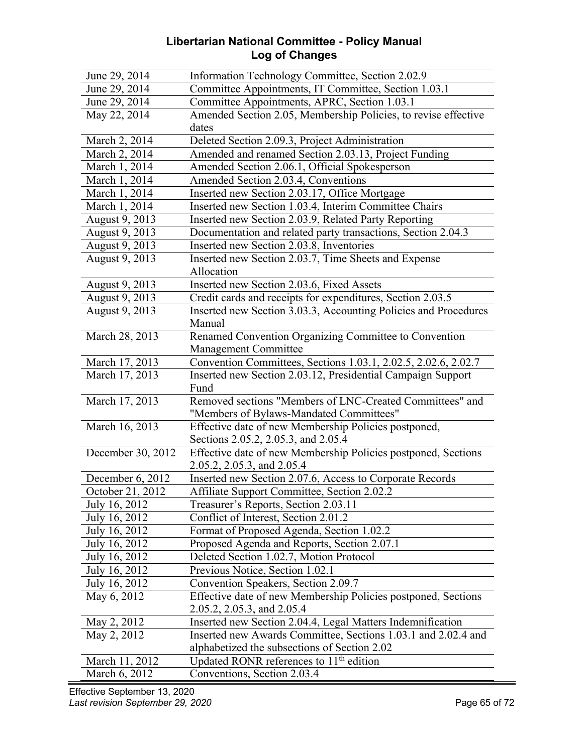# Libertarian National Committee - Policy Manual
## Log of Changes

| | |
|---|---|
| June 29, 2014 | Information Technology Committee, Section 2.02.9 |
| June 29, 2014 | Committee Appointments, IT Committee, Section 1.03.1 |
| June 29, 2014 | Committee Appointments, APRC, Section 1.03.1 |
| May 22, 2014 | Amended Section 2.05, Membership Policies, to revise effective dates |
| March 2, 2014 | Deleted Section 2.09.3, Project Administration |
| March 2, 2014 | Amended and renamed Section 2.03.13, Project Funding |
| March 1, 2014 | Amended Section 2.06.1, Official Spokesperson |
| March 1, 2014 | Amended Section 2.03.4, Conventions |
| March 1, 2014 | Inserted new Section 2.03.17, Office Mortgage |
| March 1, 2014 | Inserted new Section 1.03.4, Interim Committee Chairs |
| August 9, 2013 | Inserted new Section 2.03.9, Related Party Reporting |
| August 9, 2013 | Documentation and related party transactions, Section 2.04.3 |
| August 9, 2013 | Inserted new Section 2.03.8, Inventories |
| August 9, 2013 | Inserted new Section 2.03.7, Time Sheets and Expense Allocation |
| August 9, 2013 | Inserted new Section 2.03.6, Fixed Assets |
| August 9, 2013 | Credit cards and receipts for expenditures, Section 2.03.5 |
| August 9, 2013 | Inserted new Section 3.03.3, Accounting Policies and Procedures Manual |
| March 28, 2013 | Renamed Convention Organizing Committee to Convention Management Committee |
| March 17, 2013 | Convention Committees, Sections 1.03.1, 2.02.5, 2.02.6, 2.02.7 |
| March 17, 2013 | Inserted new Section 2.03.12, Presidential Campaign Support Fund |
| March 17, 2013 | Removed sections "Members of LNC-Created Committees" and "Members of Bylaws-Mandated Committees" |
| March 16, 2013 | Effective date of new Membership Policies postponed, Sections 2.05.2, 2.05.3, and 2.05.4 |
| December 30, 2012 | Effective date of new Membership Policies postponed, Sections 2.05.2, 2.05.3, and 2.05.4 |
| December 6, 2012 | Inserted new Section 2.07.6, Access to Corporate Records |
| October 21, 2012 | Affiliate Support Committee, Section 2.02.2 |
| July 16, 2012 | Treasurer's Reports, Section 2.03.11 |
| July 16, 2012 | Conflict of Interest, Section 2.01.2 |
| July 16, 2012 | Format of Proposed Agenda, Section 1.02.2 |
| July 16, 2012 | Proposed Agenda and Reports, Section 2.07.1 |
| July 16, 2012 | Deleted Section 1.02.7, Motion Protocol |
| July 16, 2012 | Previous Notice, Section 1.02.1 |
| July 16, 2012 | Convention Speakers, Section 2.09.7 |
| May 6, 2012 | Effective date of new Membership Policies postponed, Sections 2.05.2, 2.05.3, and 2.05.4 |
| May 2, 2012 | Inserted new Section 2.04.4, Legal Matters Indemnification |
| May 2, 2012 | Inserted new Awards Committee, Sections 1.03.1 and 2.02.4 and alphabetized the subsections of Section 2.02 |
| March 11, 2012 | Updated RONR references to 11th edition |
| March 6, 2012 | Conventions, Section 2.03.4 |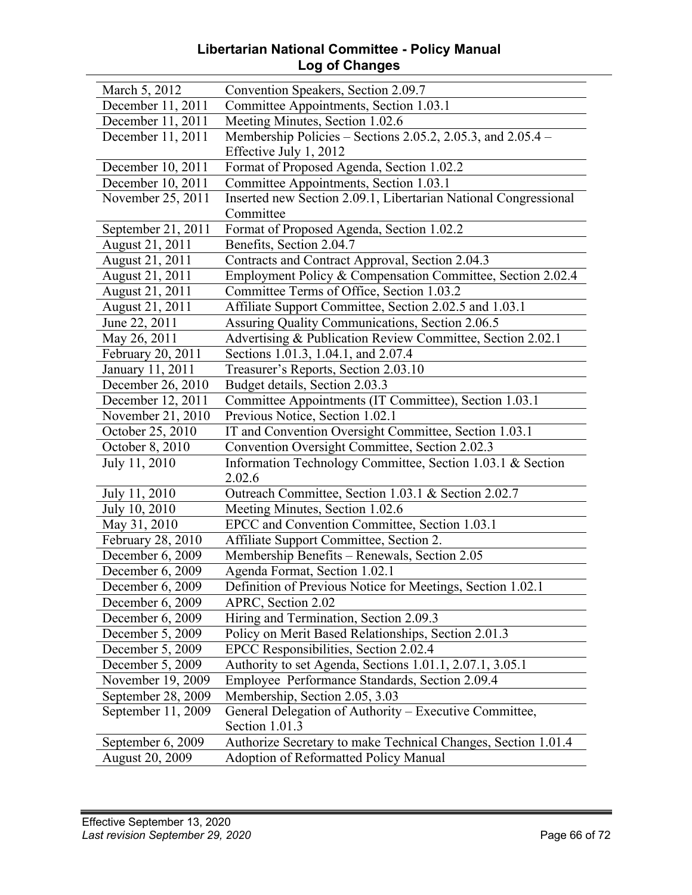# Libertarian National Committee - Policy Manual
## Log of Changes

| | |
|---|---|
| March 5, 2012 | Convention Speakers, Section 2.09.7 |
| December 11, 2011 | Committee Appointments, Section 1.03.1 |
| December 11, 2011 | Meeting Minutes, Section 1.02.6 |
| December 11, 2011 | Membership Policies – Sections 2.05.2, 2.05.3, and 2.05.4 – Effective July 1, 2012 |
| December 10, 2011 | Format of Proposed Agenda, Section 1.02.2 |
| December 10, 2011 | Committee Appointments, Section 1.03.1 |
| November 25, 2011 | Inserted new Section 2.09.1, Libertarian National Congressional Committee |
| September 21, 2011 | Format of Proposed Agenda, Section 1.02.2 |
| August 21, 2011 | Benefits, Section 2.04.7 |
| August 21, 2011 | Contracts and Contract Approval, Section 2.04.3 |
| August 21, 2011 | Employment Policy & Compensation Committee, Section 2.02.4 |
| August 21, 2011 | Committee Terms of Office, Section 1.03.2 |
| August 21, 2011 | Affiliate Support Committee, Section 2.02.5 and 1.03.1 |
| June 22, 2011 | Assuring Quality Communications, Section 2.06.5 |
| May 26, 2011 | Advertising & Publication Review Committee, Section 2.02.1 |
| February 20, 2011 | Sections 1.01.3, 1.04.1, and 2.07.4 |
| January 11, 2011 | Treasurer's Reports, Section 2.03.10 |
| December 26, 2010 | Budget details, Section 2.03.3 |
| December 12, 2011 | Committee Appointments (IT Committee), Section 1.03.1 |
| November 21, 2010 | Previous Notice, Section 1.02.1 |
| October 25, 2010 | IT and Convention Oversight Committee, Section 1.03.1 |
| October 8, 2010 | Convention Oversight Committee, Section 2.02.3 |
| July 11, 2010 | Information Technology Committee, Section 1.03.1 & Section 2.02.6 |
| July 11, 2010 | Outreach Committee, Section 1.03.1 & Section 2.02.7 |
| July 10, 2010 | Meeting Minutes, Section 1.02.6 |
| May 31, 2010 | EPCC and Convention Committee, Section 1.03.1 |
| February 28, 2010 | Affiliate Support Committee, Section 2. |
| December 6, 2009 | Membership Benefits – Renewals, Section 2.05 |
| December 6, 2009 | Agenda Format, Section 1.02.1 |
| December 6, 2009 | Definition of Previous Notice for Meetings, Section 1.02.1 |
| December 6, 2009 | APRC, Section 2.02 |
| December 6, 2009 | Hiring and Termination, Section 2.09.3 |
| December 5, 2009 | Policy on Merit Based Relationships, Section 2.01.3 |
| December 5, 2009 | EPCC Responsibilities, Section 2.02.4 |
| December 5, 2009 | Authority to set Agenda, Sections 1.01.1, 2.07.1, 3.05.1 |
| November 19, 2009 | Employee Performance Standards, Section 2.09.4 |
| September 28, 2009 | Membership, Section 2.05, 3.03 |
| September 11, 2009 | General Delegation of Authority – Executive Committee, Section 1.01.3 |
| September 6, 2009 | Authorize Secretary to make Technical Changes, Section 1.01.4 |
| August 20, 2009 | Adoption of Reformatted Policy Manual |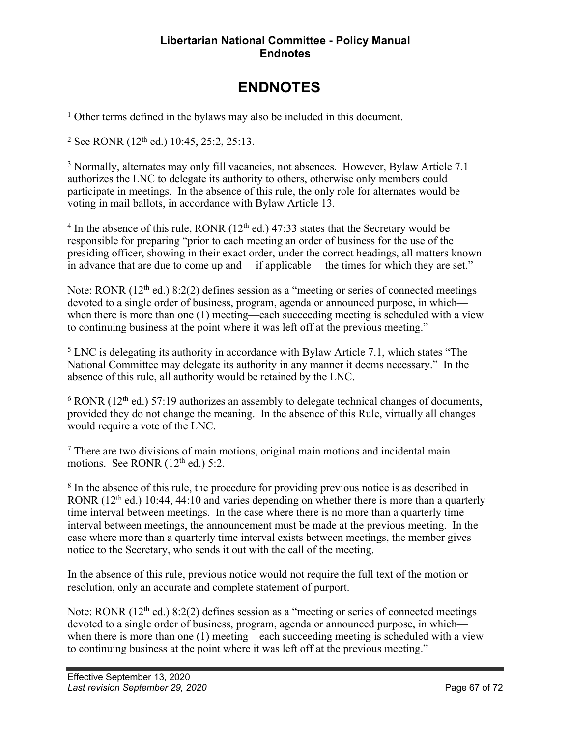# ENDNOTES

[1] Other terms defined in the bylaws may also be included in this document.

[2] See RONR (12th ed.) 10:45, 25:2, 25:13.

[3] Normally, alternates may only fill vacancies, not absences. However, Bylaw Article 7.1 authorizes the LNC to delegate its authority to others, otherwise only members could participate in meetings. In the absence of this rule, the only role for alternates would be voting in mail ballots, in accordance with Bylaw Article 13.

[4] In the absence of this rule, RONR (12th ed.) 47:33 states that the Secretary would be responsible for preparing "prior to each meeting an order of business for the use of the presiding officer, showing in their exact order, under the correct headings, all matters known in advance that are due to come up and— if applicable— the times for which they are set."

Note: RONR (12th ed.) 8:2(2) defines session as a "meeting or series of connected meetings devoted to a single order of business, program, agenda or announced purpose, in which—when there is more than one (1) meeting—each succeeding meeting is scheduled with a view to continuing business at the point where it was left off at the previous meeting."

[5] LNC is delegating its authority in accordance with Bylaw Article 7.1, which states "The National Committee may delegate its authority in any manner it deems necessary." In the absence of this rule, all authority would be retained by the LNC.

[6] RONR (12th ed.) 57:19 authorizes an assembly to delegate technical changes of documents, provided they do not change the meaning. In the absence of this Rule, virtually all changes would require a vote of the LNC.

[7] There are two divisions of main motions, original main motions and incidental main motions. See RONR (12th ed.) 5:2.

[8] In the absence of this rule, the procedure for providing previous notice is as described in RONR (12th ed.) 10:44, 44:10 and varies depending on whether there is more than a quarterly time interval between meetings. In the case where there is no more than a quarterly time interval between meetings, the announcement must be made at the previous meeting. In the case where more than a quarterly time interval exists between meetings, the member gives notice to the Secretary, who sends it out with the call of the meeting.

In the absence of this rule, previous notice would not require the full text of the motion or resolution, only an accurate and complete statement of purport.

Note: RONR (12th ed.) 8:2(2) defines session as a "meeting or series of connected meetings devoted to a single order of business, program, agenda or announced purpose, in which—when there is more than one (1) meeting—each succeeding meeting is scheduled with a view to continuing business at the point where it was left off at the previous meeting."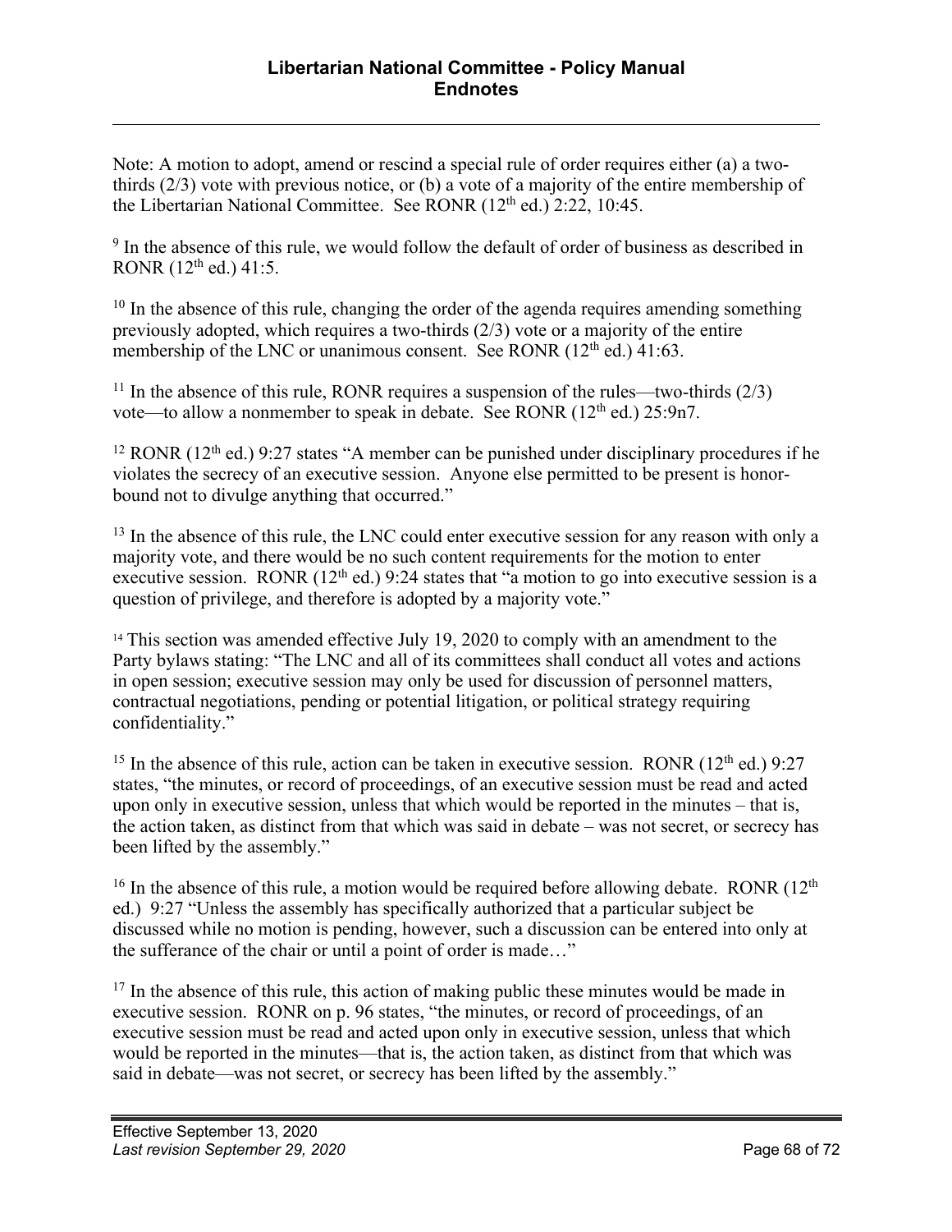Note: A motion to adopt, amend or rescind a special rule of order requires either (a) a two-thirds (2/3) vote with previous notice, or (b) a vote of a majority of the entire membership of the Libertarian National Committee. See RONR (12th ed.) 2:22, 10:45.

[9] In the absence of this rule, we would follow the default of order of business as described in RONR (12th ed.) 41:5.

[10] In the absence of this rule, changing the order of the agenda requires amending something previously adopted, which requires a two-thirds (2/3) vote or a majority of the entire membership of the LNC or unanimous consent. See RONR (12th ed.) 41:63.

[11] In the absence of this rule, RONR requires a suspension of the rules—two-thirds (2/3) vote—to allow a nonmember to speak in debate. See RONR (12th ed.) 25:9n7.

[12] RONR (12th ed.) 9:27 states "A member can be punished under disciplinary procedures if he violates the secrecy of an executive session. Anyone else permitted to be present is honor-bound not to divulge anything that occurred."

[13] In the absence of this rule, the LNC could enter executive session for any reason with only a majority vote, and there would be no such content requirements for the motion to enter executive session. RONR (12th ed.) 9:24 states that "a motion to go into executive session is a question of privilege, and therefore is adopted by a majority vote."

[14] This section was amended effective July 19, 2020 to comply with an amendment to the Party bylaws stating: "The LNC and all of its committees shall conduct all votes and actions in open session; executive session may only be used for discussion of personnel matters, contractual negotiations, pending or potential litigation, or political strategy requiring confidentiality."

[15] In the absence of this rule, action can be taken in executive session. RONR (12th ed.) 9:27 states, "the minutes, or record of proceedings, of an executive session must be read and acted upon only in executive session, unless that which would be reported in the minutes – that is, the action taken, as distinct from that which was said in debate – was not secret, or secrecy has been lifted by the assembly."

[16] In the absence of this rule, a motion would be required before allowing debate. RONR (12th ed.) 9:27 "Unless the assembly has specifically authorized that a particular subject be discussed while no motion is pending, however, such a discussion can be entered into only at the sufferance of the chair or until a point of order is made…"

[17] In the absence of this rule, this action of making public these minutes would be made in executive session. RONR on p. 96 states, "the minutes, or record of proceedings, of an executive session must be read and acted upon only in executive session, unless that which would be reported in the minutes—that is, the action taken, as distinct from that which was said in debate—was not secret, or secrecy has been lifted by the assembly."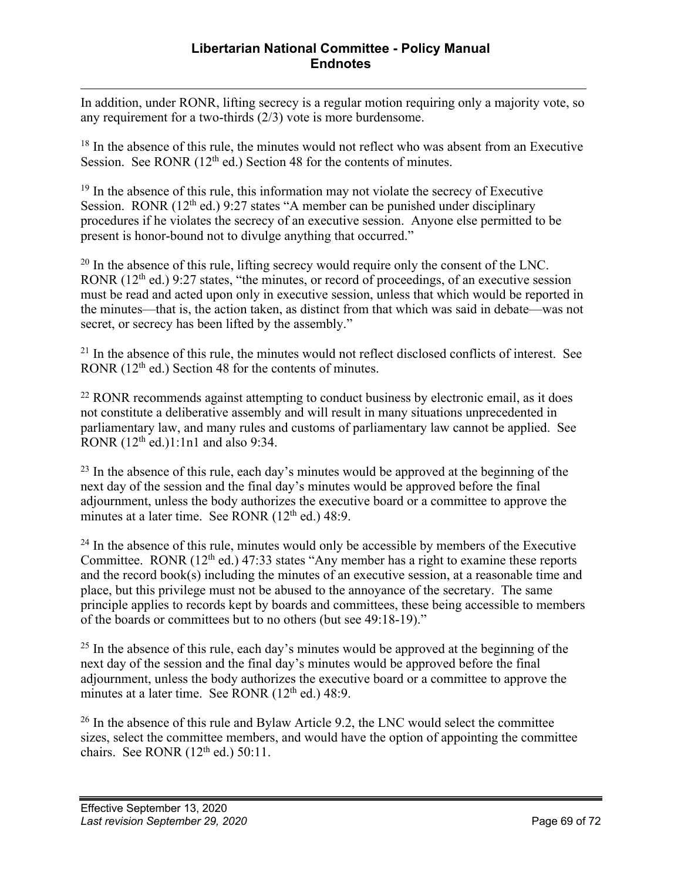In addition, under RONR, lifting secrecy is a regular motion requiring only a majority vote, so any requirement for a two-thirds (2/3) vote is more burdensome.

[18] In the absence of this rule, the minutes would not reflect who was absent from an Executive Session. See RONR (12th ed.) Section 48 for the contents of minutes.

[19] In the absence of this rule, this information may not violate the secrecy of Executive Session. RONR (12th ed.) 9:27 states "A member can be punished under disciplinary procedures if he violates the secrecy of an executive session. Anyone else permitted to be present is honor-bound not to divulge anything that occurred."

[20] In the absence of this rule, lifting secrecy would require only the consent of the LNC. RONR (12th ed.) 9:27 states, "the minutes, or record of proceedings, of an executive session must be read and acted upon only in executive session, unless that which would be reported in the minutes—that is, the action taken, as distinct from that which was said in debate—was not secret, or secrecy has been lifted by the assembly."

[21] In the absence of this rule, the minutes would not reflect disclosed conflicts of interest. See RONR (12th ed.) Section 48 for the contents of minutes.

[22] RONR recommends against attempting to conduct business by electronic email, as it does not constitute a deliberative assembly and will result in many situations unprecedented in parliamentary law, and many rules and customs of parliamentary law cannot be applied. See RONR (12th ed.)1:1n1 and also 9:34.

[23] In the absence of this rule, each day's minutes would be approved at the beginning of the next day of the session and the final day's minutes would be approved before the final adjournment, unless the body authorizes the executive board or a committee to approve the minutes at a later time. See RONR (12th ed.) 48:9.

[24] In the absence of this rule, minutes would only be accessible by members of the Executive Committee. RONR (12th ed.) 47:33 states "Any member has a right to examine these reports and the record book(s) including the minutes of an executive session, at a reasonable time and place, but this privilege must not be abused to the annoyance of the secretary. The same principle applies to records kept by boards and committees, these being accessible to members of the boards or committees but to no others (but see 49:18-19)."

[25] In the absence of this rule, each day's minutes would be approved at the beginning of the next day of the session and the final day's minutes would be approved before the final adjournment, unless the body authorizes the executive board or a committee to approve the minutes at a later time. See RONR (12th ed.) 48:9.

[26] In the absence of this rule and Bylaw Article 9.2, the LNC would select the committee sizes, select the committee members, and would have the option of appointing the committee chairs. See RONR (12th ed.) 50:11.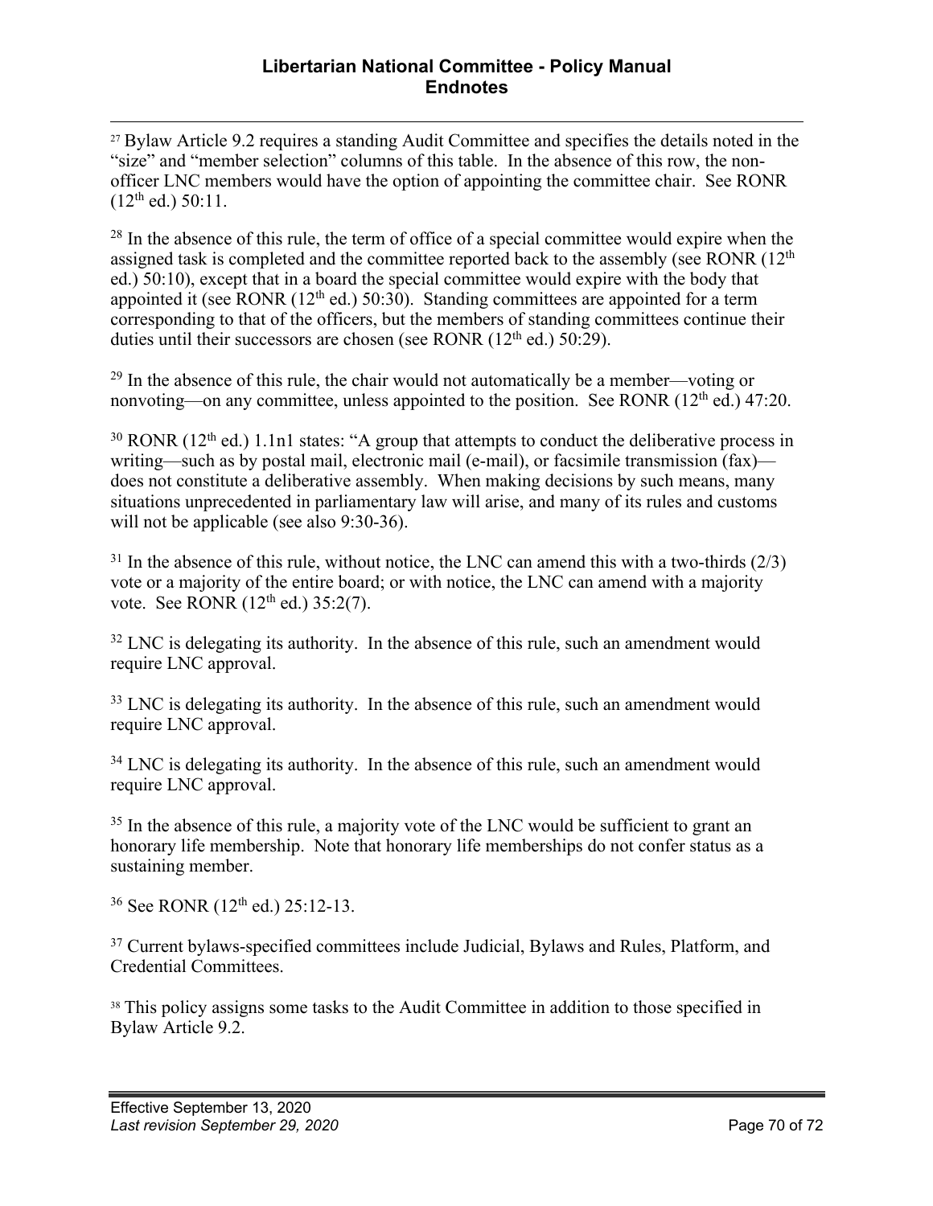[27] Bylaw Article 9.2 requires a standing Audit Committee and specifies the details noted in the "size" and "member selection" columns of this table. In the absence of this row, the non-officer LNC members would have the option of appointing the committee chair. See RONR (12th ed.) 50:11.

[28] In the absence of this rule, the term of office of a special committee would expire when the assigned task is completed and the committee reported back to the assembly (see RONR (12th ed.) 50:10), except that in a board the special committee would expire with the body that appointed it (see RONR (12th ed.) 50:30). Standing committees are appointed for a term corresponding to that of the officers, but the members of standing committees continue their duties until their successors are chosen (see RONR (12th ed.) 50:29).

[29] In the absence of this rule, the chair would not automatically be a member—voting or nonvoting—on any committee, unless appointed to the position. See RONR (12th ed.) 47:20.

[30] RONR (12th ed.) 1.1n1 states: "A group that attempts to conduct the deliberative process in writing—such as by postal mail, electronic mail (e-mail), or facsimile transmission (fax)—does not constitute a deliberative assembly. When making decisions by such means, many situations unprecedented in parliamentary law will arise, and many of its rules and customs will not be applicable (see also 9:30-36).

[31] In the absence of this rule, without notice, the LNC can amend this with a two-thirds (2/3) vote or a majority of the entire board; or with notice, the LNC can amend with a majority vote. See RONR (12th ed.) 35:2(7).

[32] LNC is delegating its authority. In the absence of this rule, such an amendment would require LNC approval.

[33] LNC is delegating its authority. In the absence of this rule, such an amendment would require LNC approval.

[34] LNC is delegating its authority. In the absence of this rule, such an amendment would require LNC approval.

[35] In the absence of this rule, a majority vote of the LNC would be sufficient to grant an honorary life membership. Note that honorary life memberships do not confer status as a sustaining member.

[36] See RONR (12th ed.) 25:12-13.

[37] Current bylaws-specified committees include Judicial, Bylaws and Rules, Platform, and Credential Committees.

[38] This policy assigns some tasks to the Audit Committee in addition to those specified in Bylaw Article 9.2.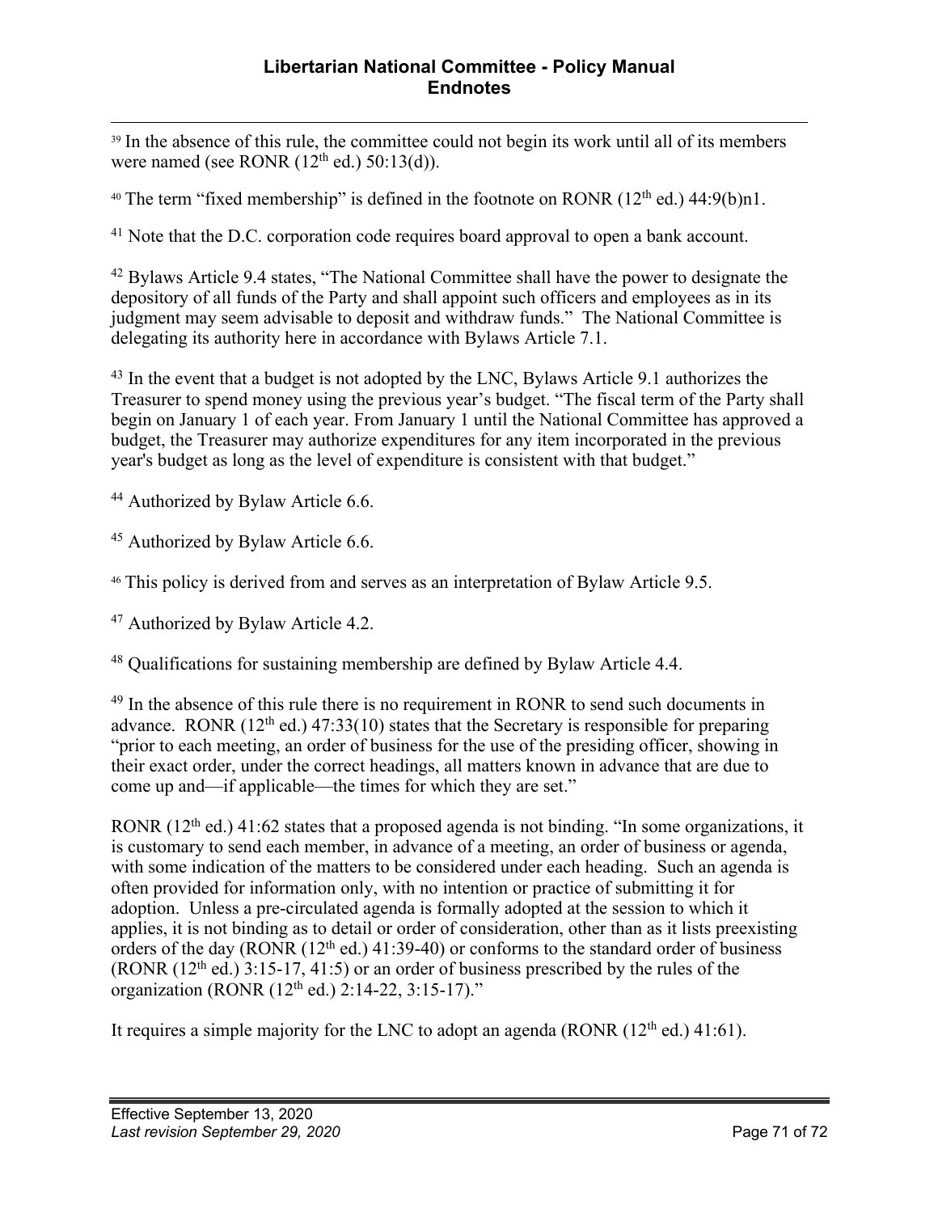[39] In the absence of this rule, the committee could not begin its work until all of its members were named (see RONR (12th ed.) 50:13(d)).

[40] The term "fixed membership" is defined in the footnote on RONR (12th ed.) 44:9(b)n1.

[41] Note that the D.C. corporation code requires board approval to open a bank account.

[42] Bylaws Article 9.4 states, "The National Committee shall have the power to designate the depository of all funds of the Party and shall appoint such officers and employees as in its judgment may seem advisable to deposit and withdraw funds." The National Committee is delegating its authority here in accordance with Bylaws Article 7.1.

[43] In the event that a budget is not adopted by the LNC, Bylaws Article 9.1 authorizes the Treasurer to spend money using the previous year's budget. "The fiscal term of the Party shall begin on January 1 of each year. From January 1 until the National Committee has approved a budget, the Treasurer may authorize expenditures for any item incorporated in the previous year's budget as long as the level of expenditure is consistent with that budget."

[44] Authorized by Bylaw Article 6.6.

[45] Authorized by Bylaw Article 6.6.

[46] This policy is derived from and serves as an interpretation of Bylaw Article 9.5.

[47] Authorized by Bylaw Article 4.2.

[48] Qualifications for sustaining membership are defined by Bylaw Article 4.4.

[49] In the absence of this rule there is no requirement in RONR to send such documents in advance. RONR (12th ed.) 47:33(10) states that the Secretary is responsible for preparing "prior to each meeting, an order of business for the use of the presiding officer, showing in their exact order, under the correct headings, all matters known in advance that are due to come up and—if applicable—the times for which they are set."

RONR (12th ed.) 41:62 states that a proposed agenda is not binding. "In some organizations, it is customary to send each member, in advance of a meeting, an order of business or agenda, with some indication of the matters to be considered under each heading. Such an agenda is often provided for information only, with no intention or practice of submitting it for adoption. Unless a pre-circulated agenda is formally adopted at the session to which it applies, it is not binding as to detail or order of consideration, other than as it lists preexisting orders of the day (RONR (12th ed.) 41:39-40) or conforms to the standard order of business (RONR (12th ed.) 3:15-17, 41:5) or an order of business prescribed by the rules of the organization (RONR (12th ed.) 2:14-22, 3:15-17)."

It requires a simple majority for the LNC to adopt an agenda (RONR (12th ed.) 41:61).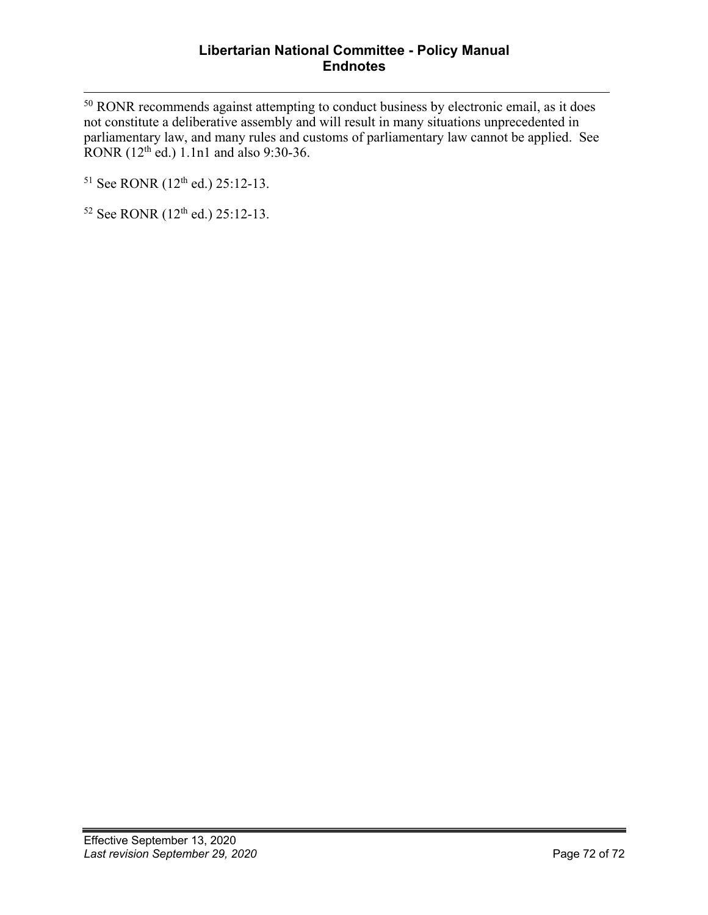[50] RONR recommends against attempting to conduct business by electronic email, as it does not constitute a deliberative assembly and will result in many situations unprecedented in parliamentary law, and many rules and customs of parliamentary law cannot be applied. See RONR (12th ed.) 1.1n1 and also 9:30-36.

[51] See RONR (12th ed.) 25:12-13.

[52] See RONR (12th ed.) 25:12-13.